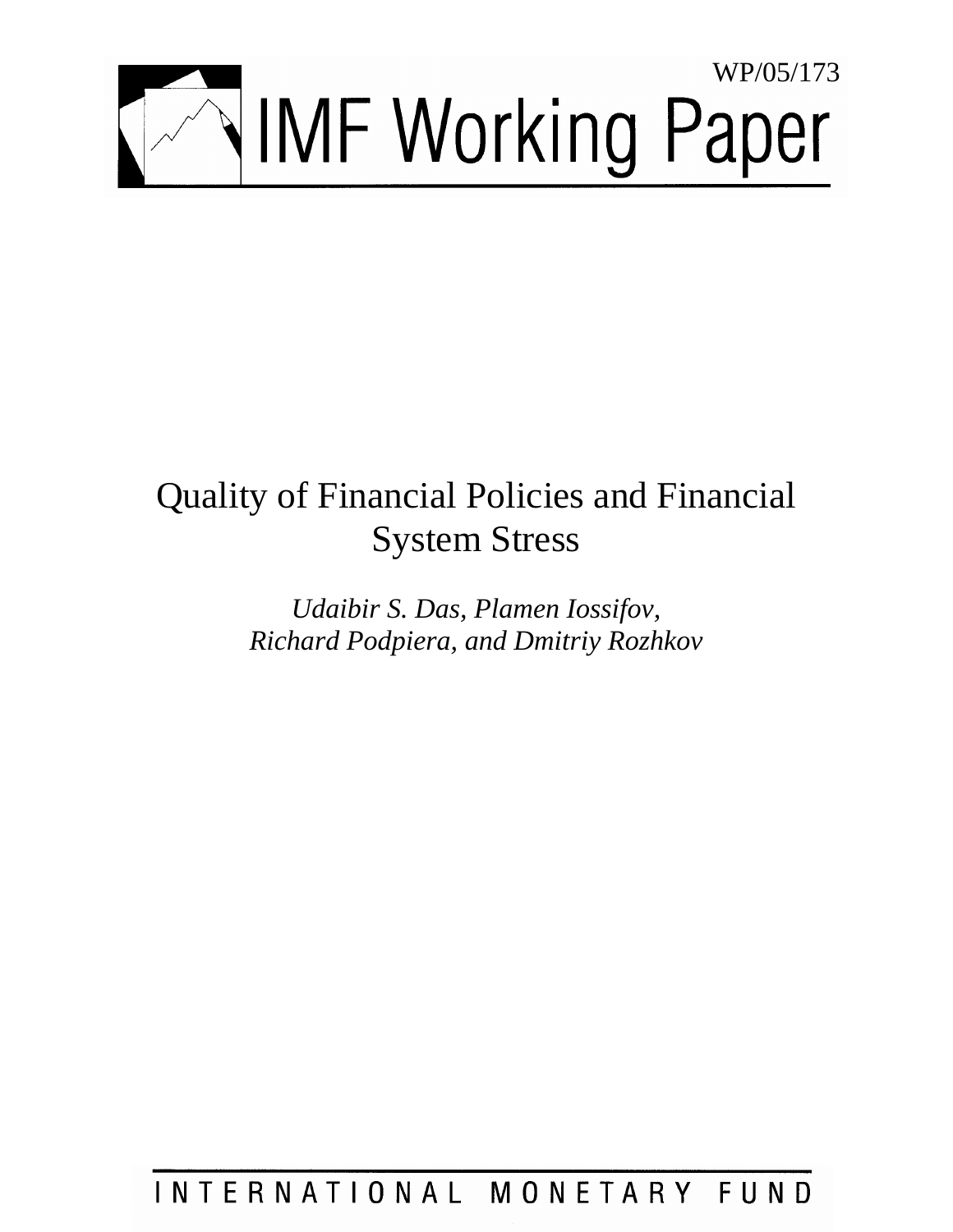WP/05/173

# IMF Working Paper

# Quality of Financial Policies and Financial System Stress

*Udaibir S. Das, Plamen Iossifov, Richard Podpiera, and Dmitriy Rozhkov*

INTERNATIONAL MONETARY FUND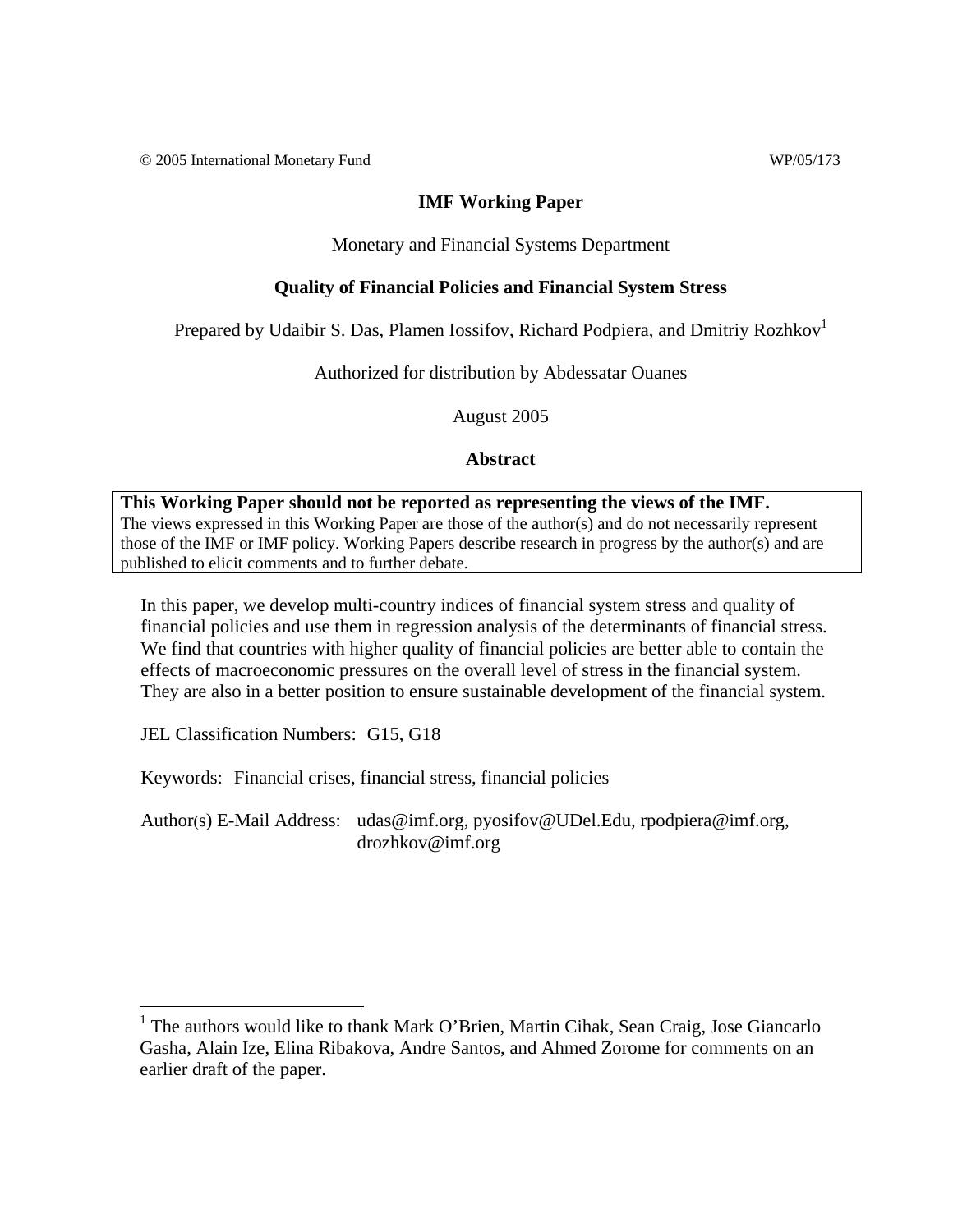© 2005 International Monetary Fund WP/05/173

**IMF Working Paper**

Monetary and Financial Systems Department

**Quality of Financial Policies and Financial System Stress**

Prepared by Udaibir S. Das, Plamen Iossifov, Richard Podpiera, and Dmitriy Rozhkov[1]

Authorized for distribution by Abdessatar Ouanes

August 2005

**Abstract**

**This Working Paper should not be reported as representing the views of the IMF.**
The views expressed in this Working Paper are those of the author(s) and do not necessarily represent those of the IMF or IMF policy. Working Papers describe research in progress by the author(s) and are published to elicit comments and to further debate.

In this paper, we develop multi-country indices of financial system stress and quality of financial policies and use them in regression analysis of the determinants of financial stress. We find that countries with higher quality of financial policies are better able to contain the effects of macroeconomic pressures on the overall level of stress in the financial system. They are also in a better position to ensure sustainable development of the financial system.

JEL Classification Numbers: G15, G18

Keywords: Financial crises, financial stress, financial policies

Author(s) E-Mail Address: udas@imf.org, pyosifov@UDel.Edu, rpodpiera@imf.org, drozhkov@imf.org

[1] The authors would like to thank Mark O'Brien, Martin Cihak, Sean Craig, Jose Giancarlo Gasha, Alain Ize, Elina Ribakova, Andre Santos, and Ahmed Zorome for comments on an earlier draft of the paper.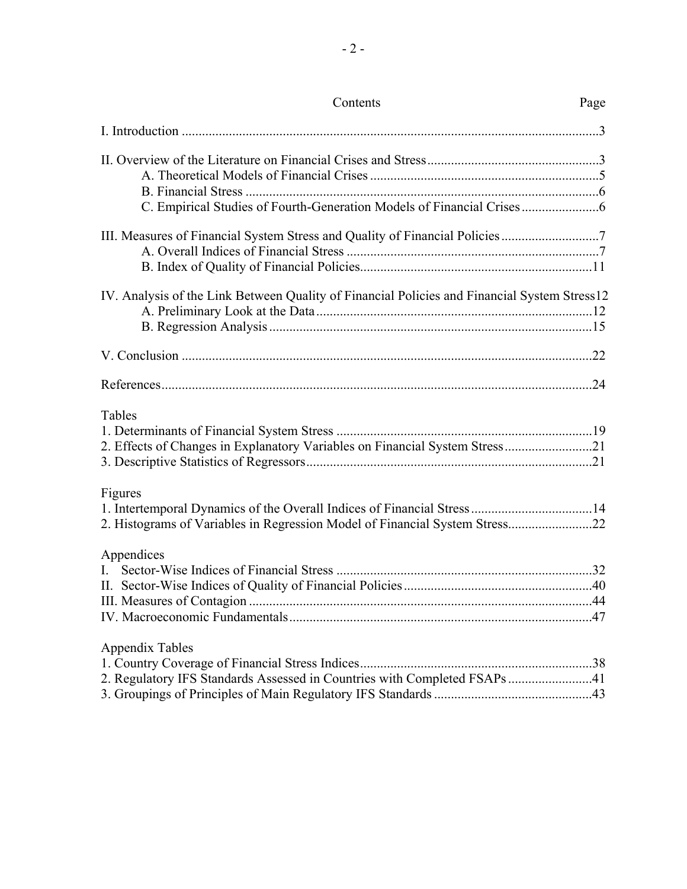# Contents

| | Page |
|---|---|
| I. Introduction | 3 |
| II. Overview of the Literature on Financial Crises and Stress | 3 |
| A. Theoretical Models of Financial Crises | 5 |
| B. Financial Stress | 6 |
| C. Empirical Studies of Fourth-Generation Models of Financial Crises | 6 |
| III. Measures of Financial System Stress and Quality of Financial Policies | 7 |
| A. Overall Indices of Financial Stress | 7 |
| B. Index of Quality of Financial Policies | 11 |
| IV. Analysis of the Link Between Quality of Financial Policies and Financial System Stress | 12 |
| A. Preliminary Look at the Data | 12 |
| B. Regression Analysis | 15 |
| V. Conclusion | 22 |
| References | 24 |

Tables

| | |
|---|---|
| 1. Determinants of Financial System Stress | 19 |
| 2. Effects of Changes in Explanatory Variables on Financial System Stress | 21 |
| 3. Descriptive Statistics of Regressors | 21 |

Figures

| | |
|---|---|
| 1. Intertemporal Dynamics of the Overall Indices of Financial Stress | 14 |
| 2. Histograms of Variables in Regression Model of Financial System Stress | 22 |

Appendices

| | |
|---|---|
| I. Sector-Wise Indices of Financial Stress | 32 |
| II. Sector-Wise Indices of Quality of Financial Policies | 40 |
| III. Measures of Contagion | 44 |
| IV. Macroeconomic Fundamentals | 47 |

Appendix Tables

| | |
|---|---|
| 1. Country Coverage of Financial Stress Indices | 38 |
| 2. Regulatory IFS Standards Assessed in Countries with Completed FSAPs | 41 |
| 3. Groupings of Principles of Main Regulatory IFS Standards | 43 |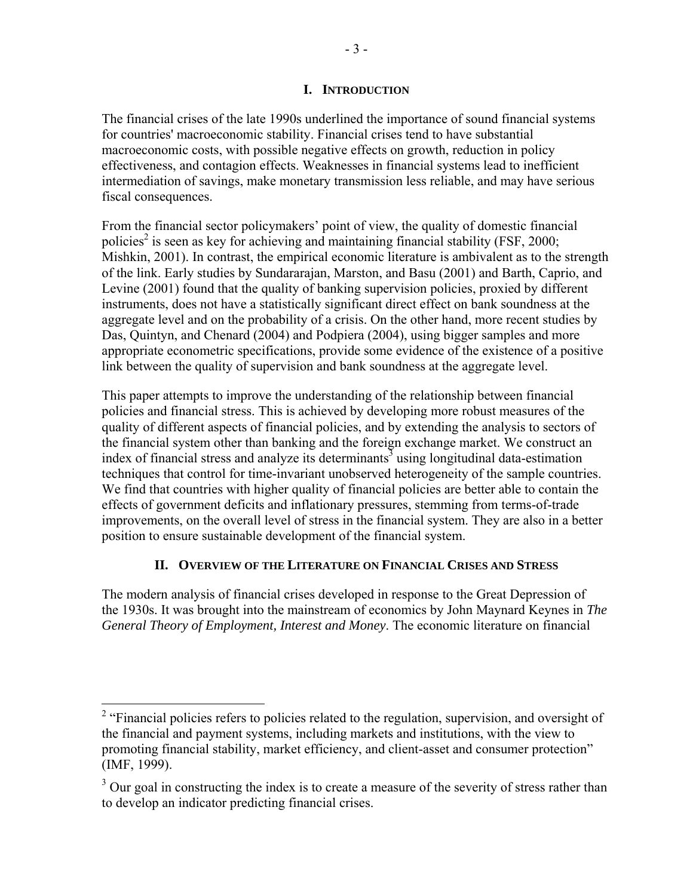## I. Introduction

The financial crises of the late 1990s underlined the importance of sound financial systems for countries' macroeconomic stability. Financial crises tend to have substantial macroeconomic costs, with possible negative effects on growth, reduction in policy effectiveness, and contagion effects. Weaknesses in financial systems lead to inefficient intermediation of savings, make monetary transmission less reliable, and may have serious fiscal consequences.

From the financial sector policymakers' point of view, the quality of domestic financial policies[2] is seen as key for achieving and maintaining financial stability (FSF, 2000; Mishkin, 2001). In contrast, the empirical economic literature is ambivalent as to the strength of the link. Early studies by Sundararajan, Marston, and Basu (2001) and Barth, Caprio, and Levine (2001) found that the quality of banking supervision policies, proxied by different instruments, does not have a statistically significant direct effect on bank soundness at the aggregate level and on the probability of a crisis. On the other hand, more recent studies by Das, Quintyn, and Chenard (2004) and Podpiera (2004), using bigger samples and more appropriate econometric specifications, provide some evidence of the existence of a positive link between the quality of supervision and bank soundness at the aggregate level.

This paper attempts to improve the understanding of the relationship between financial policies and financial stress. This is achieved by developing more robust measures of the quality of different aspects of financial policies, and by extending the analysis to sectors of the financial system other than banking and the foreign exchange market. We construct an index of financial stress and analyze its determinants[3] using longitudinal data-estimation techniques that control for time-invariant unobserved heterogeneity of the sample countries. We find that countries with higher quality of financial policies are better able to contain the effects of government deficits and inflationary pressures, stemming from terms-of-trade improvements, on the overall level of stress in the financial system. They are also in a better position to ensure sustainable development of the financial system.

## II. Overview of the Literature on Financial Crises and Stress

The modern analysis of financial crises developed in response to the Great Depression of the 1930s. It was brought into the mainstream of economics by John Maynard Keynes in *The General Theory of Employment, Interest and Money*. The economic literature on financial

---

[2] "Financial policies refers to policies related to the regulation, supervision, and oversight of the financial and payment systems, including markets and institutions, with the view to promoting financial stability, market efficiency, and client-asset and consumer protection" (IMF, 1999).

[3] Our goal in constructing the index is to create a measure of the severity of stress rather than to develop an indicator predicting financial crises.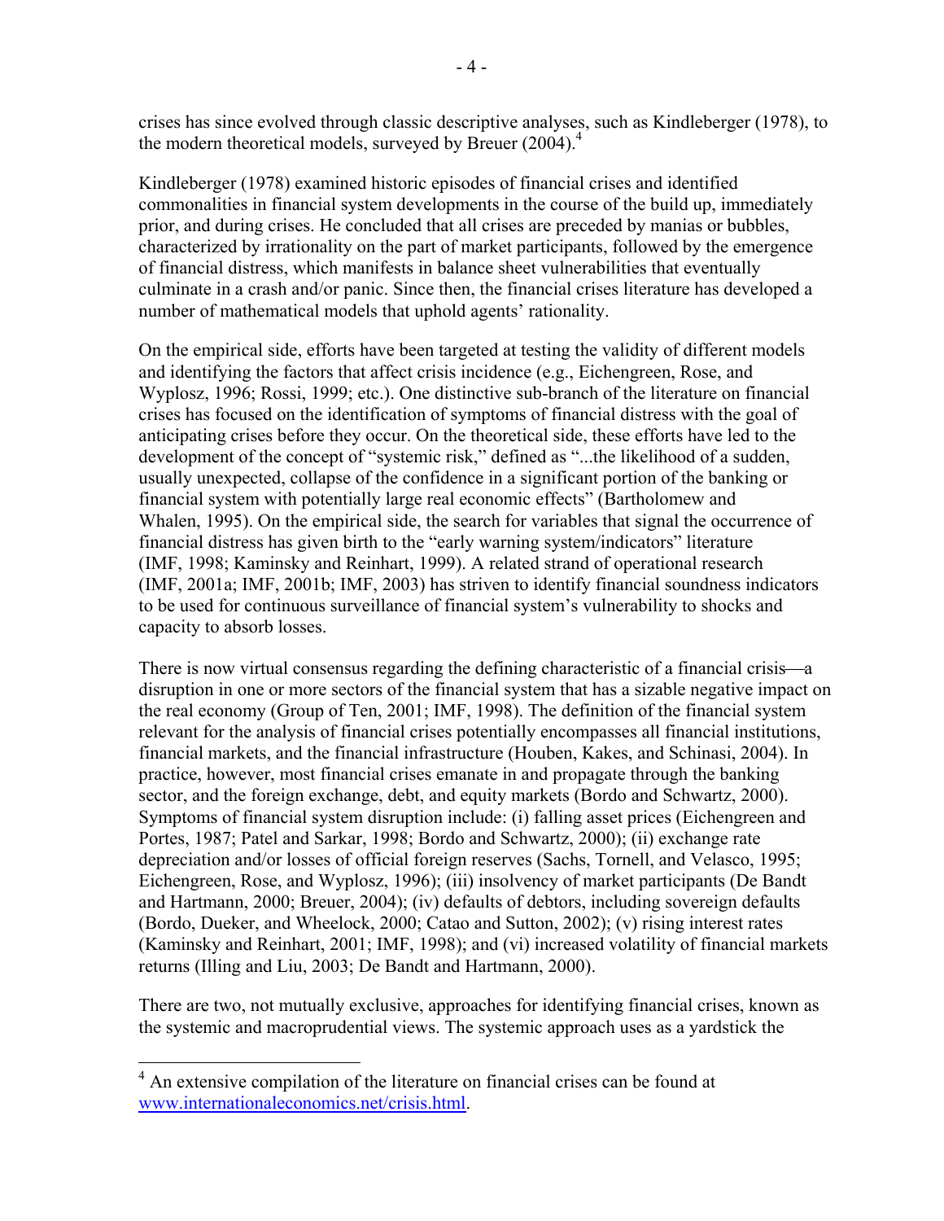crises has since evolved through classic descriptive analyses, such as Kindleberger (1978), to the modern theoretical models, surveyed by Breuer (2004).[4]

Kindleberger (1978) examined historic episodes of financial crises and identified commonalities in financial system developments in the course of the build up, immediately prior, and during crises. He concluded that all crises are preceded by manias or bubbles, characterized by irrationality on the part of market participants, followed by the emergence of financial distress, which manifests in balance sheet vulnerabilities that eventually culminate in a crash and/or panic. Since then, the financial crises literature has developed a number of mathematical models that uphold agents' rationality.

On the empirical side, efforts have been targeted at testing the validity of different models and identifying the factors that affect crisis incidence (e.g., Eichengreen, Rose, and Wyplosz, 1996; Rossi, 1999; etc.). One distinctive sub-branch of the literature on financial crises has focused on the identification of symptoms of financial distress with the goal of anticipating crises before they occur. On the theoretical side, these efforts have led to the development of the concept of "systemic risk," defined as "...the likelihood of a sudden, usually unexpected, collapse of the confidence in a significant portion of the banking or financial system with potentially large real economic effects" (Bartholomew and Whalen, 1995). On the empirical side, the search for variables that signal the occurrence of financial distress has given birth to the "early warning system/indicators" literature (IMF, 1998; Kaminsky and Reinhart, 1999). A related strand of operational research (IMF, 2001a; IMF, 2001b; IMF, 2003) has striven to identify financial soundness indicators to be used for continuous surveillance of financial system's vulnerability to shocks and capacity to absorb losses.

There is now virtual consensus regarding the defining characteristic of a financial crisis—a disruption in one or more sectors of the financial system that has a sizable negative impact on the real economy (Group of Ten, 2001; IMF, 1998). The definition of the financial system relevant for the analysis of financial crises potentially encompasses all financial institutions, financial markets, and the financial infrastructure (Houben, Kakes, and Schinasi, 2004). In practice, however, most financial crises emanate in and propagate through the banking sector, and the foreign exchange, debt, and equity markets (Bordo and Schwartz, 2000). Symptoms of financial system disruption include: (i) falling asset prices (Eichengreen and Portes, 1987; Patel and Sarkar, 1998; Bordo and Schwartz, 2000); (ii) exchange rate depreciation and/or losses of official foreign reserves (Sachs, Tornell, and Velasco, 1995; Eichengreen, Rose, and Wyplosz, 1996); (iii) insolvency of market participants (De Bandt and Hartmann, 2000; Breuer, 2004); (iv) defaults of debtors, including sovereign defaults (Bordo, Dueker, and Wheelock, 2000; Catao and Sutton, 2002); (v) rising interest rates (Kaminsky and Reinhart, 2001; IMF, 1998); and (vi) increased volatility of financial markets returns (Illing and Liu, 2003; De Bandt and Hartmann, 2000).

There are two, not mutually exclusive, approaches for identifying financial crises, known as the systemic and macroprudential views. The systemic approach uses as a yardstick the

[4] An extensive compilation of the literature on financial crises can be found at www.internationaleconomics.net/crisis.html.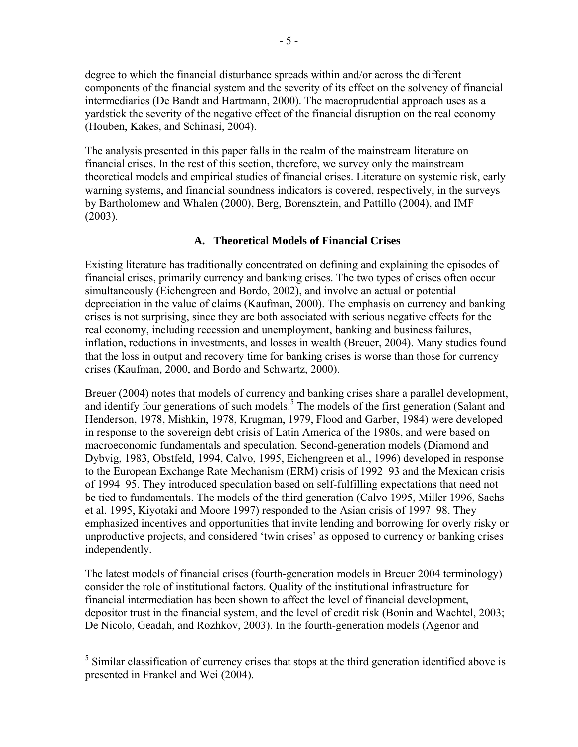degree to which the financial disturbance spreads within and/or across the different components of the financial system and the severity of its effect on the solvency of financial intermediaries (De Bandt and Hartmann, 2000). The macroprudential approach uses as a yardstick the severity of the negative effect of the financial disruption on the real economy (Houben, Kakes, and Schinasi, 2004).

The analysis presented in this paper falls in the realm of the mainstream literature on financial crises. In the rest of this section, therefore, we survey only the mainstream theoretical models and empirical studies of financial crises. Literature on systemic risk, early warning systems, and financial soundness indicators is covered, respectively, in the surveys by Bartholomew and Whalen (2000), Berg, Borensztein, and Pattillo (2004), and IMF (2003).

### A. Theoretical Models of Financial Crises

Existing literature has traditionally concentrated on defining and explaining the episodes of financial crises, primarily currency and banking crises. The two types of crises often occur simultaneously (Eichengreen and Bordo, 2002), and involve an actual or potential depreciation in the value of claims (Kaufman, 2000). The emphasis on currency and banking crises is not surprising, since they are both associated with serious negative effects for the real economy, including recession and unemployment, banking and business failures, inflation, reductions in investments, and losses in wealth (Breuer, 2004). Many studies found that the loss in output and recovery time for banking crises is worse than those for currency crises (Kaufman, 2000, and Bordo and Schwartz, 2000).

Breuer (2004) notes that models of currency and banking crises share a parallel development, and identify four generations of such models.[5] The models of the first generation (Salant and Henderson, 1978, Mishkin, 1978, Krugman, 1979, Flood and Garber, 1984) were developed in response to the sovereign debt crisis of Latin America of the 1980s, and were based on macroeconomic fundamentals and speculation. Second-generation models (Diamond and Dybvig, 1983, Obstfeld, 1994, Calvo, 1995, Eichengreen et al., 1996) developed in response to the European Exchange Rate Mechanism (ERM) crisis of 1992–93 and the Mexican crisis of 1994–95. They introduced speculation based on self-fulfilling expectations that need not be tied to fundamentals. The models of the third generation (Calvo 1995, Miller 1996, Sachs et al. 1995, Kiyotaki and Moore 1997) responded to the Asian crisis of 1997–98. They emphasized incentives and opportunities that invite lending and borrowing for overly risky or unproductive projects, and considered 'twin crises' as opposed to currency or banking crises independently.

The latest models of financial crises (fourth-generation models in Breuer 2004 terminology) consider the role of institutional factors. Quality of the institutional infrastructure for financial intermediation has been shown to affect the level of financial development, depositor trust in the financial system, and the level of credit risk (Bonin and Wachtel, 2003; De Nicolo, Geadah, and Rozhkov, 2003). In the fourth-generation models (Agenor and

---

[5] Similar classification of currency crises that stops at the third generation identified above is presented in Frankel and Wei (2004).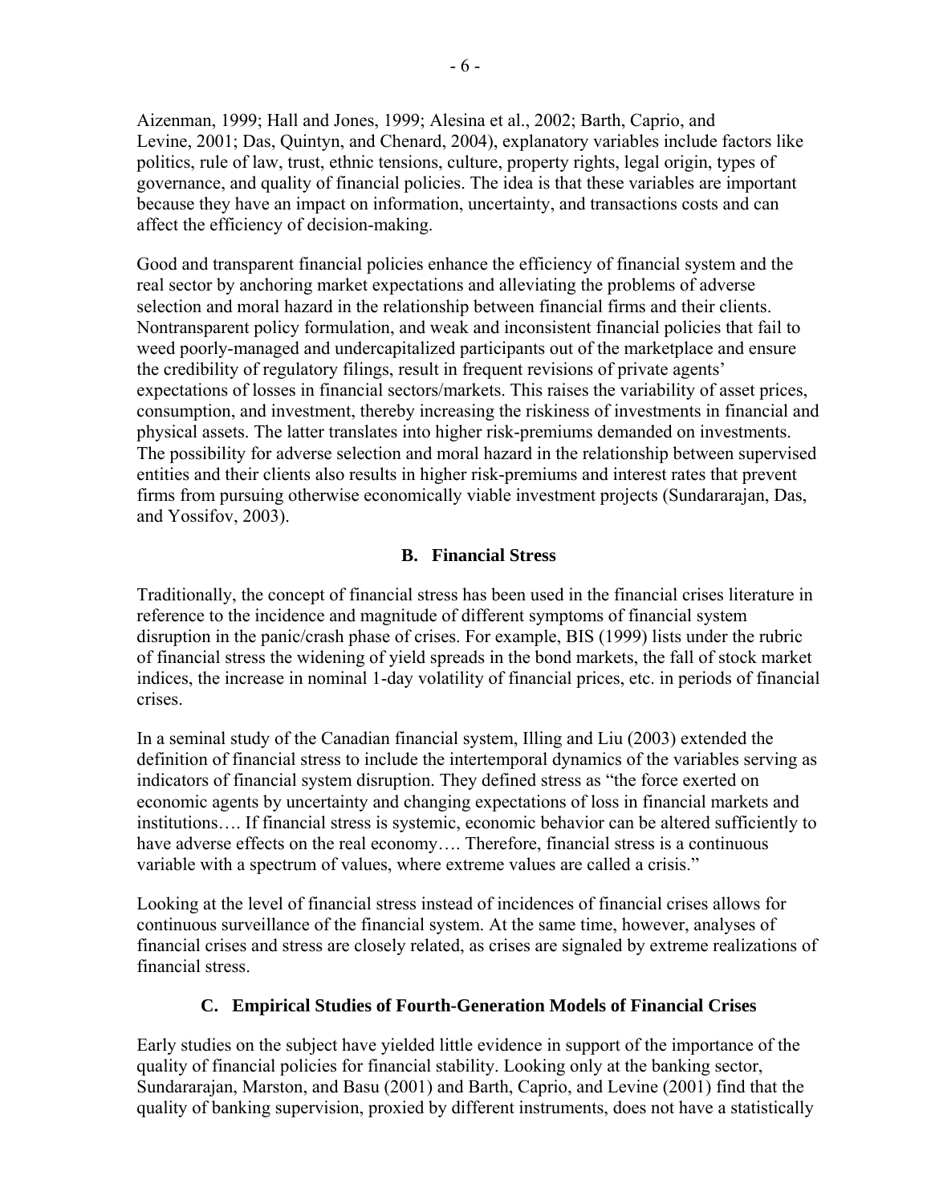Aizenman, 1999; Hall and Jones, 1999; Alesina et al., 2002; Barth, Caprio, and Levine, 2001; Das, Quintyn, and Chenard, 2004), explanatory variables include factors like politics, rule of law, trust, ethnic tensions, culture, property rights, legal origin, types of governance, and quality of financial policies. The idea is that these variables are important because they have an impact on information, uncertainty, and transactions costs and can affect the efficiency of decision-making.

Good and transparent financial policies enhance the efficiency of financial system and the real sector by anchoring market expectations and alleviating the problems of adverse selection and moral hazard in the relationship between financial firms and their clients. Nontransparent policy formulation, and weak and inconsistent financial policies that fail to weed poorly-managed and undercapitalized participants out of the marketplace and ensure the credibility of regulatory filings, result in frequent revisions of private agents' expectations of losses in financial sectors/markets. This raises the variability of asset prices, consumption, and investment, thereby increasing the riskiness of investments in financial and physical assets. The latter translates into higher risk-premiums demanded on investments. The possibility for adverse selection and moral hazard in the relationship between supervised entities and their clients also results in higher risk-premiums and interest rates that prevent firms from pursuing otherwise economically viable investment projects (Sundararajan, Das, and Yossifov, 2003).

## B. Financial Stress

Traditionally, the concept of financial stress has been used in the financial crises literature in reference to the incidence and magnitude of different symptoms of financial system disruption in the panic/crash phase of crises. For example, BIS (1999) lists under the rubric of financial stress the widening of yield spreads in the bond markets, the fall of stock market indices, the increase in nominal 1-day volatility of financial prices, etc. in periods of financial crises.

In a seminal study of the Canadian financial system, Illing and Liu (2003) extended the definition of financial stress to include the intertemporal dynamics of the variables serving as indicators of financial system disruption. They defined stress as "the force exerted on economic agents by uncertainty and changing expectations of loss in financial markets and institutions…. If financial stress is systemic, economic behavior can be altered sufficiently to have adverse effects on the real economy…. Therefore, financial stress is a continuous variable with a spectrum of values, where extreme values are called a crisis."

Looking at the level of financial stress instead of incidences of financial crises allows for continuous surveillance of the financial system. At the same time, however, analyses of financial crises and stress are closely related, as crises are signaled by extreme realizations of financial stress.

## C. Empirical Studies of Fourth-Generation Models of Financial Crises

Early studies on the subject have yielded little evidence in support of the importance of the quality of financial policies for financial stability. Looking only at the banking sector, Sundararajan, Marston, and Basu (2001) and Barth, Caprio, and Levine (2001) find that the quality of banking supervision, proxied by different instruments, does not have a statistically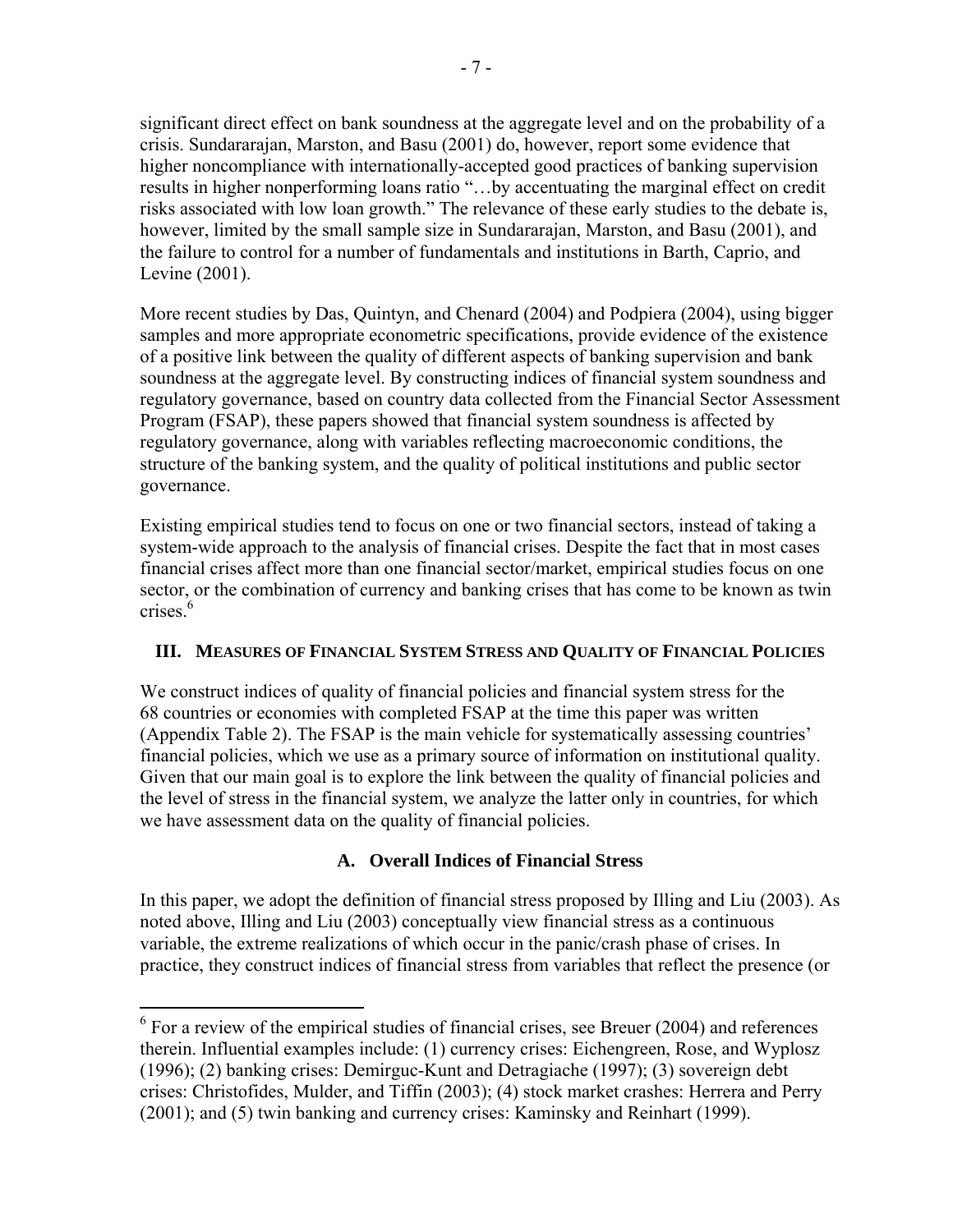significant direct effect on bank soundness at the aggregate level and on the probability of a crisis. Sundararajan, Marston, and Basu (2001) do, however, report some evidence that higher noncompliance with internationally-accepted good practices of banking supervision results in higher nonperforming loans ratio "…by accentuating the marginal effect on credit risks associated with low loan growth." The relevance of these early studies to the debate is, however, limited by the small sample size in Sundararajan, Marston, and Basu (2001), and the failure to control for a number of fundamentals and institutions in Barth, Caprio, and Levine (2001).

More recent studies by Das, Quintyn, and Chenard (2004) and Podpiera (2004), using bigger samples and more appropriate econometric specifications, provide evidence of the existence of a positive link between the quality of different aspects of banking supervision and bank soundness at the aggregate level. By constructing indices of financial system soundness and regulatory governance, based on country data collected from the Financial Sector Assessment Program (FSAP), these papers showed that financial system soundness is affected by regulatory governance, along with variables reflecting macroeconomic conditions, the structure of the banking system, and the quality of political institutions and public sector governance.

Existing empirical studies tend to focus on one or two financial sectors, instead of taking a system-wide approach to the analysis of financial crises. Despite the fact that in most cases financial crises affect more than one financial sector/market, empirical studies focus on one sector, or the combination of currency and banking crises that has come to be known as twin crises.[6]

## III. Measures of Financial System Stress and Quality of Financial Policies

We construct indices of quality of financial policies and financial system stress for the 68 countries or economies with completed FSAP at the time this paper was written (Appendix Table 2). The FSAP is the main vehicle for systematically assessing countries' financial policies, which we use as a primary source of information on institutional quality. Given that our main goal is to explore the link between the quality of financial policies and the level of stress in the financial system, we analyze the latter only in countries, for which we have assessment data on the quality of financial policies.

### A. Overall Indices of Financial Stress

In this paper, we adopt the definition of financial stress proposed by Illing and Liu (2003). As noted above, Illing and Liu (2003) conceptually view financial stress as a continuous variable, the extreme realizations of which occur in the panic/crash phase of crises. In practice, they construct indices of financial stress from variables that reflect the presence (or

[6] For a review of the empirical studies of financial crises, see Breuer (2004) and references therein. Influential examples include: (1) currency crises: Eichengreen, Rose, and Wyplosz (1996); (2) banking crises: Demirguc-Kunt and Detragiache (1997); (3) sovereign debt crises: Christofides, Mulder, and Tiffin (2003); (4) stock market crashes: Herrera and Perry (2001); and (5) twin banking and currency crises: Kaminsky and Reinhart (1999).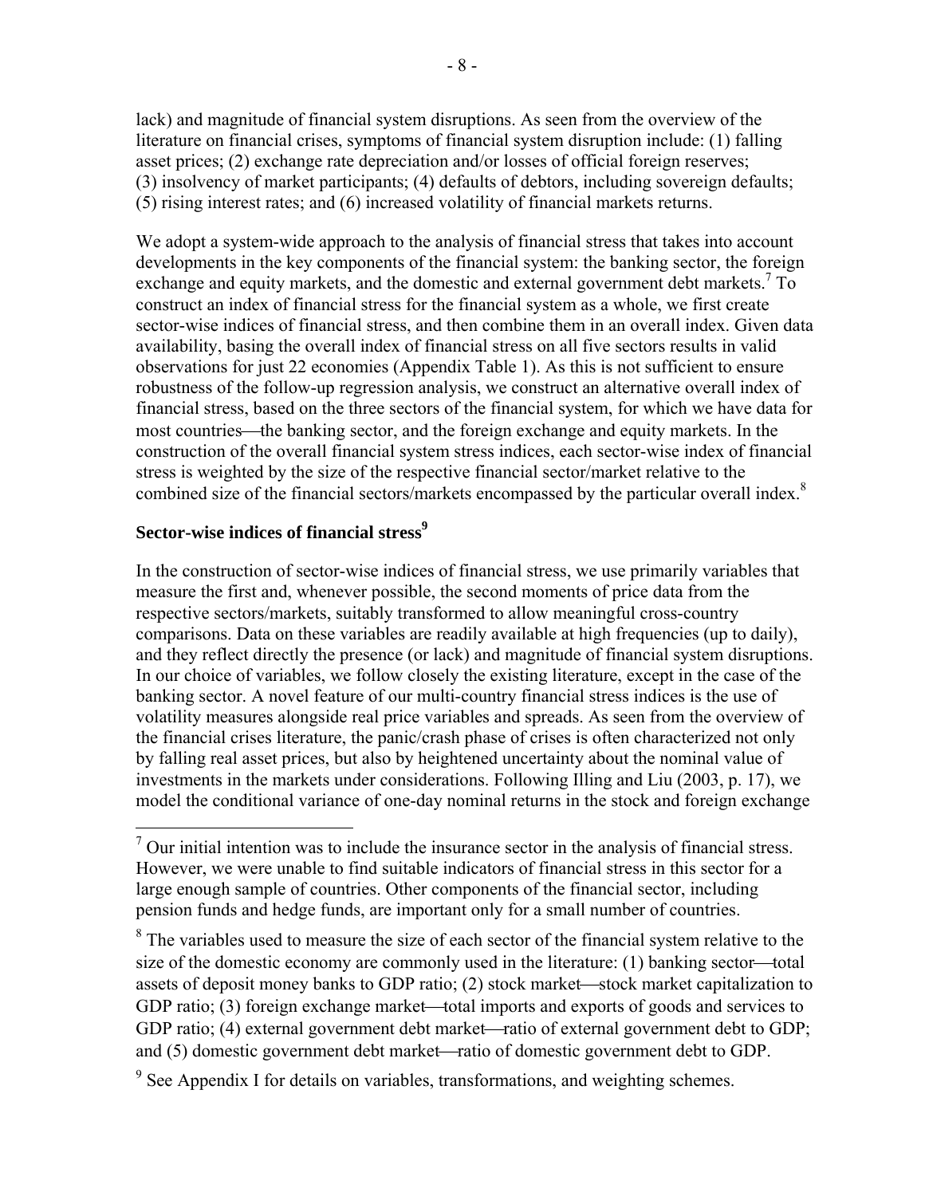lack) and magnitude of financial system disruptions. As seen from the overview of the literature on financial crises, symptoms of financial system disruption include: (1) falling asset prices; (2) exchange rate depreciation and/or losses of official foreign reserves; (3) insolvency of market participants; (4) defaults of debtors, including sovereign defaults; (5) rising interest rates; and (6) increased volatility of financial markets returns.

We adopt a system-wide approach to the analysis of financial stress that takes into account developments in the key components of the financial system: the banking sector, the foreign exchange and equity markets, and the domestic and external government debt markets.[7] To construct an index of financial stress for the financial system as a whole, we first create sector-wise indices of financial stress, and then combine them in an overall index. Given data availability, basing the overall index of financial stress on all five sectors results in valid observations for just 22 economies (Appendix Table 1). As this is not sufficient to ensure robustness of the follow-up regression analysis, we construct an alternative overall index of financial stress, based on the three sectors of the financial system, for which we have data for most countries—the banking sector, and the foreign exchange and equity markets. In the construction of the overall financial system stress indices, each sector-wise index of financial stress is weighted by the size of the respective financial sector/market relative to the combined size of the financial sectors/markets encompassed by the particular overall index.[8]

**Sector-wise indices of financial stress**[9]

In the construction of sector-wise indices of financial stress, we use primarily variables that measure the first and, whenever possible, the second moments of price data from the respective sectors/markets, suitably transformed to allow meaningful cross-country comparisons. Data on these variables are readily available at high frequencies (up to daily), and they reflect directly the presence (or lack) and magnitude of financial system disruptions. In our choice of variables, we follow closely the existing literature, except in the case of the banking sector. A novel feature of our multi-country financial stress indices is the use of volatility measures alongside real price variables and spreads. As seen from the overview of the financial crises literature, the panic/crash phase of crises is often characterized not only by falling real asset prices, but also by heightened uncertainty about the nominal value of investments in the markets under considerations. Following Illing and Liu (2003, p. 17), we model the conditional variance of one-day nominal returns in the stock and foreign exchange

[7] Our initial intention was to include the insurance sector in the analysis of financial stress. However, we were unable to find suitable indicators of financial stress in this sector for a large enough sample of countries. Other components of the financial sector, including pension funds and hedge funds, are important only for a small number of countries.

[8] The variables used to measure the size of each sector of the financial system relative to the size of the domestic economy are commonly used in the literature: (1) banking sector—total assets of deposit money banks to GDP ratio; (2) stock market—stock market capitalization to GDP ratio; (3) foreign exchange market—total imports and exports of goods and services to GDP ratio; (4) external government debt market—ratio of external government debt to GDP; and (5) domestic government debt market—ratio of domestic government debt to GDP.

[9] See Appendix I for details on variables, transformations, and weighting schemes.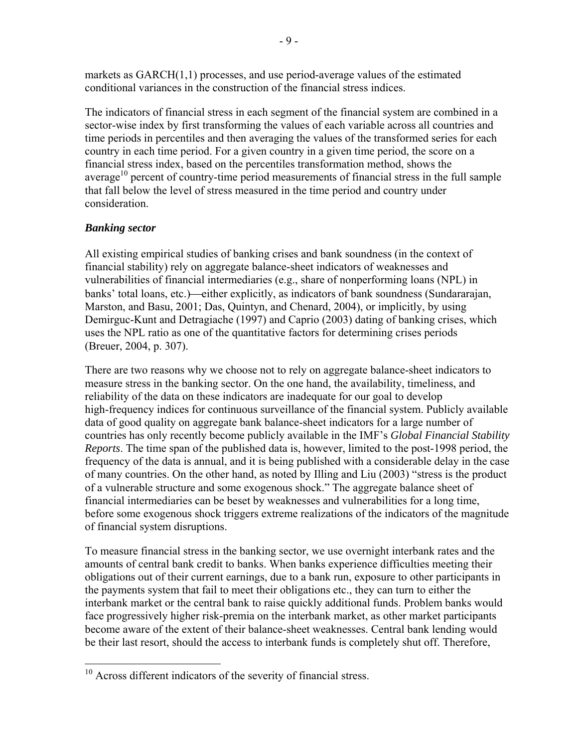markets as GARCH(1,1) processes, and use period-average values of the estimated conditional variances in the construction of the financial stress indices.

The indicators of financial stress in each segment of the financial system are combined in a sector-wise index by first transforming the values of each variable across all countries and time periods in percentiles and then averaging the values of the transformed series for each country in each time period. For a given country in a given time period, the score on a financial stress index, based on the percentiles transformation method, shows the average[10] percent of country-time period measurements of financial stress in the full sample that fall below the level of stress measured in the time period and country under consideration.

### *Banking sector*

All existing empirical studies of banking crises and bank soundness (in the context of financial stability) rely on aggregate balance-sheet indicators of weaknesses and vulnerabilities of financial intermediaries (e.g., share of nonperforming loans (NPL) in banks' total loans, etc.)—either explicitly, as indicators of bank soundness (Sundararajan, Marston, and Basu, 2001; Das, Quintyn, and Chenard, 2004), or implicitly, by using Demirguc-Kunt and Detragiache (1997) and Caprio (2003) dating of banking crises, which uses the NPL ratio as one of the quantitative factors for determining crises periods (Breuer, 2004, p. 307).

There are two reasons why we choose not to rely on aggregate balance-sheet indicators to measure stress in the banking sector. On the one hand, the availability, timeliness, and reliability of the data on these indicators are inadequate for our goal to develop high-frequency indices for continuous surveillance of the financial system. Publicly available data of good quality on aggregate bank balance-sheet indicators for a large number of countries has only recently become publicly available in the IMF's *Global Financial Stability Reports*. The time span of the published data is, however, limited to the post-1998 period, the frequency of the data is annual, and it is being published with a considerable delay in the case of many countries. On the other hand, as noted by Illing and Liu (2003) "stress is the product of a vulnerable structure and some exogenous shock." The aggregate balance sheet of financial intermediaries can be beset by weaknesses and vulnerabilities for a long time, before some exogenous shock triggers extreme realizations of the indicators of the magnitude of financial system disruptions.

To measure financial stress in the banking sector, we use overnight interbank rates and the amounts of central bank credit to banks. When banks experience difficulties meeting their obligations out of their current earnings, due to a bank run, exposure to other participants in the payments system that fail to meet their obligations etc., they can turn to either the interbank market or the central bank to raise quickly additional funds. Problem banks would face progressively higher risk-premia on the interbank market, as other market participants become aware of the extent of their balance-sheet weaknesses. Central bank lending would be their last resort, should the access to interbank funds is completely shut off. Therefore,

[10] Across different indicators of the severity of financial stress.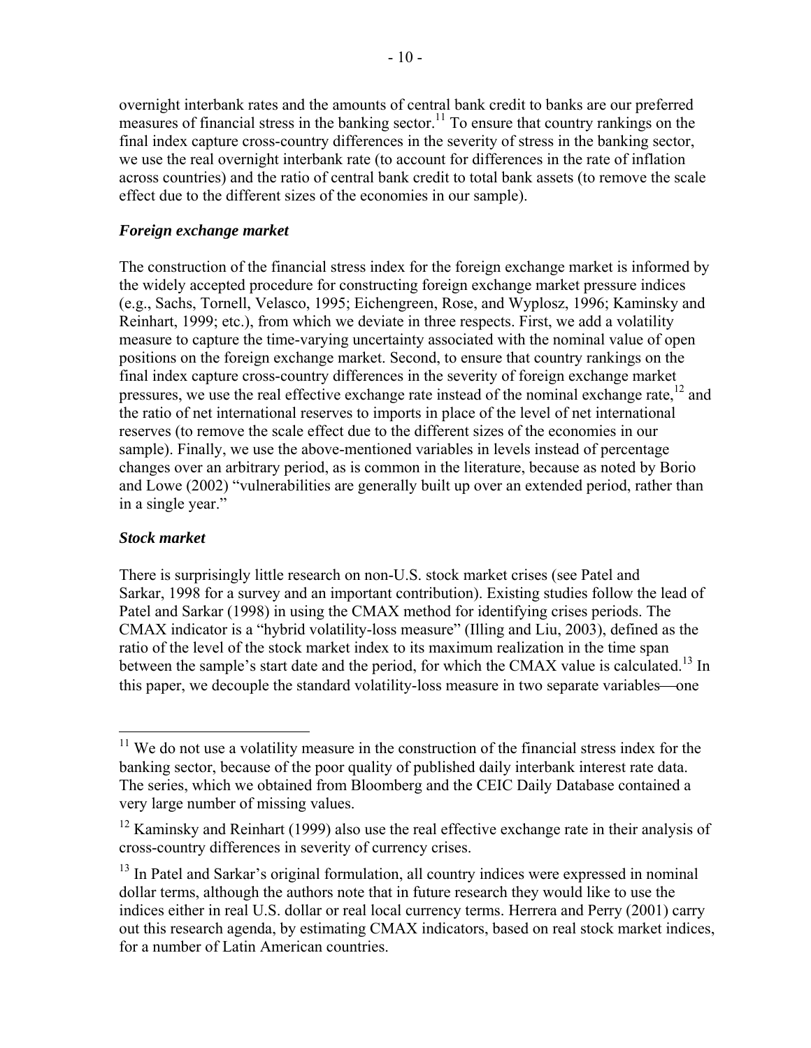overnight interbank rates and the amounts of central bank credit to banks are our preferred measures of financial stress in the banking sector.[11] To ensure that country rankings on the final index capture cross-country differences in the severity of stress in the banking sector, we use the real overnight interbank rate (to account for differences in the rate of inflation across countries) and the ratio of central bank credit to total bank assets (to remove the scale effect due to the different sizes of the economies in our sample).

### *Foreign exchange market*

The construction of the financial stress index for the foreign exchange market is informed by the widely accepted procedure for constructing foreign exchange market pressure indices (e.g., Sachs, Tornell, Velasco, 1995; Eichengreen, Rose, and Wyplosz, 1996; Kaminsky and Reinhart, 1999; etc.), from which we deviate in three respects. First, we add a volatility measure to capture the time-varying uncertainty associated with the nominal value of open positions on the foreign exchange market. Second, to ensure that country rankings on the final index capture cross-country differences in the severity of foreign exchange market pressures, we use the real effective exchange rate instead of the nominal exchange rate,[12] and the ratio of net international reserves to imports in place of the level of net international reserves (to remove the scale effect due to the different sizes of the economies in our sample). Finally, we use the above-mentioned variables in levels instead of percentage changes over an arbitrary period, as is common in the literature, because as noted by Borio and Lowe (2002) "vulnerabilities are generally built up over an extended period, rather than in a single year."

### *Stock market*

There is surprisingly little research on non-U.S. stock market crises (see Patel and Sarkar, 1998 for a survey and an important contribution). Existing studies follow the lead of Patel and Sarkar (1998) in using the CMAX method for identifying crises periods. The CMAX indicator is a "hybrid volatility-loss measure" (Illing and Liu, 2003), defined as the ratio of the level of the stock market index to its maximum realization in the time span between the sample's start date and the period, for which the CMAX value is calculated.[13] In this paper, we decouple the standard volatility-loss measure in two separate variables—one

---

[11] We do not use a volatility measure in the construction of the financial stress index for the banking sector, because of the poor quality of published daily interbank interest rate data. The series, which we obtained from Bloomberg and the CEIC Daily Database contained a very large number of missing values.

[12] Kaminsky and Reinhart (1999) also use the real effective exchange rate in their analysis of cross-country differences in severity of currency crises.

[13] In Patel and Sarkar's original formulation, all country indices were expressed in nominal dollar terms, although the authors note that in future research they would like to use the indices either in real U.S. dollar or real local currency terms. Herrera and Perry (2001) carry out this research agenda, by estimating CMAX indicators, based on real stock market indices, for a number of Latin American countries.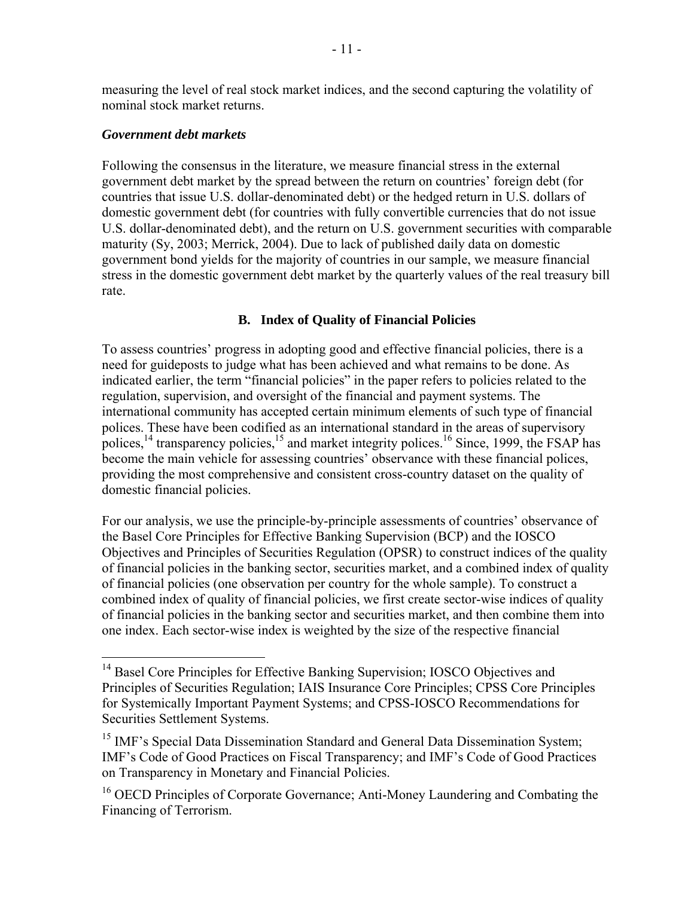measuring the level of real stock market indices, and the second capturing the volatility of nominal stock market returns.

***Government debt markets***

Following the consensus in the literature, we measure financial stress in the external government debt market by the spread between the return on countries' foreign debt (for countries that issue U.S. dollar-denominated debt) or the hedged return in U.S. dollars of domestic government debt (for countries with fully convertible currencies that do not issue U.S. dollar-denominated debt), and the return on U.S. government securities with comparable maturity (Sy, 2003; Merrick, 2004). Due to lack of published daily data on domestic government bond yields for the majority of countries in our sample, we measure financial stress in the domestic government debt market by the quarterly values of the real treasury bill rate.

### B. Index of Quality of Financial Policies

To assess countries' progress in adopting good and effective financial policies, there is a need for guideposts to judge what has been achieved and what remains to be done. As indicated earlier, the term "financial policies" in the paper refers to policies related to the regulation, supervision, and oversight of the financial and payment systems. The international community has accepted certain minimum elements of such type of financial polices. These have been codified as an international standard in the areas of supervisory polices,[14] transparency policies,[15] and market integrity polices.[16] Since, 1999, the FSAP has become the main vehicle for assessing countries' observance with these financial polices, providing the most comprehensive and consistent cross-country dataset on the quality of domestic financial policies.

For our analysis, we use the principle-by-principle assessments of countries' observance of the Basel Core Principles for Effective Banking Supervision (BCP) and the IOSCO Objectives and Principles of Securities Regulation (OPSR) to construct indices of the quality of financial policies in the banking sector, securities market, and a combined index of quality of financial policies (one observation per country for the whole sample). To construct a combined index of quality of financial policies, we first create sector-wise indices of quality of financial policies in the banking sector and securities market, and then combine them into one index. Each sector-wise index is weighted by the size of the respective financial

---

[14] Basel Core Principles for Effective Banking Supervision; IOSCO Objectives and Principles of Securities Regulation; IAIS Insurance Core Principles; CPSS Core Principles for Systemically Important Payment Systems; and CPSS-IOSCO Recommendations for Securities Settlement Systems.

[15] IMF's Special Data Dissemination Standard and General Data Dissemination System; IMF's Code of Good Practices on Fiscal Transparency; and IMF's Code of Good Practices on Transparency in Monetary and Financial Policies.

[16] OECD Principles of Corporate Governance; Anti-Money Laundering and Combating the Financing of Terrorism.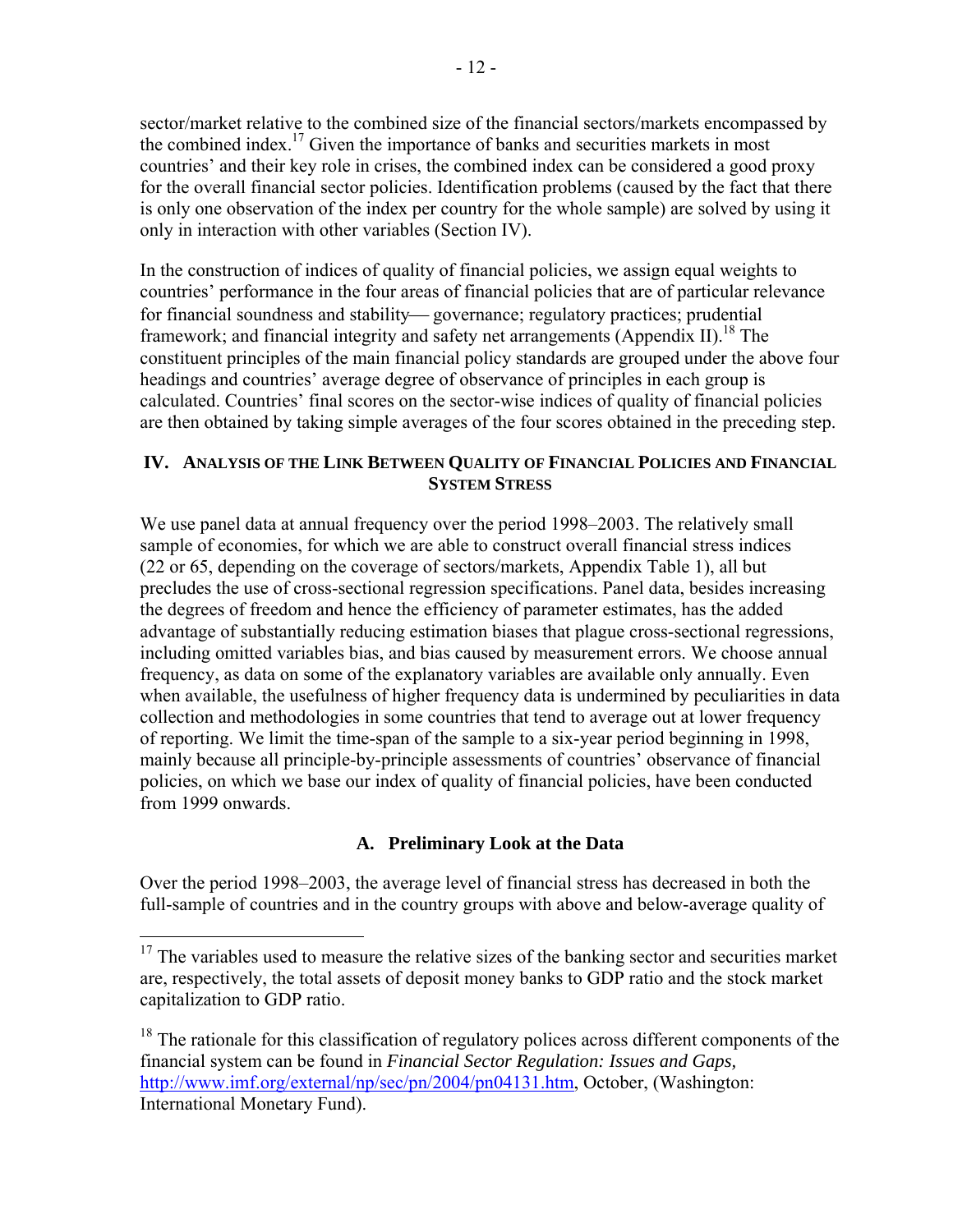sector/market relative to the combined size of the financial sectors/markets encompassed by the combined index.[17] Given the importance of banks and securities markets in most countries' and their key role in crises, the combined index can be considered a good proxy for the overall financial sector policies. Identification problems (caused by the fact that there is only one observation of the index per country for the whole sample) are solved by using it only in interaction with other variables (Section IV).

In the construction of indices of quality of financial policies, we assign equal weights to countries' performance in the four areas of financial policies that are of particular relevance for financial soundness and stability— governance; regulatory practices; prudential framework; and financial integrity and safety net arrangements (Appendix II).[18] The constituent principles of the main financial policy standards are grouped under the above four headings and countries' average degree of observance of principles in each group is calculated. Countries' final scores on the sector-wise indices of quality of financial policies are then obtained by taking simple averages of the four scores obtained in the preceding step.

## IV. Analysis of the Link Between Quality of Financial Policies and Financial System Stress

We use panel data at annual frequency over the period 1998–2003. The relatively small sample of economies, for which we are able to construct overall financial stress indices (22 or 65, depending on the coverage of sectors/markets, Appendix Table 1), all but precludes the use of cross-sectional regression specifications. Panel data, besides increasing the degrees of freedom and hence the efficiency of parameter estimates, has the added advantage of substantially reducing estimation biases that plague cross-sectional regressions, including omitted variables bias, and bias caused by measurement errors. We choose annual frequency, as data on some of the explanatory variables are available only annually. Even when available, the usefulness of higher frequency data is undermined by peculiarities in data collection and methodologies in some countries that tend to average out at lower frequency of reporting. We limit the time-span of the sample to a six-year period beginning in 1998, mainly because all principle-by-principle assessments of countries' observance of financial policies, on which we base our index of quality of financial policies, have been conducted from 1999 onwards.

### A. Preliminary Look at the Data

Over the period 1998–2003, the average level of financial stress has decreased in both the full-sample of countries and in the country groups with above and below-average quality of

---

[17] The variables used to measure the relative sizes of the banking sector and securities market are, respectively, the total assets of deposit money banks to GDP ratio and the stock market capitalization to GDP ratio.

[18] The rationale for this classification of regulatory polices across different components of the financial system can be found in *Financial Sector Regulation: Issues and Gaps,* http://www.imf.org/external/np/sec/pn/2004/pn04131.htm, October, (Washington: International Monetary Fund).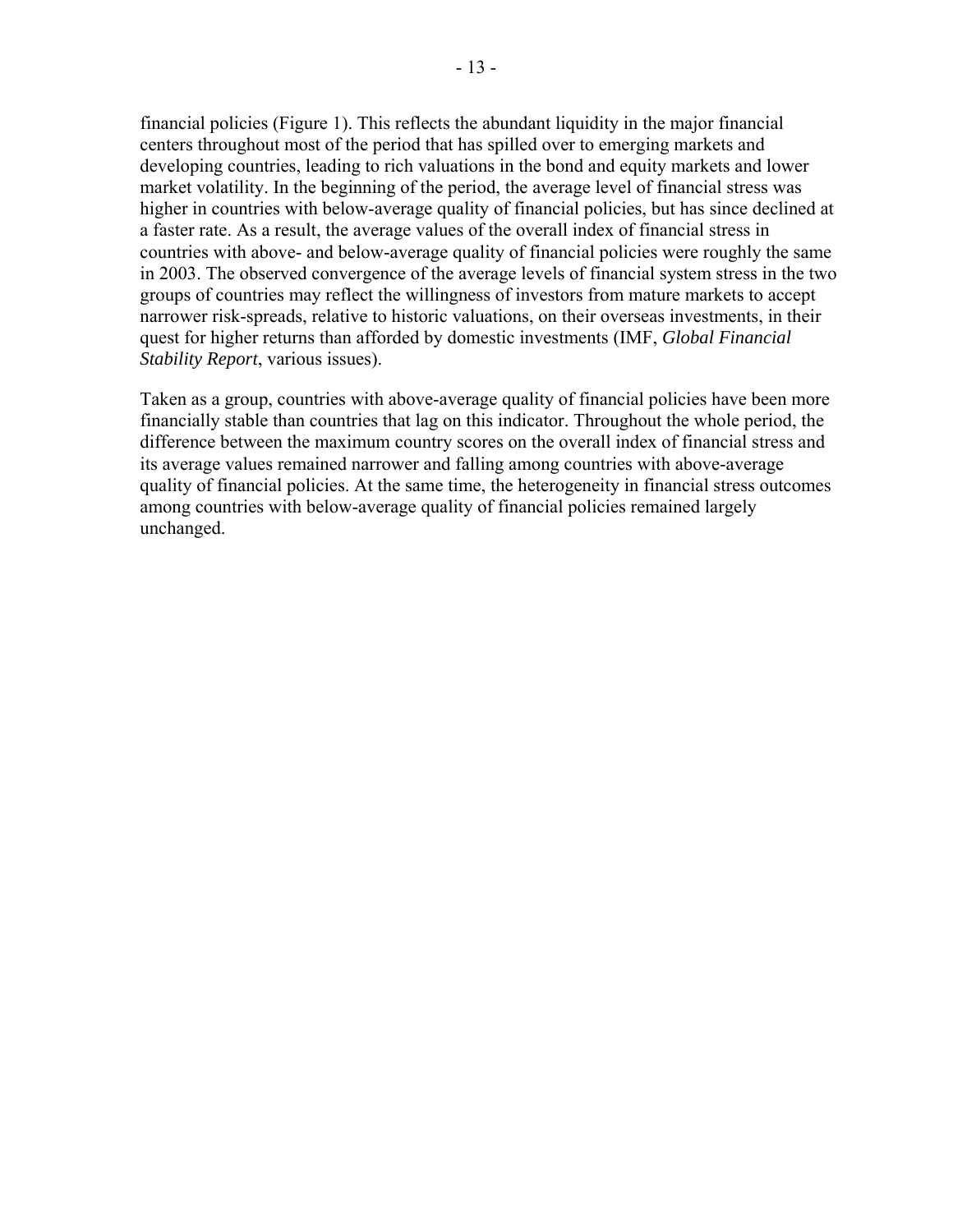financial policies (Figure 1). This reflects the abundant liquidity in the major financial centers throughout most of the period that has spilled over to emerging markets and developing countries, leading to rich valuations in the bond and equity markets and lower market volatility. In the beginning of the period, the average level of financial stress was higher in countries with below-average quality of financial policies, but has since declined at a faster rate. As a result, the average values of the overall index of financial stress in countries with above- and below-average quality of financial policies were roughly the same in 2003. The observed convergence of the average levels of financial system stress in the two groups of countries may reflect the willingness of investors from mature markets to accept narrower risk-spreads, relative to historic valuations, on their overseas investments, in their quest for higher returns than afforded by domestic investments (IMF, *Global Financial Stability Report*, various issues).

Taken as a group, countries with above-average quality of financial policies have been more financially stable than countries that lag on this indicator. Throughout the whole period, the difference between the maximum country scores on the overall index of financial stress and its average values remained narrower and falling among countries with above-average quality of financial policies. At the same time, the heterogeneity in financial stress outcomes among countries with below-average quality of financial policies remained largely unchanged.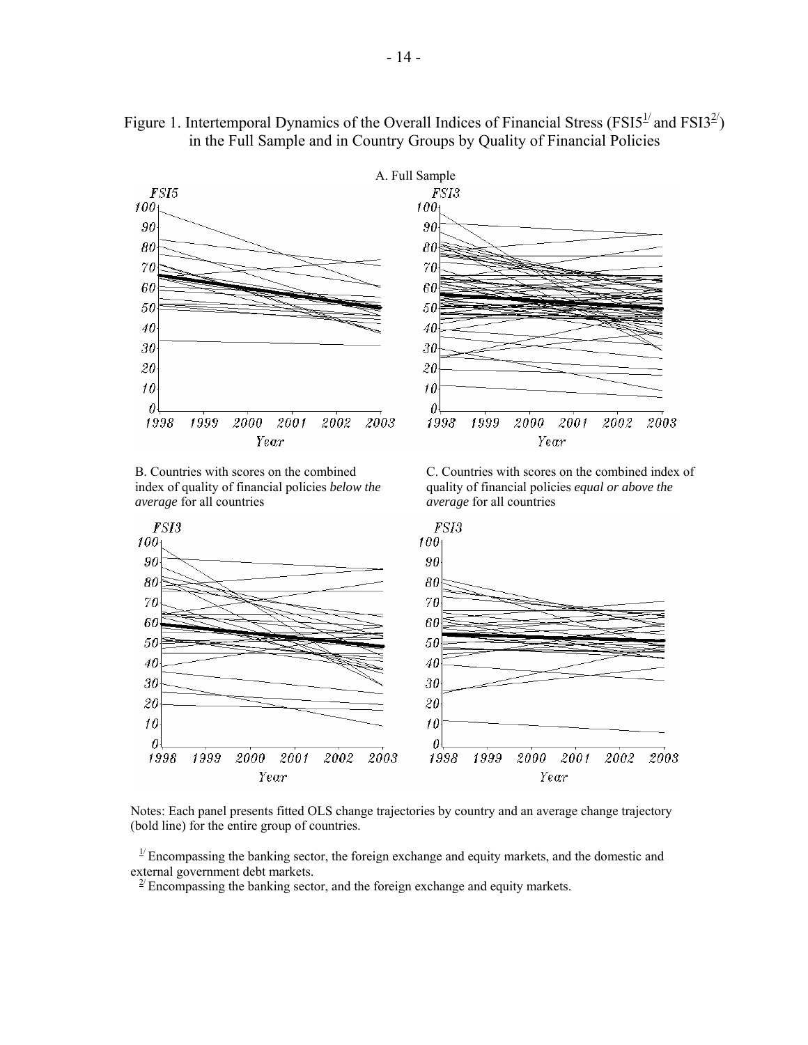Figure 1. Intertemporal Dynamics of the Overall Indices of Financial Stress (FSI5[1/] and FSI3[2/]) in the Full Sample and in Country Groups by Quality of Financial Policies

A. Full Sample

B. Countries with scores on the combined index of quality of financial policies *below the average* for all countries

C. Countries with scores on the combined index of quality of financial policies *equal or above the average* for all countries

Notes: Each panel presents fitted OLS change trajectories by country and an average change trajectory (bold line) for the entire group of countries.

[1/] Encompassing the banking sector, the foreign exchange and equity markets, and the domestic and external government debt markets.

[2/] Encompassing the banking sector, and the foreign exchange and equity markets.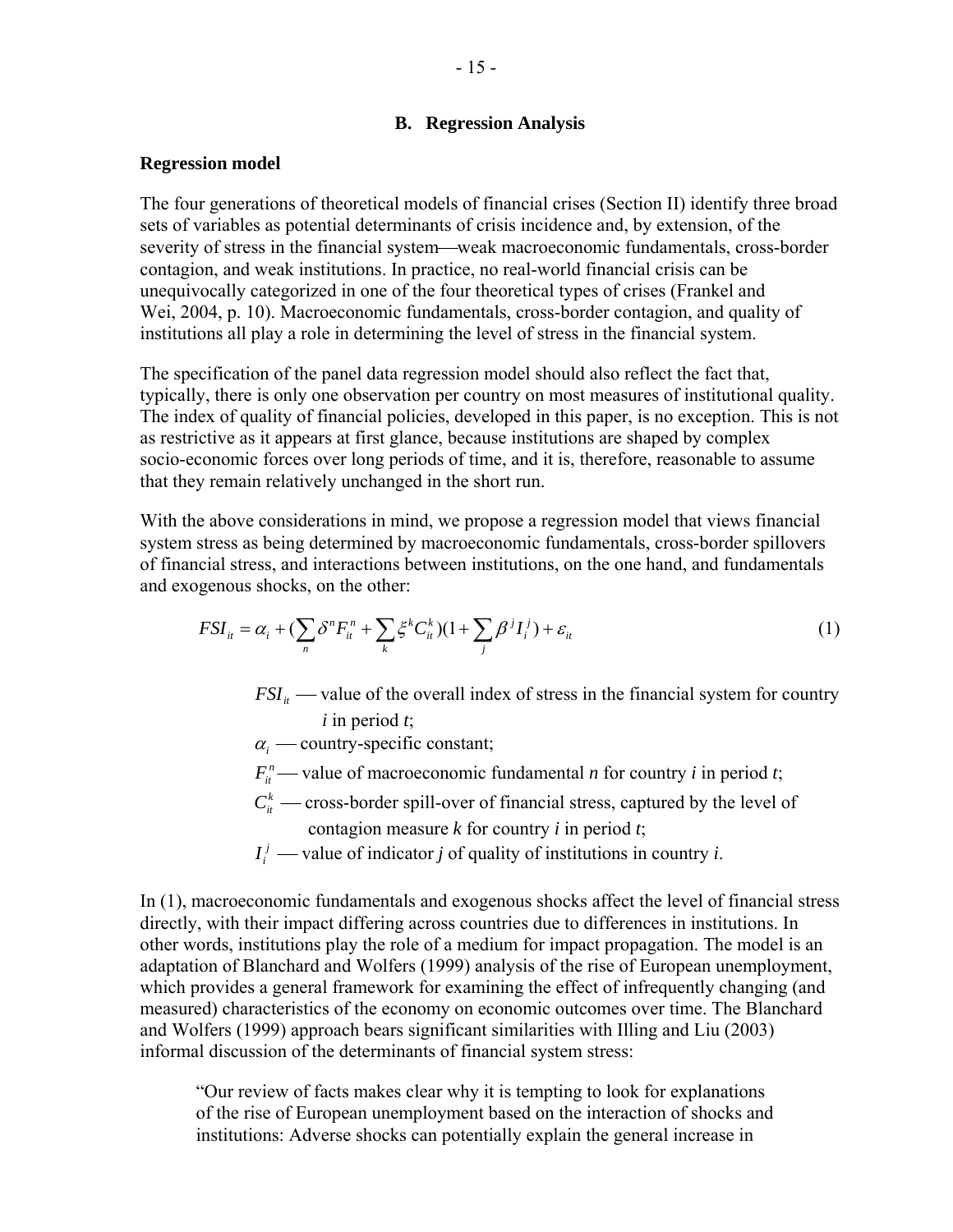### B. Regression Analysis

**Regression model**

The four generations of theoretical models of financial crises (Section II) identify three broad sets of variables as potential determinants of crisis incidence and, by extension, of the severity of stress in the financial system—weak macroeconomic fundamentals, cross-border contagion, and weak institutions. In practice, no real-world financial crisis can be unequivocally categorized in one of the four theoretical types of crises (Frankel and Wei, 2004, p. 10). Macroeconomic fundamentals, cross-border contagion, and quality of institutions all play a role in determining the level of stress in the financial system.

The specification of the panel data regression model should also reflect the fact that, typically, there is only one observation per country on most measures of institutional quality. The index of quality of financial policies, developed in this paper, is no exception. This is not as restrictive as it appears at first glance, because institutions are shaped by complex socio-economic forces over long periods of time, and it is, therefore, reasonable to assume that they remain relatively unchanged in the short run.

With the above considerations in mind, we propose a regression model that views financial system stress as being determined by macroeconomic fundamentals, cross-border spillovers of financial stress, and interactions between institutions, on the one hand, and fundamentals and exogenous shocks, on the other:

$$FSI_{it} = \alpha_i + (\sum_n \delta^n F_{it}^n + \sum_k \xi^k C_{it}^k)(1 + \sum_j \beta^j I_i^j) + \varepsilon_{it} \tag{1}$$

- $FSI_{it}$ — value of the overall index of stress in the financial system for country *i* in period *t*;
- $\alpha_i$ — country-specific constant;
- $F_{it}^n$ — value of macroeconomic fundamental *n* for country *i* in period *t*;
- $C_{it}^k$ — cross-border spill-over of financial stress, captured by the level of contagion measure *k* for country *i* in period *t*;
- $I_i^j$ — value of indicator *j* of quality of institutions in country *i*.

In (1), macroeconomic fundamentals and exogenous shocks affect the level of financial stress directly, with their impact differing across countries due to differences in institutions. In other words, institutions play the role of a medium for impact propagation. The model is an adaptation of Blanchard and Wolfers (1999) analysis of the rise of European unemployment, which provides a general framework for examining the effect of infrequently changing (and measured) characteristics of the economy on economic outcomes over time. The Blanchard and Wolfers (1999) approach bears significant similarities with Illing and Liu (2003) informal discussion of the determinants of financial system stress:

> "Our review of facts makes clear why it is tempting to look for explanations of the rise of European unemployment based on the interaction of shocks and institutions: Adverse shocks can potentially explain the general increase in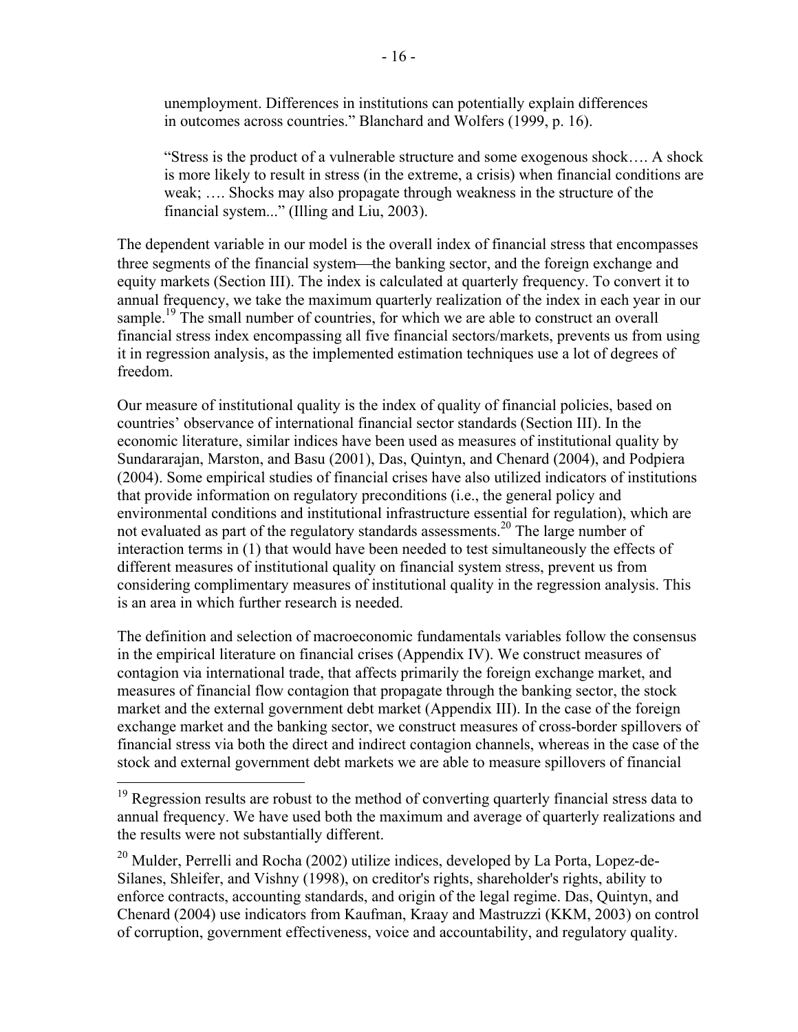unemployment. Differences in institutions can potentially explain differences in outcomes across countries." Blanchard and Wolfers (1999, p. 16).

> "Stress is the product of a vulnerable structure and some exogenous shock…. A shock is more likely to result in stress (in the extreme, a crisis) when financial conditions are weak; …. Shocks may also propagate through weakness in the structure of the financial system..." (Illing and Liu, 2003).

The dependent variable in our model is the overall index of financial stress that encompasses three segments of the financial system—the banking sector, and the foreign exchange and equity markets (Section III). The index is calculated at quarterly frequency. To convert it to annual frequency, we take the maximum quarterly realization of the index in each year in our sample.[19] The small number of countries, for which we are able to construct an overall financial stress index encompassing all five financial sectors/markets, prevents us from using it in regression analysis, as the implemented estimation techniques use a lot of degrees of freedom.

Our measure of institutional quality is the index of quality of financial policies, based on countries' observance of international financial sector standards (Section III). In the economic literature, similar indices have been used as measures of institutional quality by Sundararajan, Marston, and Basu (2001), Das, Quintyn, and Chenard (2004), and Podpiera (2004). Some empirical studies of financial crises have also utilized indicators of institutions that provide information on regulatory preconditions (i.e., the general policy and environmental conditions and institutional infrastructure essential for regulation), which are not evaluated as part of the regulatory standards assessments.[20] The large number of interaction terms in (1) that would have been needed to test simultaneously the effects of different measures of institutional quality on financial system stress, prevent us from considering complimentary measures of institutional quality in the regression analysis. This is an area in which further research is needed.

The definition and selection of macroeconomic fundamentals variables follow the consensus in the empirical literature on financial crises (Appendix IV). We construct measures of contagion via international trade, that affects primarily the foreign exchange market, and measures of financial flow contagion that propagate through the banking sector, the stock market and the external government debt market (Appendix III). In the case of the foreign exchange market and the banking sector, we construct measures of cross-border spillovers of financial stress via both the direct and indirect contagion channels, whereas in the case of the stock and external government debt markets we are able to measure spillovers of financial

---

[19] Regression results are robust to the method of converting quarterly financial stress data to annual frequency. We have used both the maximum and average of quarterly realizations and the results were not substantially different.

[20] Mulder, Perrelli and Rocha (2002) utilize indices, developed by La Porta, Lopez-de-Silanes, Shleifer, and Vishny (1998), on creditor's rights, shareholder's rights, ability to enforce contracts, accounting standards, and origin of the legal regime. Das, Quintyn, and Chenard (2004) use indicators from Kaufman, Kraay and Mastruzzi (KKM, 2003) on control of corruption, government effectiveness, voice and accountability, and regulatory quality.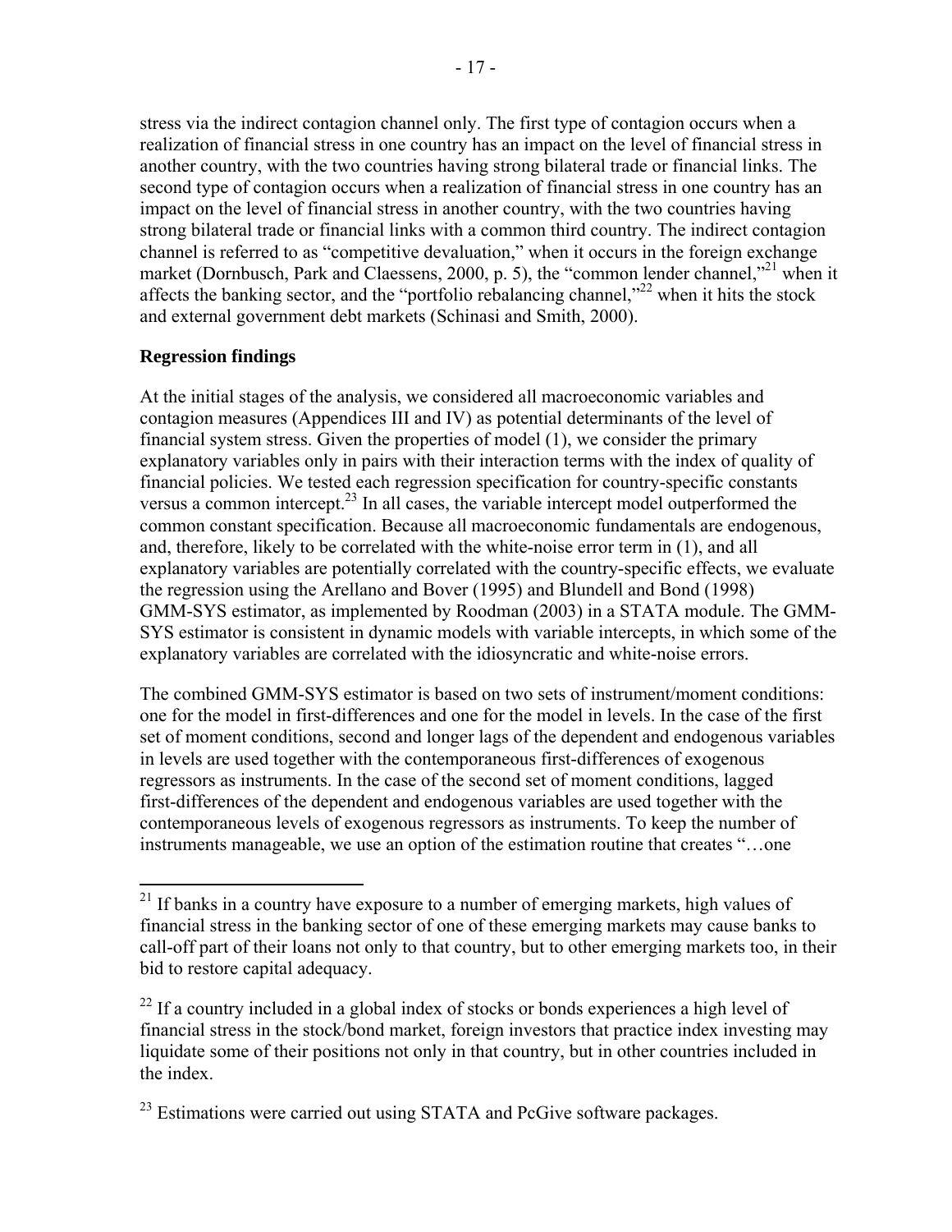stress via the indirect contagion channel only. The first type of contagion occurs when a realization of financial stress in one country has an impact on the level of financial stress in another country, with the two countries having strong bilateral trade or financial links. The second type of contagion occurs when a realization of financial stress in one country has an impact on the level of financial stress in another country, with the two countries having strong bilateral trade or financial links with a common third country. The indirect contagion channel is referred to as "competitive devaluation," when it occurs in the foreign exchange market (Dornbusch, Park and Claessens, 2000, p. 5), the "common lender channel,"[21] when it affects the banking sector, and the "portfolio rebalancing channel,"[22] when it hits the stock and external government debt markets (Schinasi and Smith, 2000).

**Regression findings**

At the initial stages of the analysis, we considered all macroeconomic variables and contagion measures (Appendices III and IV) as potential determinants of the level of financial system stress. Given the properties of model (1), we consider the primary explanatory variables only in pairs with their interaction terms with the index of quality of financial policies. We tested each regression specification for country-specific constants versus a common intercept.[23] In all cases, the variable intercept model outperformed the common constant specification. Because all macroeconomic fundamentals are endogenous, and, therefore, likely to be correlated with the white-noise error term in (1), and all explanatory variables are potentially correlated with the country-specific effects, we evaluate the regression using the Arellano and Bover (1995) and Blundell and Bond (1998) GMM-SYS estimator, as implemented by Roodman (2003) in a STATA module. The GMM-SYS estimator is consistent in dynamic models with variable intercepts, in which some of the explanatory variables are correlated with the idiosyncratic and white-noise errors.

The combined GMM-SYS estimator is based on two sets of instrument/moment conditions: one for the model in first-differences and one for the model in levels. In the case of the first set of moment conditions, second and longer lags of the dependent and endogenous variables in levels are used together with the contemporaneous first-differences of exogenous regressors as instruments. In the case of the second set of moment conditions, lagged first-differences of the dependent and endogenous variables are used together with the contemporaneous levels of exogenous regressors as instruments. To keep the number of instruments manageable, we use an option of the estimation routine that creates "…one

---

[21] If banks in a country have exposure to a number of emerging markets, high values of financial stress in the banking sector of one of these emerging markets may cause banks to call-off part of their loans not only to that country, but to other emerging markets too, in their bid to restore capital adequacy.

[22] If a country included in a global index of stocks or bonds experiences a high level of financial stress in the stock/bond market, foreign investors that practice index investing may liquidate some of their positions not only in that country, but in other countries included in the index.

[23] Estimations were carried out using STATA and PcGive software packages.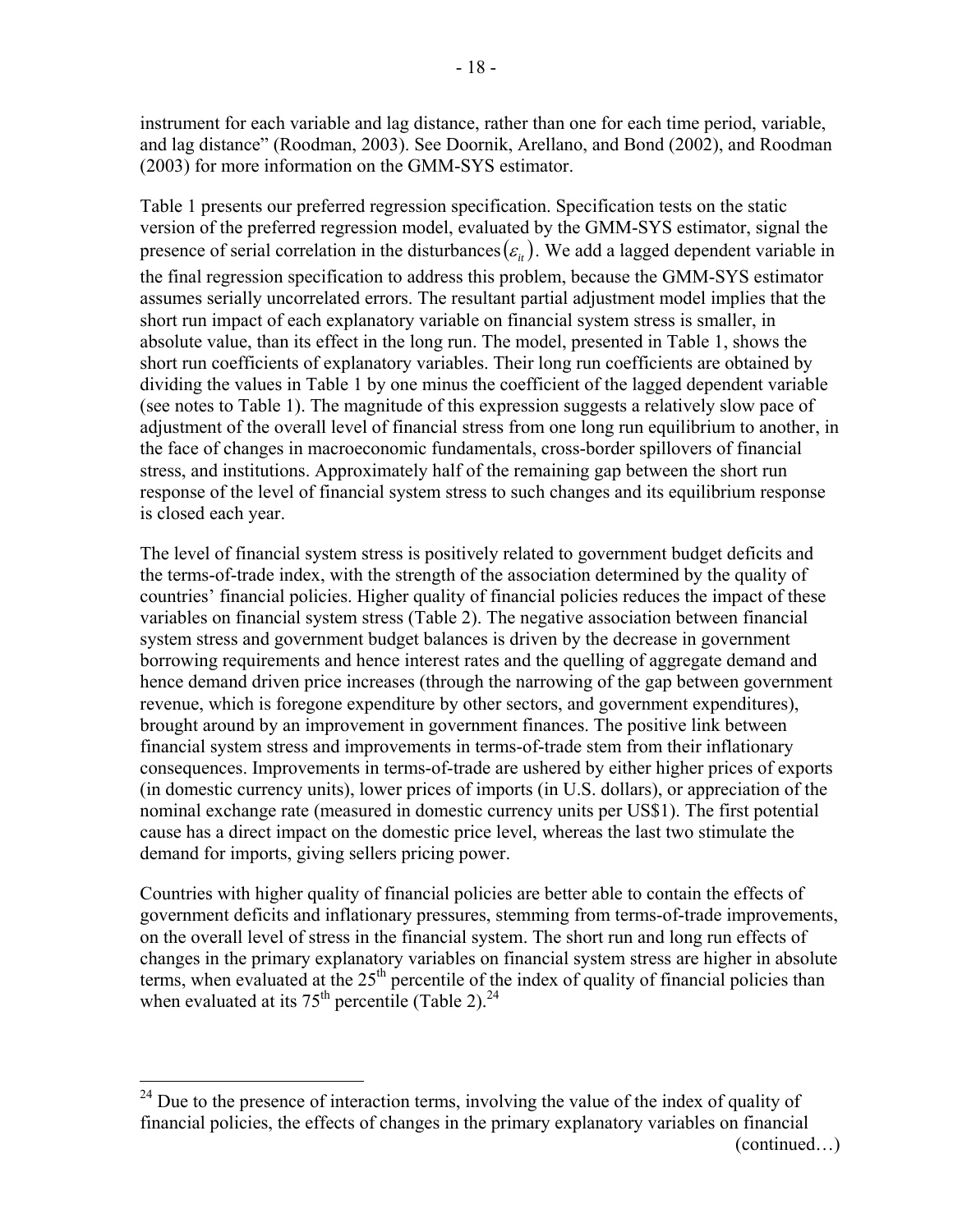instrument for each variable and lag distance, rather than one for each time period, variable, and lag distance" (Roodman, 2003). See Doornik, Arellano, and Bond (2002), and Roodman (2003) for more information on the GMM-SYS estimator.

Table 1 presents our preferred regression specification. Specification tests on the static version of the preferred regression model, evaluated by the GMM-SYS estimator, signal the presence of serial correlation in the disturbances $(\varepsilon_{it})$. We add a lagged dependent variable in the final regression specification to address this problem, because the GMM-SYS estimator assumes serially uncorrelated errors. The resultant partial adjustment model implies that the short run impact of each explanatory variable on financial system stress is smaller, in absolute value, than its effect in the long run. The model, presented in Table 1, shows the short run coefficients of explanatory variables. Their long run coefficients are obtained by dividing the values in Table 1 by one minus the coefficient of the lagged dependent variable (see notes to Table 1). The magnitude of this expression suggests a relatively slow pace of adjustment of the overall level of financial stress from one long run equilibrium to another, in the face of changes in macroeconomic fundamentals, cross-border spillovers of financial stress, and institutions. Approximately half of the remaining gap between the short run response of the level of financial system stress to such changes and its equilibrium response is closed each year.

The level of financial system stress is positively related to government budget deficits and the terms-of-trade index, with the strength of the association determined by the quality of countries' financial policies. Higher quality of financial policies reduces the impact of these variables on financial system stress (Table 2). The negative association between financial system stress and government budget balances is driven by the decrease in government borrowing requirements and hence interest rates and the quelling of aggregate demand and hence demand driven price increases (through the narrowing of the gap between government revenue, which is foregone expenditure by other sectors, and government expenditures), brought around by an improvement in government finances. The positive link between financial system stress and improvements in terms-of-trade stem from their inflationary consequences. Improvements in terms-of-trade are ushered by either higher prices of exports (in domestic currency units), lower prices of imports (in U.S. dollars), or appreciation of the nominal exchange rate (measured in domestic currency units per US$1). The first potential cause has a direct impact on the domestic price level, whereas the last two stimulate the demand for imports, giving sellers pricing power.

Countries with higher quality of financial policies are better able to contain the effects of government deficits and inflationary pressures, stemming from terms-of-trade improvements, on the overall level of stress in the financial system. The short run and long run effects of changes in the primary explanatory variables on financial system stress are higher in absolute terms, when evaluated at the 25th percentile of the index of quality of financial policies than when evaluated at its 75th percentile (Table 2).[24]

---

[24] Due to the presence of interaction terms, involving the value of the index of quality of financial policies, the effects of changes in the primary explanatory variables on financial (continued…)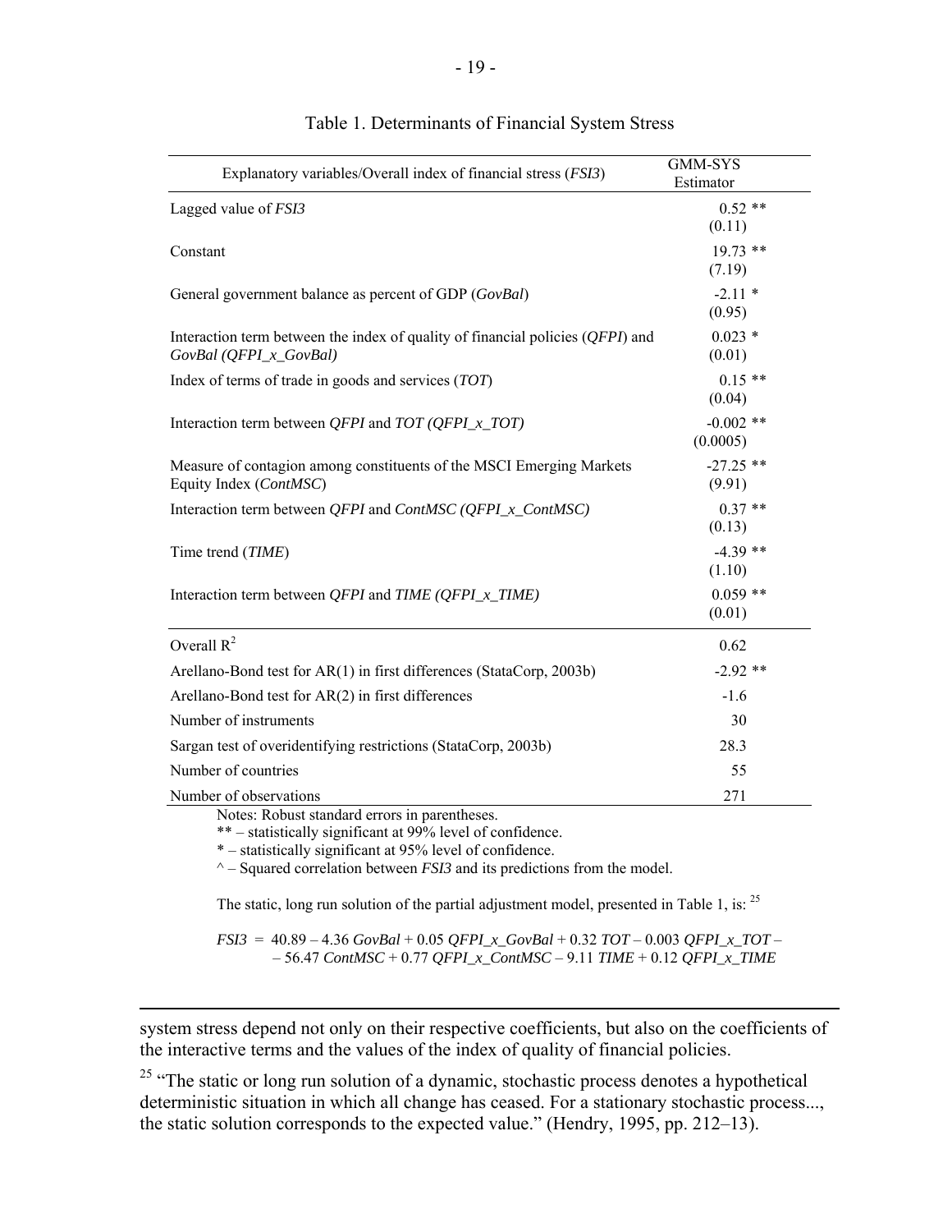Table 1. Determinants of Financial System Stress

| Explanatory variables/Overall index of financial stress (*FSI3*) | GMM-SYS Estimator |
|---|---|
| Lagged value of *FSI3* | 0.52 ** (0.11) |
| Constant | 19.73 ** (7.19) |
| General government balance as percent of GDP (*GovBal*) | -2.11 * (0.95) |
| Interaction term between the index of quality of financial policies (*QFPI*) and *GovBal (QFPI_x_GovBal)* | 0.023 * (0.01) |
| Index of terms of trade in goods and services (*TOT*) | 0.15 ** (0.04) |
| Interaction term between *QFPI* and *TOT (QFPI_x_TOT)* | -0.002 ** (0.0005) |
| Measure of contagion among constituents of the MSCI Emerging Markets Equity Index (*ContMSC*) | -27.25 ** (9.91) |
| Interaction term between *QFPI* and *ContMSC (QFPI_x_ContMSC)* | 0.37 ** (0.13) |
| Time trend (*TIME*) | -4.39 ** (1.10) |
| Interaction term between *QFPI* and *TIME (QFPI_x_TIME)* | 0.059 ** (0.01) |
| Overall $R^2$ | 0.62 |
| Arellano-Bond test for AR(1) in first differences (StataCorp, 2003b) | -2.92 ** |
| Arellano-Bond test for AR(2) in first differences | -1.6 |
| Number of instruments | 30 |
| Sargan test of overidentifying restrictions (StataCorp, 2003b) | 28.3 |
| Number of countries | 55 |
| Number of observations | 271 |

Notes: Robust standard errors in parentheses.

** – statistically significant at 99% level of confidence.

* – statistically significant at 95% level of confidence.

^ – Squared correlation between *FSI3* and its predictions from the model.

The static, long run solution of the partial adjustment model, presented in Table 1, is: [25]

$$FSI3 = 40.89 - 4.36\,GovBal + 0.05\,QFPI\_x\_GovBal + 0.32\,TOT - 0.003\,QFPI\_x\_TOT - 56.47\,ContMSC + 0.77\,QFPI\_x\_ContMSC - 9.11\,TIME + 0.12\,QFPI\_x\_TIME$$

---

system stress depend not only on their respective coefficients, but also on the coefficients of the interactive terms and the values of the index of quality of financial policies.

[25] "The static or long run solution of a dynamic, stochastic process denotes a hypothetical deterministic situation in which all change has ceased. For a stationary stochastic process..., the static solution corresponds to the expected value." (Hendry, 1995, pp. 212–13).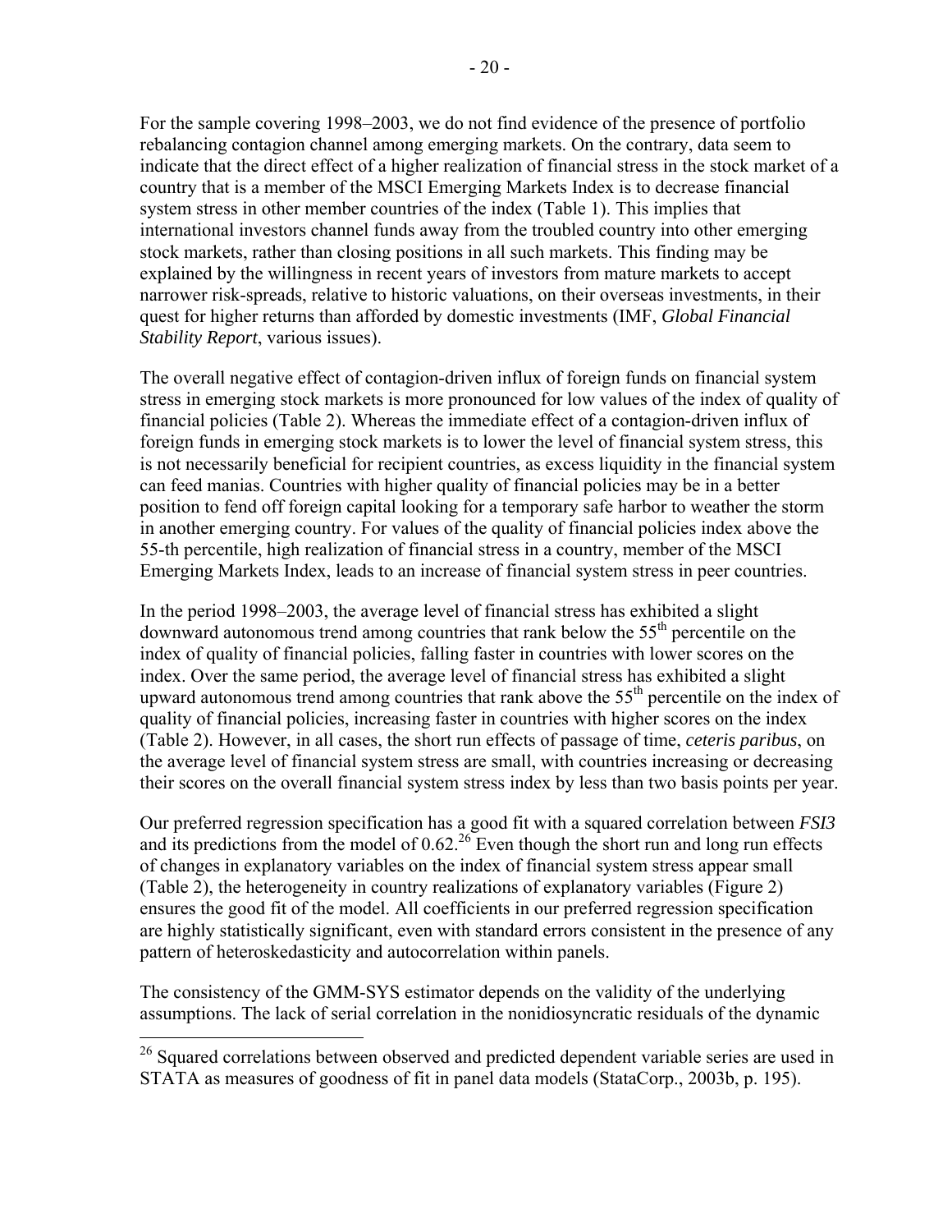For the sample covering 1998–2003, we do not find evidence of the presence of portfolio rebalancing contagion channel among emerging markets. On the contrary, data seem to indicate that the direct effect of a higher realization of financial stress in the stock market of a country that is a member of the MSCI Emerging Markets Index is to decrease financial system stress in other member countries of the index (Table 1). This implies that international investors channel funds away from the troubled country into other emerging stock markets, rather than closing positions in all such markets. This finding may be explained by the willingness in recent years of investors from mature markets to accept narrower risk-spreads, relative to historic valuations, on their overseas investments, in their quest for higher returns than afforded by domestic investments (IMF, *Global Financial Stability Report*, various issues).

The overall negative effect of contagion-driven influx of foreign funds on financial system stress in emerging stock markets is more pronounced for low values of the index of quality of financial policies (Table 2). Whereas the immediate effect of a contagion-driven influx of foreign funds in emerging stock markets is to lower the level of financial system stress, this is not necessarily beneficial for recipient countries, as excess liquidity in the financial system can feed manias. Countries with higher quality of financial policies may be in a better position to fend off foreign capital looking for a temporary safe harbor to weather the storm in another emerging country. For values of the quality of financial policies index above the 55-th percentile, high realization of financial stress in a country, member of the MSCI Emerging Markets Index, leads to an increase of financial system stress in peer countries.

In the period 1998–2003, the average level of financial stress has exhibited a slight downward autonomous trend among countries that rank below the 55$^{th}$ percentile on the index of quality of financial policies, falling faster in countries with lower scores on the index. Over the same period, the average level of financial stress has exhibited a slight upward autonomous trend among countries that rank above the 55$^{th}$ percentile on the index of quality of financial policies, increasing faster in countries with higher scores on the index (Table 2). However, in all cases, the short run effects of passage of time, *ceteris paribus*, on the average level of financial system stress are small, with countries increasing or decreasing their scores on the overall financial system stress index by less than two basis points per year.

Our preferred regression specification has a good fit with a squared correlation between *FSI3* and its predictions from the model of 0.62.[26] Even though the short run and long run effects of changes in explanatory variables on the index of financial system stress appear small (Table 2), the heterogeneity in country realizations of explanatory variables (Figure 2) ensures the good fit of the model. All coefficients in our preferred regression specification are highly statistically significant, even with standard errors consistent in the presence of any pattern of heteroskedasticity and autocorrelation within panels.

The consistency of the GMM-SYS estimator depends on the validity of the underlying assumptions. The lack of serial correlation in the nonidiosyncratic residuals of the dynamic

[26] Squared correlations between observed and predicted dependent variable series are used in STATA as measures of goodness of fit in panel data models (StataCorp., 2003b, p. 195).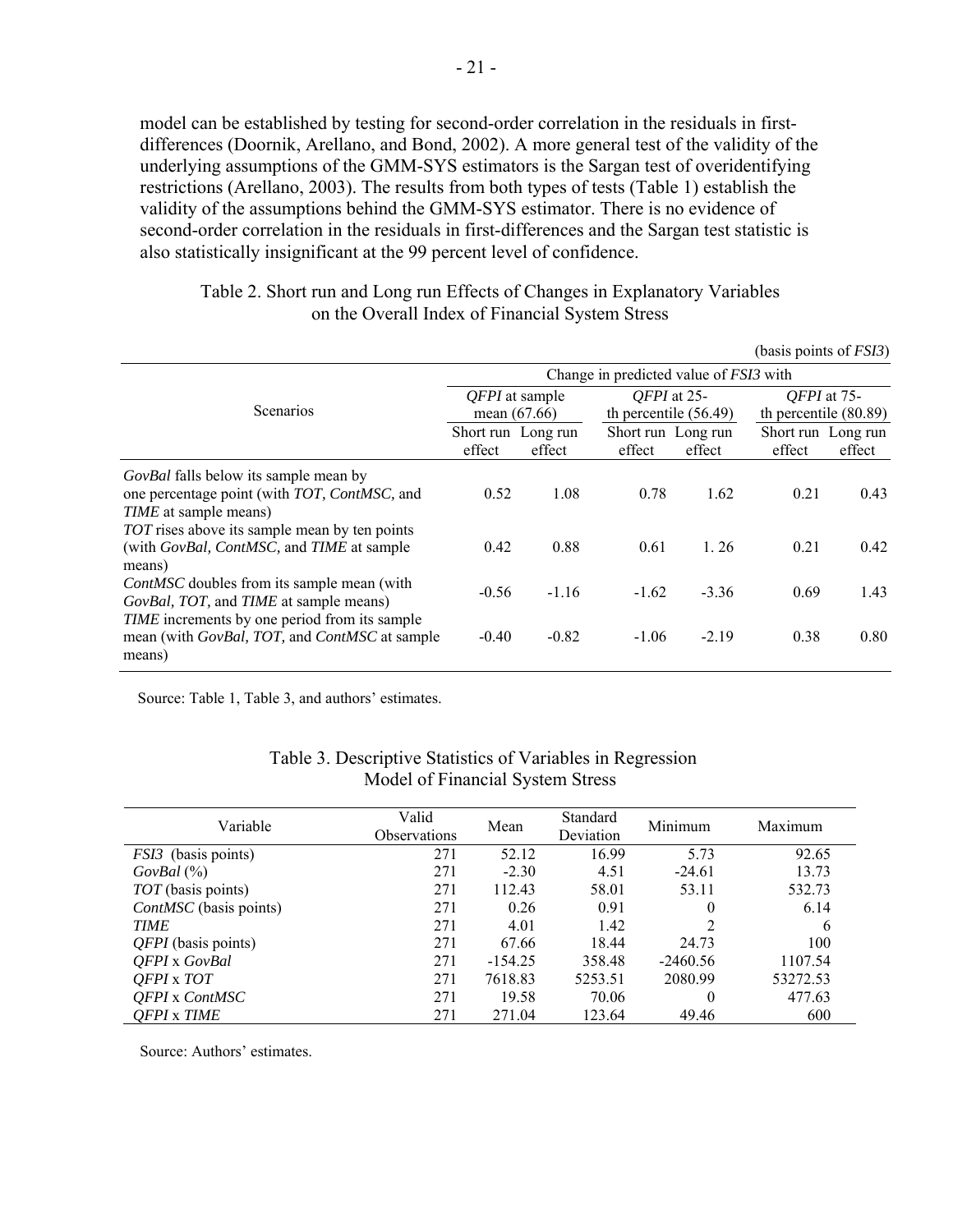model can be established by testing for second-order correlation in the residuals in first-differences (Doornik, Arellano, and Bond, 2002). A more general test of the validity of the underlying assumptions of the GMM-SYS estimators is the Sargan test of overidentifying restrictions (Arellano, 2003). The results from both types of tests (Table 1) establish the validity of the assumptions behind the GMM-SYS estimator. There is no evidence of second-order correlation in the residuals in first-differences and the Sargan test statistic is also statistically insignificant at the 99 percent level of confidence.

Table 2. Short run and Long run Effects of Changes in Explanatory Variables on the Overall Index of Financial System Stress

(basis points of *FSI3*)

| Scenarios | Change in predicted value of *FSI3* with | | | | | |
|---|---|---|---|---|---|---|
| | *QFPI* at sample mean (67.66) | | *QFPI* at 25-th percentile (56.49) | | *QFPI* at 75-th percentile (80.89) | |
| | Short run effect | Long run effect | Short run effect | Long run effect | Short run effect | Long run effect |
| *GovBal* falls below its sample mean by one percentage point (with *TOT*, *ContMSC*, and *TIME* at sample means) | 0.52 | 1.08 | 0.78 | 1.62 | 0.21 | 0.43 |
| *TOT* rises above its sample mean by ten points (with *GovBal*, *ContMSC*, and *TIME* at sample means) | 0.42 | 0.88 | 0.61 | 1. 26 | 0.21 | 0.42 |
| *ContMSC* doubles from its sample mean (with *GovBal*, *TOT*, and *TIME* at sample means) | -0.56 | -1.16 | -1.62 | -3.36 | 0.69 | 1.43 |
| *TIME* increments by one period from its sample mean (with *GovBal*, *TOT*, and *ContMSC* at sample means) | -0.40 | -0.82 | -1.06 | -2.19 | 0.38 | 0.80 |

Source: Table 1, Table 3, and authors' estimates.

Table 3. Descriptive Statistics of Variables in Regression Model of Financial System Stress

| Variable | Valid Observations | Mean | Standard Deviation | Minimum | Maximum |
|---|---|---|---|---|---|
| *FSI3* (basis points) | 271 | 52.12 | 16.99 | 5.73 | 92.65 |
| *GovBal* (%) | 271 | -2.30 | 4.51 | -24.61 | 13.73 |
| *TOT* (basis points) | 271 | 112.43 | 58.01 | 53.11 | 532.73 |
| *ContMSC* (basis points) | 271 | 0.26 | 0.91 | 0 | 6.14 |
| *TIME* | 271 | 4.01 | 1.42 | 2 | 6 |
| *QFPI* (basis points) | 271 | 67.66 | 18.44 | 24.73 | 100 |
| *QFPI* x *GovBal* | 271 | -154.25 | 358.48 | -2460.56 | 1107.54 |
| *QFPI* x *TOT* | 271 | 7618.83 | 5253.51 | 2080.99 | 53272.53 |
| *QFPI* x *ContMSC* | 271 | 19.58 | 70.06 | 0 | 477.63 |
| *QFPI* x *TIME* | 271 | 271.04 | 123.64 | 49.46 | 600 |

Source: Authors' estimates.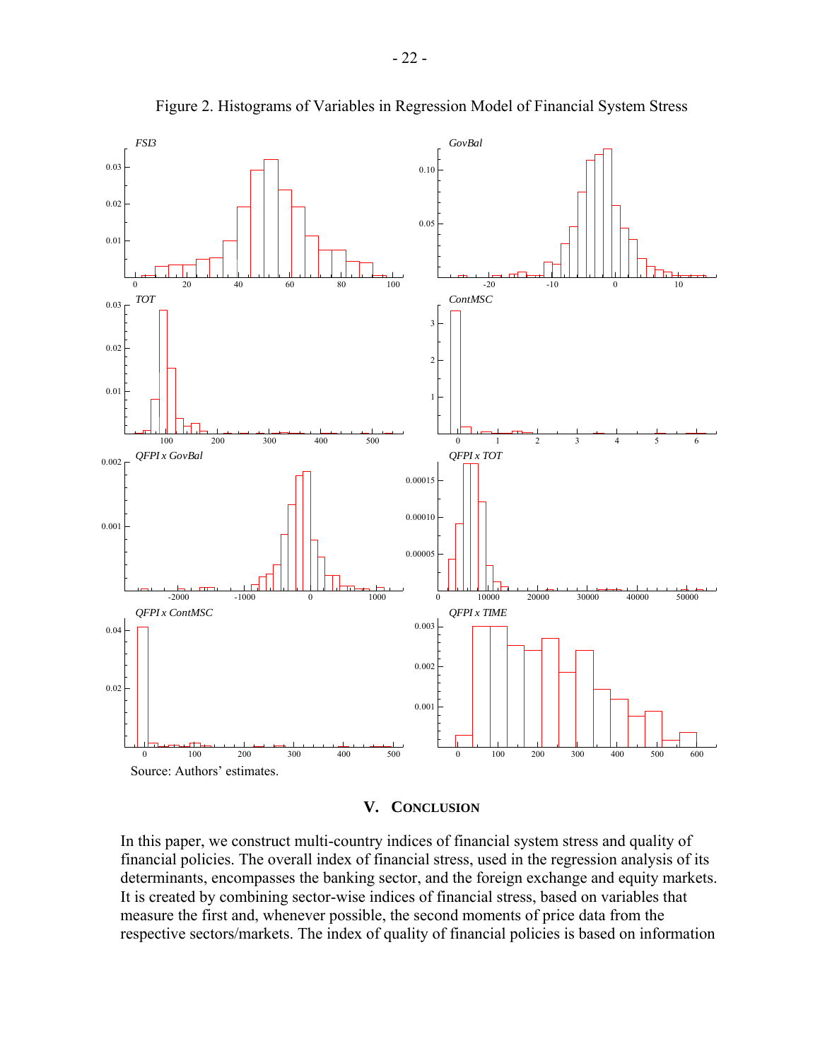Figure 2. Histograms of Variables in Regression Model of Financial System Stress

Source: Authors' estimates.

## V. Conclusion

In this paper, we construct multi-country indices of financial system stress and quality of financial policies. The overall index of financial stress, used in the regression analysis of its determinants, encompasses the banking sector, and the foreign exchange and equity markets. It is created by combining sector-wise indices of financial stress, based on variables that measure the first and, whenever possible, the second moments of price data from the respective sectors/markets. The index of quality of financial policies is based on information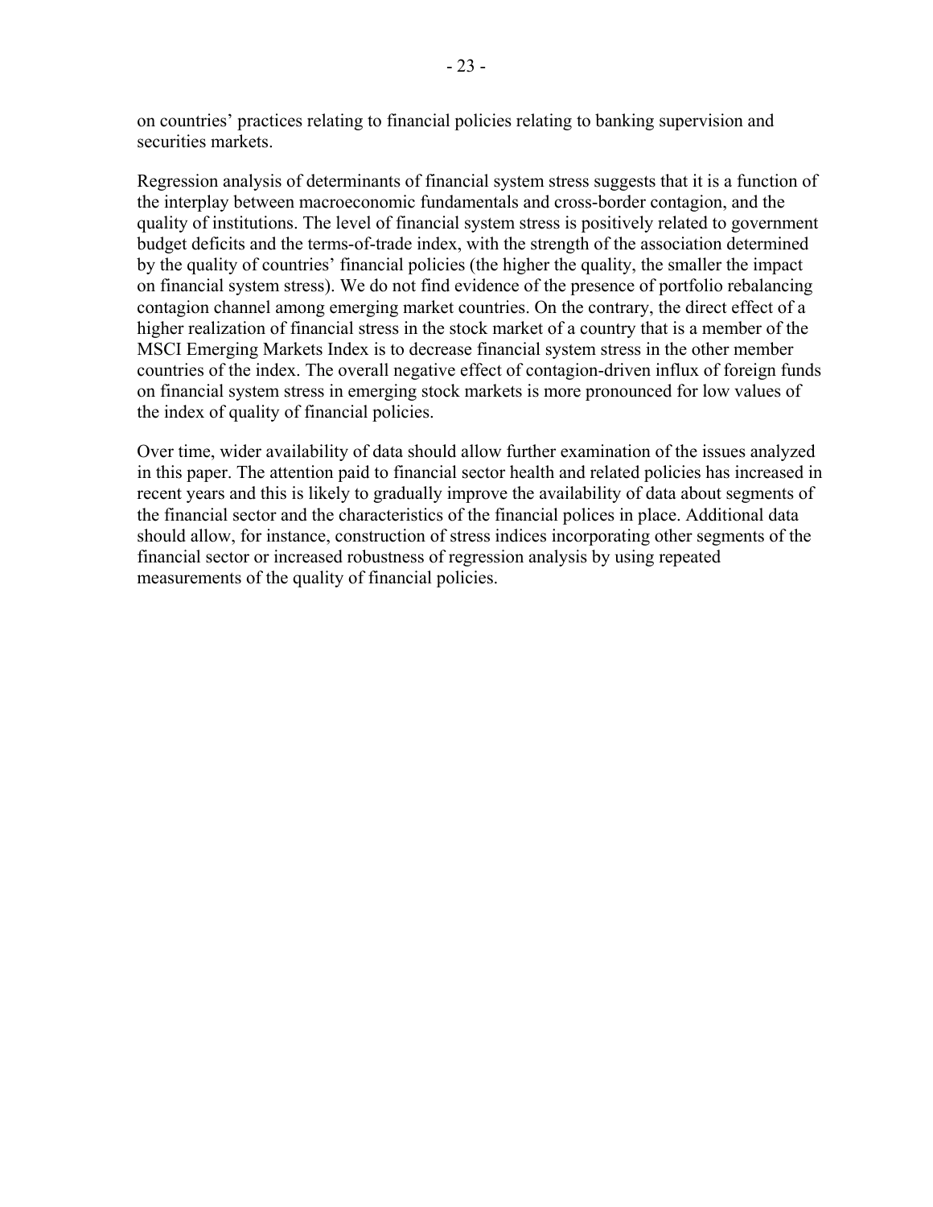on countries' practices relating to financial policies relating to banking supervision and securities markets.

Regression analysis of determinants of financial system stress suggests that it is a function of the interplay between macroeconomic fundamentals and cross-border contagion, and the quality of institutions. The level of financial system stress is positively related to government budget deficits and the terms-of-trade index, with the strength of the association determined by the quality of countries' financial policies (the higher the quality, the smaller the impact on financial system stress). We do not find evidence of the presence of portfolio rebalancing contagion channel among emerging market countries. On the contrary, the direct effect of a higher realization of financial stress in the stock market of a country that is a member of the MSCI Emerging Markets Index is to decrease financial system stress in the other member countries of the index. The overall negative effect of contagion-driven influx of foreign funds on financial system stress in emerging stock markets is more pronounced for low values of the index of quality of financial policies.

Over time, wider availability of data should allow further examination of the issues analyzed in this paper. The attention paid to financial sector health and related policies has increased in recent years and this is likely to gradually improve the availability of data about segments of the financial sector and the characteristics of the financial polices in place. Additional data should allow, for instance, construction of stress indices incorporating other segments of the financial sector or increased robustness of regression analysis by using repeated measurements of the quality of financial policies.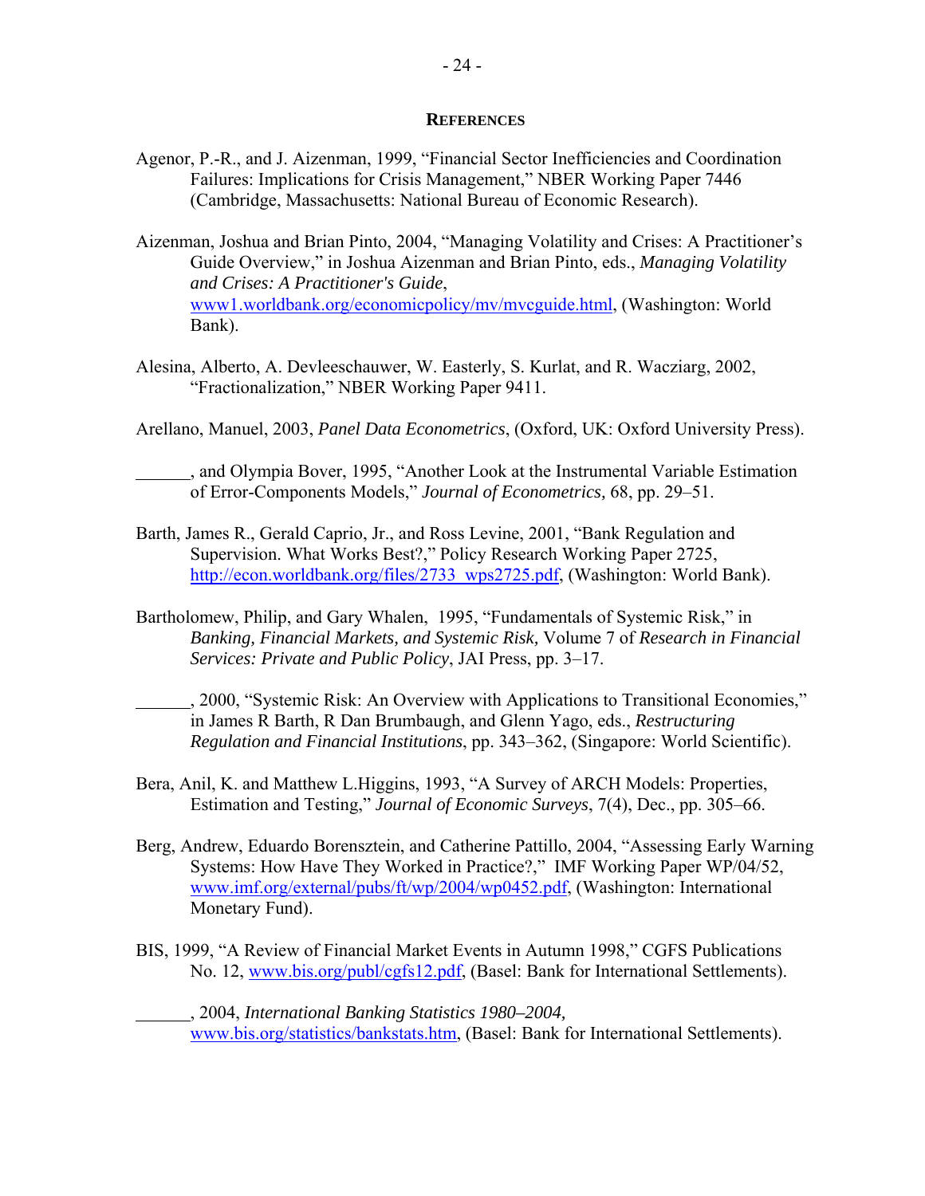## REFERENCES

Agenor, P.-R., and J. Aizenman, 1999, "Financial Sector Inefficiencies and Coordination Failures: Implications for Crisis Management," NBER Working Paper 7446 (Cambridge, Massachusetts: National Bureau of Economic Research).

Aizenman, Joshua and Brian Pinto, 2004, "Managing Volatility and Crises: A Practitioner's Guide Overview," in Joshua Aizenman and Brian Pinto, eds., *Managing Volatility and Crises: A Practitioner's Guide*, www1.worldbank.org/economicpolicy/mv/mvcguide.html, (Washington: World Bank).

Alesina, Alberto, A. Devleeschauwer, W. Easterly, S. Kurlat, and R. Wacziarg, 2002, "Fractionalization," NBER Working Paper 9411.

Arellano, Manuel, 2003, *Panel Data Econometrics*, (Oxford, UK: Oxford University Press).

______, and Olympia Bover, 1995, "Another Look at the Instrumental Variable Estimation of Error-Components Models," *Journal of Econometrics,* 68, pp. 29–51.

Barth, James R., Gerald Caprio, Jr., and Ross Levine, 2001, "Bank Regulation and Supervision. What Works Best?," Policy Research Working Paper 2725, http://econ.worldbank.org/files/2733_wps2725.pdf, (Washington: World Bank).

Bartholomew, Philip, and Gary Whalen, 1995, "Fundamentals of Systemic Risk," in *Banking, Financial Markets, and Systemic Risk,* Volume 7 of *Research in Financial Services: Private and Public Policy*, JAI Press, pp. 3–17.

______, 2000, "Systemic Risk: An Overview with Applications to Transitional Economies," in James R Barth, R Dan Brumbaugh, and Glenn Yago, eds., *Restructuring Regulation and Financial Institutions*, pp. 343–362, (Singapore: World Scientific).

Bera, Anil, K. and Matthew L.Higgins, 1993, "A Survey of ARCH Models: Properties, Estimation and Testing," *Journal of Economic Surveys*, 7(4), Dec., pp. 305–66.

Berg, Andrew, Eduardo Borensztein, and Catherine Pattillo, 2004, "Assessing Early Warning Systems: How Have They Worked in Practice?," IMF Working Paper WP/04/52, www.imf.org/external/pubs/ft/wp/2004/wp0452.pdf, (Washington: International Monetary Fund).

BIS, 1999, "A Review of Financial Market Events in Autumn 1998," CGFS Publications No. 12, www.bis.org/publ/cgfs12.pdf, (Basel: Bank for International Settlements).

______, 2004, *International Banking Statistics 1980–2004,* www.bis.org/statistics/bankstats.htm, (Basel: Bank for International Settlements).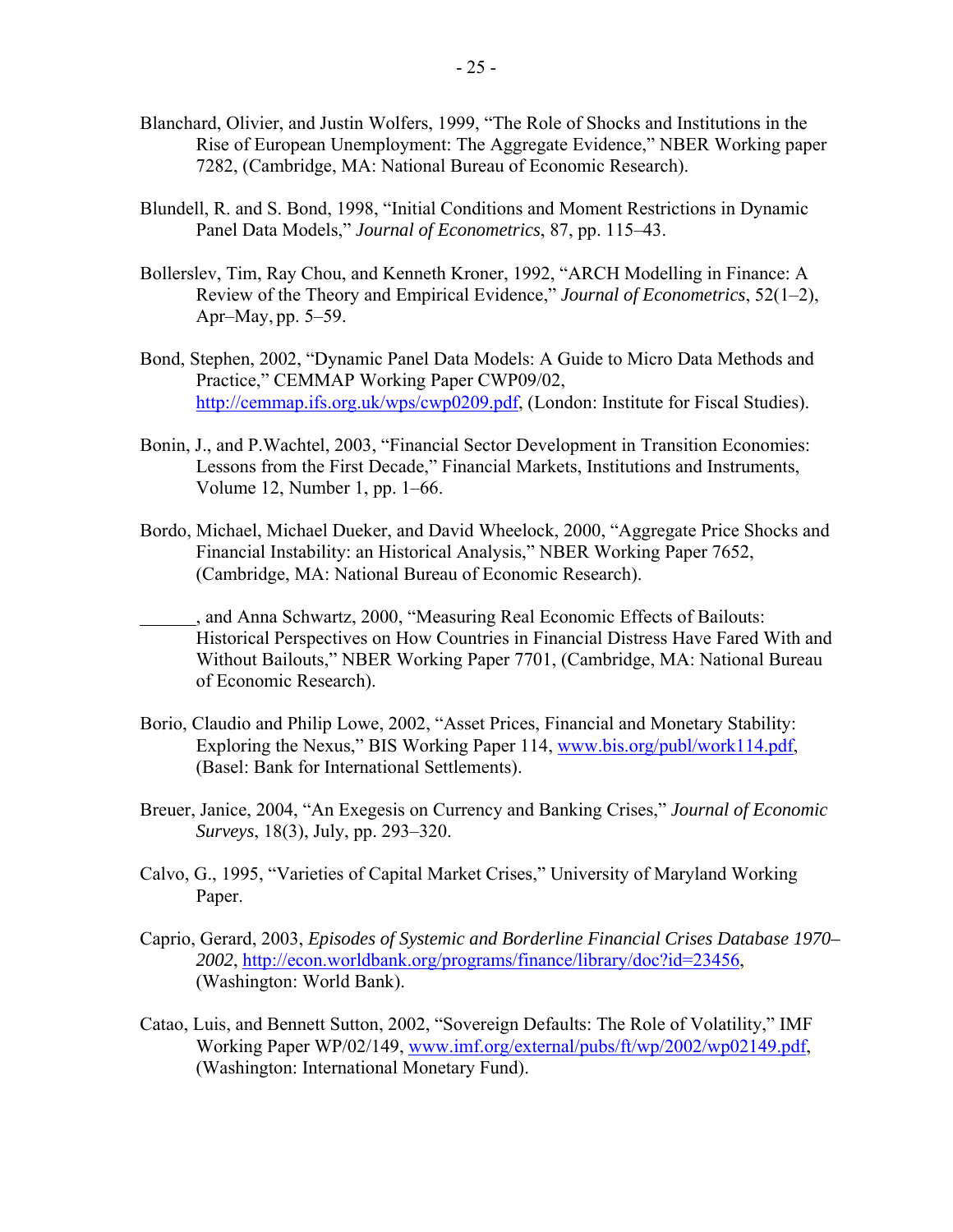Blanchard, Olivier, and Justin Wolfers, 1999, "The Role of Shocks and Institutions in the Rise of European Unemployment: The Aggregate Evidence," NBER Working paper 7282, (Cambridge, MA: National Bureau of Economic Research).

Blundell, R. and S. Bond, 1998, "Initial Conditions and Moment Restrictions in Dynamic Panel Data Models," *Journal of Econometrics*, 87, pp. 115–43.

Bollerslev, Tim, Ray Chou, and Kenneth Kroner, 1992, "ARCH Modelling in Finance: A Review of the Theory and Empirical Evidence," *Journal of Econometrics*, 52(1–2), Apr–May, pp. 5–59.

Bond, Stephen, 2002, "Dynamic Panel Data Models: A Guide to Micro Data Methods and Practice," CEMMAP Working Paper CWP09/02, http://cemmap.ifs.org.uk/wps/cwp0209.pdf, (London: Institute for Fiscal Studies).

Bonin, J., and P.Wachtel, 2003, "Financial Sector Development in Transition Economies: Lessons from the First Decade," Financial Markets, Institutions and Instruments, Volume 12, Number 1, pp. 1–66.

Bordo, Michael, Michael Dueker, and David Wheelock, 2000, "Aggregate Price Shocks and Financial Instability: an Historical Analysis," NBER Working Paper 7652, (Cambridge, MA: National Bureau of Economic Research).

______, and Anna Schwartz, 2000, "Measuring Real Economic Effects of Bailouts: Historical Perspectives on How Countries in Financial Distress Have Fared With and Without Bailouts," NBER Working Paper 7701, (Cambridge, MA: National Bureau of Economic Research).

Borio, Claudio and Philip Lowe, 2002, "Asset Prices, Financial and Monetary Stability: Exploring the Nexus," BIS Working Paper 114, www.bis.org/publ/work114.pdf, (Basel: Bank for International Settlements).

Breuer, Janice, 2004, "An Exegesis on Currency and Banking Crises," *Journal of Economic Surveys*, 18(3), July, pp. 293–320.

Calvo, G., 1995, "Varieties of Capital Market Crises," University of Maryland Working Paper.

Caprio, Gerard, 2003, *Episodes of Systemic and Borderline Financial Crises Database 1970–2002*, http://econ.worldbank.org/programs/finance/library/doc?id=23456, (Washington: World Bank).

Catao, Luis, and Bennett Sutton, 2002, "Sovereign Defaults: The Role of Volatility," IMF Working Paper WP/02/149, www.imf.org/external/pubs/ft/wp/2002/wp02149.pdf, (Washington: International Monetary Fund).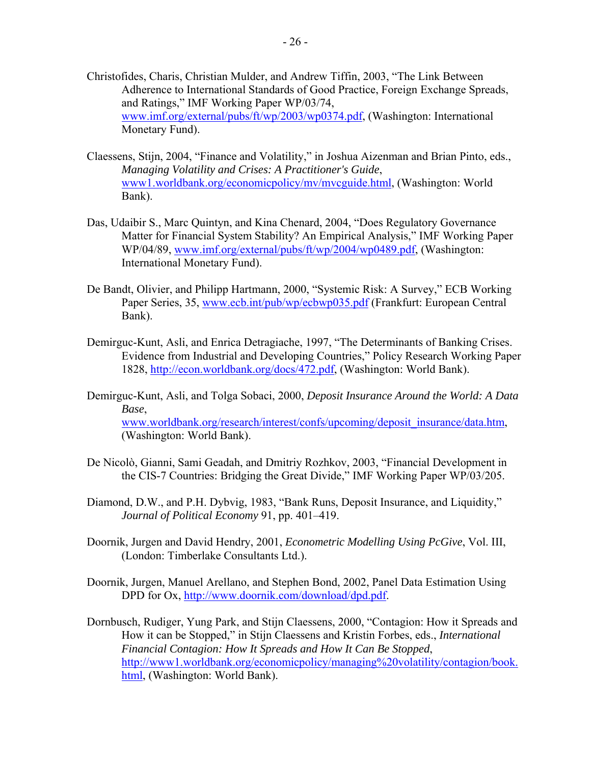Christofides, Charis, Christian Mulder, and Andrew Tiffin, 2003, "The Link Between Adherence to International Standards of Good Practice, Foreign Exchange Spreads, and Ratings," IMF Working Paper WP/03/74, www.imf.org/external/pubs/ft/wp/2003/wp0374.pdf, (Washington: International Monetary Fund).

Claessens, Stijn, 2004, "Finance and Volatility," in Joshua Aizenman and Brian Pinto, eds., *Managing Volatility and Crises: A Practitioner's Guide*, www1.worldbank.org/economicpolicy/mv/mvcguide.html, (Washington: World Bank).

Das, Udaibir S., Marc Quintyn, and Kina Chenard, 2004, "Does Regulatory Governance Matter for Financial System Stability? An Empirical Analysis," IMF Working Paper WP/04/89, www.imf.org/external/pubs/ft/wp/2004/wp0489.pdf, (Washington: International Monetary Fund).

De Bandt, Olivier, and Philipp Hartmann, 2000, "Systemic Risk: A Survey," ECB Working Paper Series, 35, www.ecb.int/pub/wp/ecbwp035.pdf (Frankfurt: European Central Bank).

Demirguc-Kunt, Asli, and Enrica Detragiache, 1997, "The Determinants of Banking Crises. Evidence from Industrial and Developing Countries," Policy Research Working Paper 1828, http://econ.worldbank.org/docs/472.pdf, (Washington: World Bank).

Demirguc-Kunt, Asli, and Tolga Sobaci, 2000, *Deposit Insurance Around the World: A Data Base*, www.worldbank.org/research/interest/confs/upcoming/deposit_insurance/data.htm, (Washington: World Bank).

De Nicolò, Gianni, Sami Geadah, and Dmitriy Rozhkov, 2003, "Financial Development in the CIS-7 Countries: Bridging the Great Divide," IMF Working Paper WP/03/205.

Diamond, D.W., and P.H. Dybvig, 1983, "Bank Runs, Deposit Insurance, and Liquidity," *Journal of Political Economy* 91, pp. 401–419.

Doornik, Jurgen and David Hendry, 2001, *Econometric Modelling Using PcGive*, Vol. III, (London: Timberlake Consultants Ltd.).

Doornik, Jurgen, Manuel Arellano, and Stephen Bond, 2002, Panel Data Estimation Using DPD for Ox, http://www.doornik.com/download/dpd.pdf.

Dornbusch, Rudiger, Yung Park, and Stijn Claessens, 2000, "Contagion: How it Spreads and How it can be Stopped," in Stijn Claessens and Kristin Forbes, eds., *International Financial Contagion: How It Spreads and How It Can Be Stopped*, http://www1.worldbank.org/economicpolicy/managing%20volatility/contagion/book.html, (Washington: World Bank).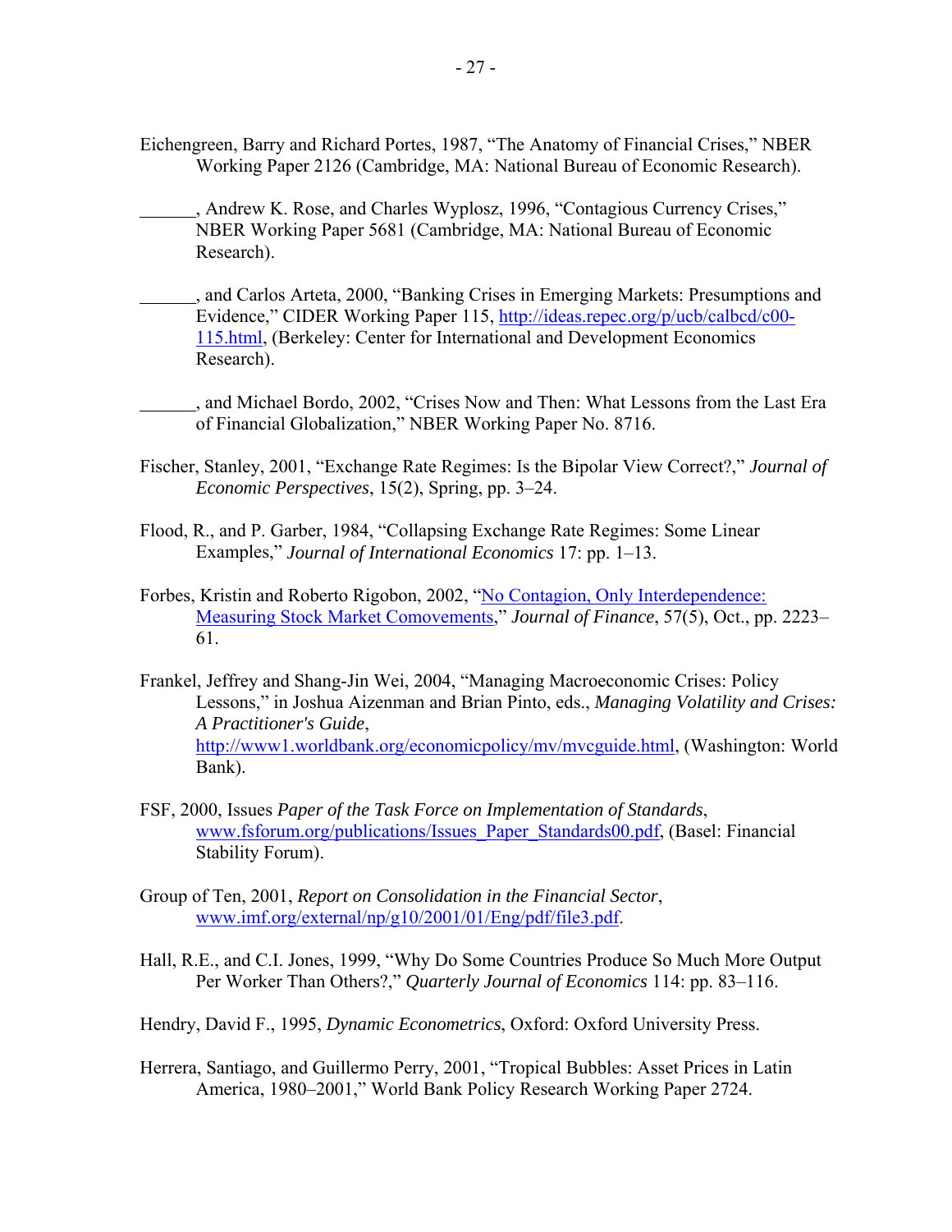Eichengreen, Barry and Richard Portes, 1987, “The Anatomy of Financial Crises,” NBER Working Paper 2126 (Cambridge, MA: National Bureau of Economic Research).

______, Andrew K. Rose, and Charles Wyplosz, 1996, “Contagious Currency Crises,” NBER Working Paper 5681 (Cambridge, MA: National Bureau of Economic Research).

______, and Carlos Arteta, 2000, “Banking Crises in Emerging Markets: Presumptions and Evidence,” CIDER Working Paper 115, http://ideas.repec.org/p/ucb/calbcd/c00-115.html, (Berkeley: Center for International and Development Economics Research).

______, and Michael Bordo, 2002, “Crises Now and Then: What Lessons from the Last Era of Financial Globalization,” NBER Working Paper No. 8716.

Fischer, Stanley, 2001, “Exchange Rate Regimes: Is the Bipolar View Correct?,” *Journal of Economic Perspectives*, 15(2), Spring, pp. 3–24.

Flood, R., and P. Garber, 1984, “Collapsing Exchange Rate Regimes: Some Linear Examples,” *Journal of International Economics* 17: pp. 1–13.

Forbes, Kristin and Roberto Rigobon, 2002, “No Contagion, Only Interdependence: Measuring Stock Market Comovements,” *Journal of Finance*, 57(5), Oct., pp. 2223–61.

Frankel, Jeffrey and Shang-Jin Wei, 2004, “Managing Macroeconomic Crises: Policy Lessons,” in Joshua Aizenman and Brian Pinto, eds., *Managing Volatility and Crises: A Practitioner's Guide*, http://www1.worldbank.org/economicpolicy/mv/mvcguide.html, (Washington: World Bank).

FSF, 2000, Issues *Paper of the Task Force on Implementation of Standards*, www.fsforum.org/publications/Issues_Paper_Standards00.pdf, (Basel: Financial Stability Forum).

Group of Ten, 2001, *Report on Consolidation in the Financial Sector*, www.imf.org/external/np/g10/2001/01/Eng/pdf/file3.pdf.

Hall, R.E., and C.I. Jones, 1999, “Why Do Some Countries Produce So Much More Output Per Worker Than Others?,” *Quarterly Journal of Economics* 114: pp. 83–116.

Hendry, David F., 1995, *Dynamic Econometrics*, Oxford: Oxford University Press.

Herrera, Santiago, and Guillermo Perry, 2001, “Tropical Bubbles: Asset Prices in Latin America, 1980–2001,” World Bank Policy Research Working Paper 2724.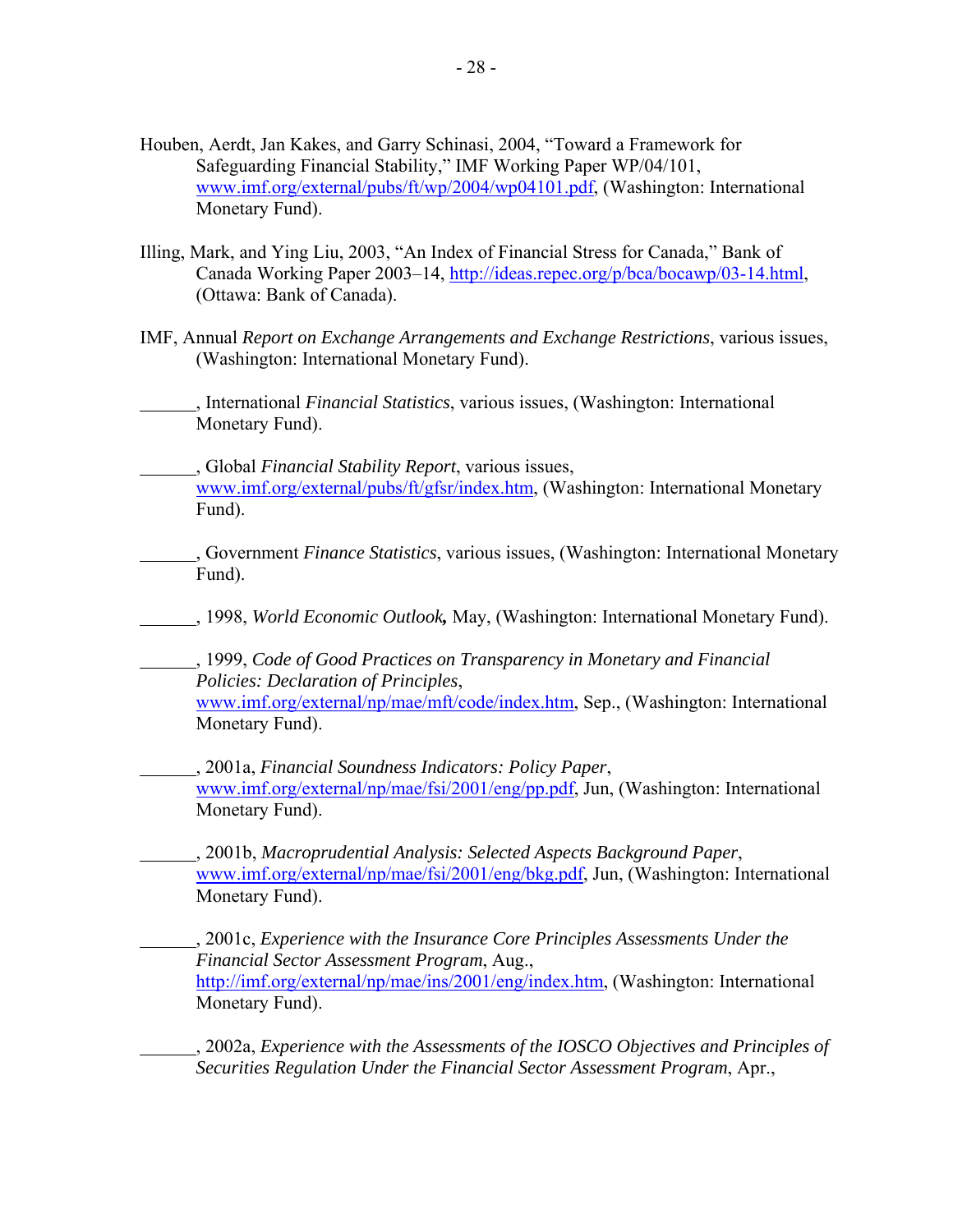Houben, Aerdt, Jan Kakes, and Garry Schinasi, 2004, "Toward a Framework for Safeguarding Financial Stability," IMF Working Paper WP/04/101, www.imf.org/external/pubs/ft/wp/2004/wp04101.pdf, (Washington: International Monetary Fund).

Illing, Mark, and Ying Liu, 2003, "An Index of Financial Stress for Canada," Bank of Canada Working Paper 2003–14, http://ideas.repec.org/p/bca/bocawp/03-14.html, (Ottawa: Bank of Canada).

IMF, Annual *Report on Exchange Arrangements and Exchange Restrictions*, various issues, (Washington: International Monetary Fund).

______, International *Financial Statistics*, various issues, (Washington: International Monetary Fund).

______, Global *Financial Stability Report*, various issues, www.imf.org/external/pubs/ft/gfsr/index.htm, (Washington: International Monetary Fund).

______, Government *Finance Statistics*, various issues, (Washington: International Monetary Fund).

______, 1998, *World Economic Outlook,* May, (Washington: International Monetary Fund).

______, 1999, *Code of Good Practices on Transparency in Monetary and Financial Policies: Declaration of Principles*, www.imf.org/external/np/mae/mft/code/index.htm, Sep., (Washington: International Monetary Fund).

______, 2001a, *Financial Soundness Indicators: Policy Paper*, www.imf.org/external/np/mae/fsi/2001/eng/pp.pdf, Jun, (Washington: International Monetary Fund).

______, 2001b, *Macroprudential Analysis: Selected Aspects Background Paper*, www.imf.org/external/np/mae/fsi/2001/eng/bkg.pdf, Jun, (Washington: International Monetary Fund).

______, 2001c, *Experience with the Insurance Core Principles Assessments Under the Financial Sector Assessment Program*, Aug., http://imf.org/external/np/mae/ins/2001/eng/index.htm, (Washington: International Monetary Fund).

______, 2002a, *Experience with the Assessments of the IOSCO Objectives and Principles of Securities Regulation Under the Financial Sector Assessment Program*, Apr.,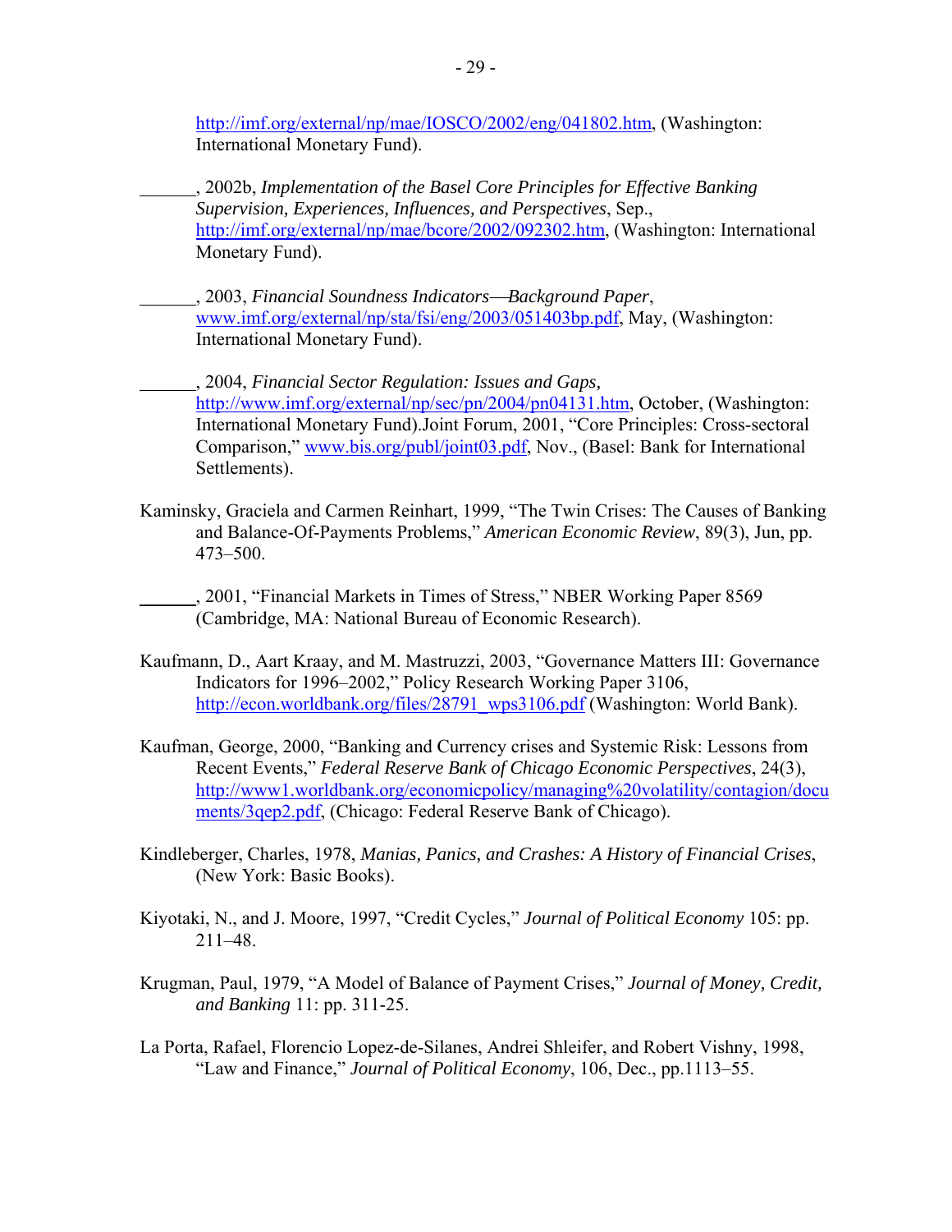http://imf.org/external/np/mae/IOSCO/2002/eng/041802.htm, (Washington: International Monetary Fund).

______, 2002b, *Implementation of the Basel Core Principles for Effective Banking Supervision, Experiences, Influences, and Perspectives*, Sep., http://imf.org/external/np/mae/bcore/2002/092302.htm, (Washington: International Monetary Fund).

______, 2003, *Financial Soundness Indicators—Background Paper*, www.imf.org/external/np/sta/fsi/eng/2003/051403bp.pdf, May, (Washington: International Monetary Fund).

______, 2004, *Financial Sector Regulation: Issues and Gaps*, http://www.imf.org/external/np/sec/pn/2004/pn04131.htm, October, (Washington: International Monetary Fund).Joint Forum, 2001, "Core Principles: Cross-sectoral Comparison," www.bis.org/publ/joint03.pdf, Nov., (Basel: Bank for International Settlements).

Kaminsky, Graciela and Carmen Reinhart, 1999, "The Twin Crises: The Causes of Banking and Balance-Of-Payments Problems," *American Economic Review*, 89(3), Jun, pp. 473–500.

______, 2001, "Financial Markets in Times of Stress," NBER Working Paper 8569 (Cambridge, MA: National Bureau of Economic Research).

Kaufmann, D., Aart Kraay, and M. Mastruzzi, 2003, "Governance Matters III: Governance Indicators for 1996–2002," Policy Research Working Paper 3106, http://econ.worldbank.org/files/28791_wps3106.pdf (Washington: World Bank).

Kaufman, George, 2000, "Banking and Currency crises and Systemic Risk: Lessons from Recent Events," *Federal Reserve Bank of Chicago Economic Perspectives*, 24(3), http://www1.worldbank.org/economicpolicy/managing%20volatility/contagion/documents/3qep2.pdf, (Chicago: Federal Reserve Bank of Chicago).

Kindleberger, Charles, 1978, *Manias, Panics, and Crashes: A History of Financial Crises*, (New York: Basic Books).

Kiyotaki, N., and J. Moore, 1997, "Credit Cycles," *Journal of Political Economy* 105: pp. 211–48.

Krugman, Paul, 1979, "A Model of Balance of Payment Crises," *Journal of Money, Credit, and Banking* 11: pp. 311-25.

La Porta, Rafael, Florencio Lopez-de-Silanes, Andrei Shleifer, and Robert Vishny, 1998, "Law and Finance," *Journal of Political Economy*, 106, Dec., pp.1113–55.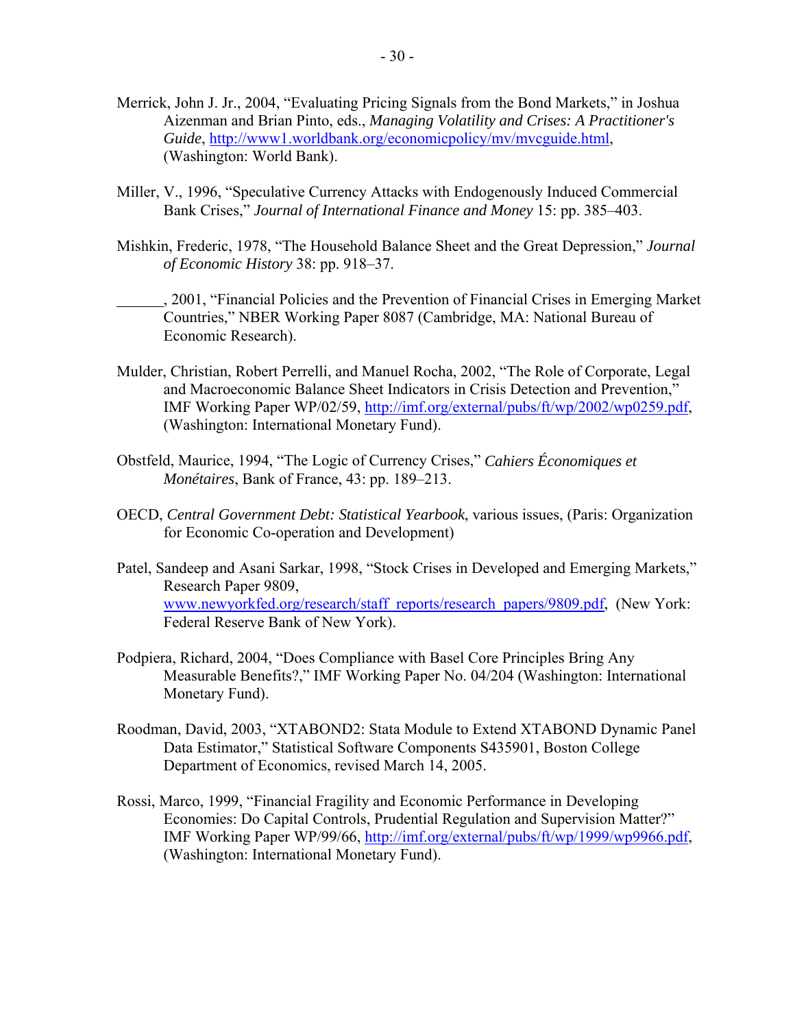Merrick, John J. Jr., 2004, "Evaluating Pricing Signals from the Bond Markets," in Joshua Aizenman and Brian Pinto, eds., *Managing Volatility and Crises: A Practitioner's Guide*, http://www1.worldbank.org/economicpolicy/mv/mvcguide.html, (Washington: World Bank).

Miller, V., 1996, "Speculative Currency Attacks with Endogenously Induced Commercial Bank Crises," *Journal of International Finance and Money* 15: pp. 385–403.

Mishkin, Frederic, 1978, "The Household Balance Sheet and the Great Depression," *Journal of Economic History* 38: pp. 918–37.

\_\_\_\_\_\_, 2001, "Financial Policies and the Prevention of Financial Crises in Emerging Market Countries," NBER Working Paper 8087 (Cambridge, MA: National Bureau of Economic Research).

Mulder, Christian, Robert Perrelli, and Manuel Rocha, 2002, "The Role of Corporate, Legal and Macroeconomic Balance Sheet Indicators in Crisis Detection and Prevention," IMF Working Paper WP/02/59, http://imf.org/external/pubs/ft/wp/2002/wp0259.pdf, (Washington: International Monetary Fund).

Obstfeld, Maurice, 1994, "The Logic of Currency Crises," *Cahiers Économiques et Monétaires*, Bank of France, 43: pp. 189–213.

OECD, *Central Government Debt: Statistical Yearbook*, various issues, (Paris: Organization for Economic Co-operation and Development)

Patel, Sandeep and Asani Sarkar, 1998, "Stock Crises in Developed and Emerging Markets," Research Paper 9809, www.newyorkfed.org/research/staff_reports/research_papers/9809.pdf, (New York: Federal Reserve Bank of New York).

Podpiera, Richard, 2004, "Does Compliance with Basel Core Principles Bring Any Measurable Benefits?," IMF Working Paper No. 04/204 (Washington: International Monetary Fund).

Roodman, David, 2003, "XTABOND2: Stata Module to Extend XTABOND Dynamic Panel Data Estimator," Statistical Software Components S435901, Boston College Department of Economics, revised March 14, 2005.

Rossi, Marco, 1999, "Financial Fragility and Economic Performance in Developing Economies: Do Capital Controls, Prudential Regulation and Supervision Matter?" IMF Working Paper WP/99/66, http://imf.org/external/pubs/ft/wp/1999/wp9966.pdf, (Washington: International Monetary Fund).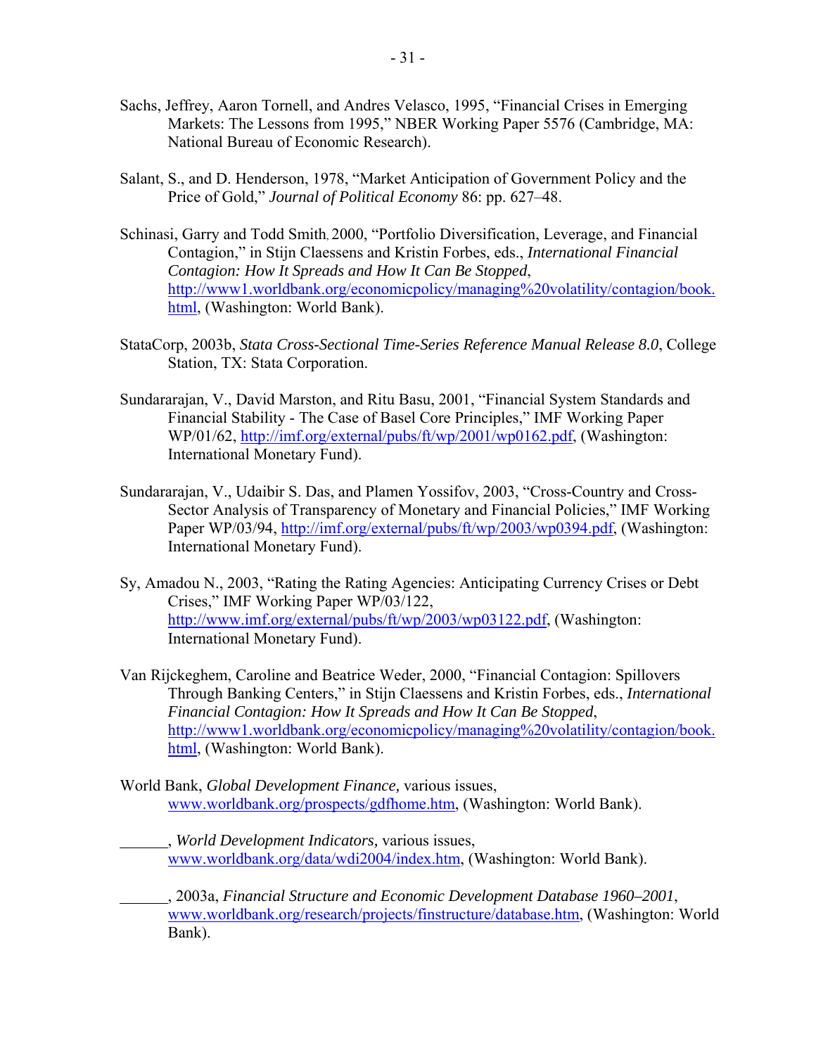Sachs, Jeffrey, Aaron Tornell, and Andres Velasco, 1995, "Financial Crises in Emerging Markets: The Lessons from 1995," NBER Working Paper 5576 (Cambridge, MA: National Bureau of Economic Research).

Salant, S., and D. Henderson, 1978, "Market Anticipation of Government Policy and the Price of Gold," *Journal of Political Economy* 86: pp. 627–48.

Schinasi, Garry and Todd Smith, 2000, "Portfolio Diversification, Leverage, and Financial Contagion," in Stijn Claessens and Kristin Forbes, eds., *International Financial Contagion: How It Spreads and How It Can Be Stopped*, http://www1.worldbank.org/economicpolicy/managing%20volatility/contagion/book.html, (Washington: World Bank).

StataCorp, 2003b, *Stata Cross-Sectional Time-Series Reference Manual Release 8.0*, College Station, TX: Stata Corporation.

Sundararajan, V., David Marston, and Ritu Basu, 2001, "Financial System Standards and Financial Stability - The Case of Basel Core Principles," IMF Working Paper WP/01/62, http://imf.org/external/pubs/ft/wp/2001/wp0162.pdf, (Washington: International Monetary Fund).

Sundararajan, V., Udaibir S. Das, and Plamen Yossifov, 2003, "Cross-Country and Cross-Sector Analysis of Transparency of Monetary and Financial Policies," IMF Working Paper WP/03/94, http://imf.org/external/pubs/ft/wp/2003/wp0394.pdf, (Washington: International Monetary Fund).

Sy, Amadou N., 2003, "Rating the Rating Agencies: Anticipating Currency Crises or Debt Crises," IMF Working Paper WP/03/122, http://www.imf.org/external/pubs/ft/wp/2003/wp03122.pdf, (Washington: International Monetary Fund).

Van Rijckeghem, Caroline and Beatrice Weder, 2000, "Financial Contagion: Spillovers Through Banking Centers," in Stijn Claessens and Kristin Forbes, eds., *International Financial Contagion: How It Spreads and How It Can Be Stopped*, http://www1.worldbank.org/economicpolicy/managing%20volatility/contagion/book.html, (Washington: World Bank).

World Bank, *Global Development Finance,* various issues, www.worldbank.org/prospects/gdfhome.htm, (Washington: World Bank).

______, *World Development Indicators,* various issues, www.worldbank.org/data/wdi2004/index.htm, (Washington: World Bank).

______, 2003a, *Financial Structure and Economic Development Database 1960–2001*, www.worldbank.org/research/projects/finstructure/database.htm, (Washington: World Bank).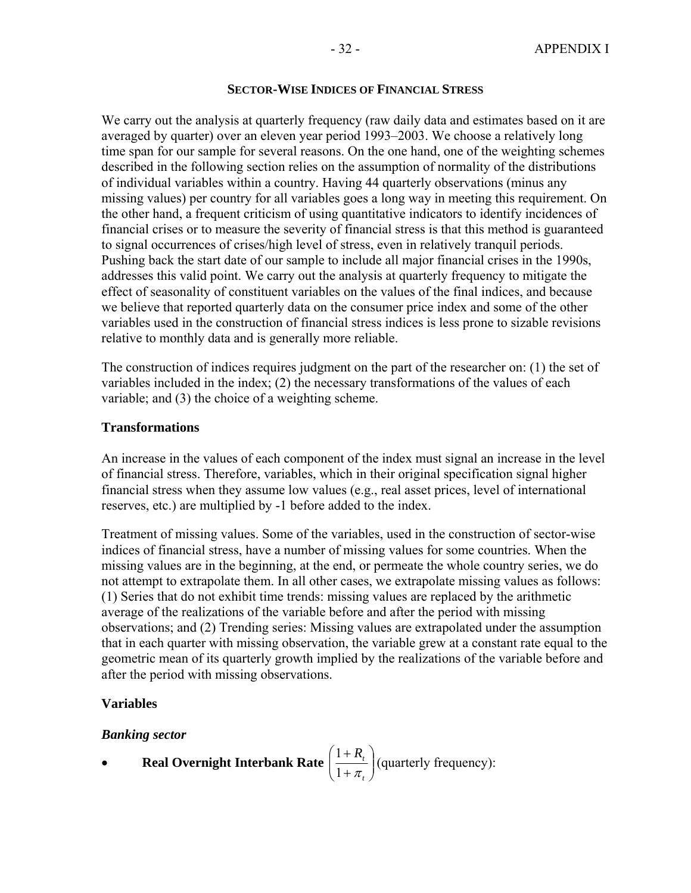### SECTOR-WISE INDICES OF FINANCIAL STRESS

We carry out the analysis at quarterly frequency (raw daily data and estimates based on it are averaged by quarter) over an eleven year period 1993–2003. We choose a relatively long time span for our sample for several reasons. On the one hand, one of the weighting schemes described in the following section relies on the assumption of normality of the distributions of individual variables within a country. Having 44 quarterly observations (minus any missing values) per country for all variables goes a long way in meeting this requirement. On the other hand, a frequent criticism of using quantitative indicators to identify incidences of financial crises or to measure the severity of financial stress is that this method is guaranteed to signal occurrences of crises/high level of stress, even in relatively tranquil periods. Pushing back the start date of our sample to include all major financial crises in the 1990s, addresses this valid point. We carry out the analysis at quarterly frequency to mitigate the effect of seasonality of constituent variables on the values of the final indices, and because we believe that reported quarterly data on the consumer price index and some of the other variables used in the construction of financial stress indices is less prone to sizable revisions relative to monthly data and is generally more reliable.

The construction of indices requires judgment on the part of the researcher on: (1) the set of variables included in the index; (2) the necessary transformations of the values of each variable; and (3) the choice of a weighting scheme.

**Transformations**

An increase in the values of each component of the index must signal an increase in the level of financial stress. Therefore, variables, which in their original specification signal higher financial stress when they assume low values (e.g., real asset prices, level of international reserves, etc.) are multiplied by -1 before added to the index.

Treatment of missing values. Some of the variables, used in the construction of sector-wise indices of financial stress, have a number of missing values for some countries. When the missing values are in the beginning, at the end, or permeate the whole country series, we do not attempt to extrapolate them. In all other cases, we extrapolate missing values as follows: (1) Series that do not exhibit time trends: missing values are replaced by the arithmetic average of the realizations of the variable before and after the period with missing observations; and (2) Trending series: Missing values are extrapolated under the assumption that in each quarter with missing observation, the variable grew at a constant rate equal to the geometric mean of its quarterly growth implied by the realizations of the variable before and after the period with missing observations.

**Variables**

***Banking sector***

- **Real Overnight Interbank Rate** $\left(\frac{1+R_t}{1+\pi_t}\right)$ (quarterly frequency):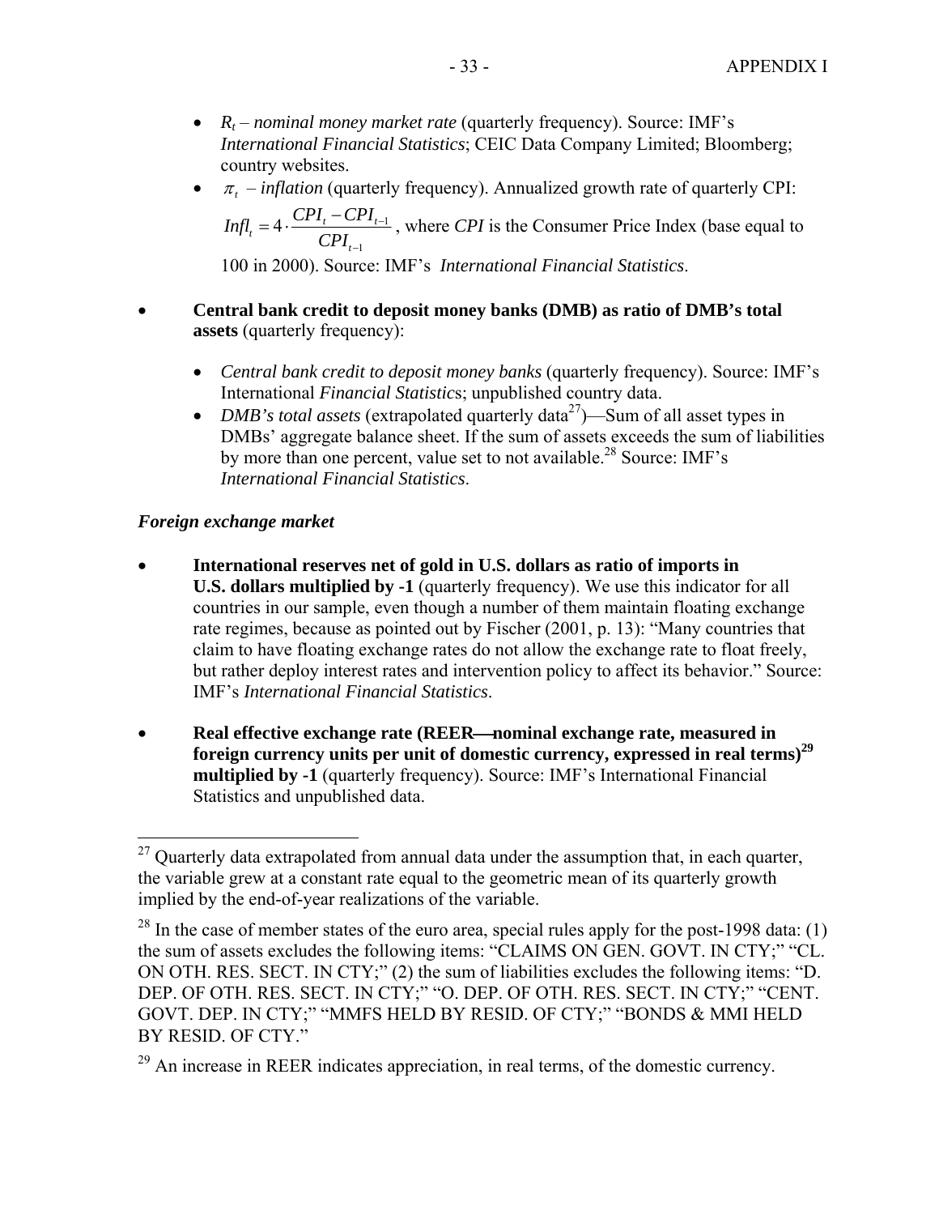- $R_t$ – *nominal money market rate* (quarterly frequency). Source: IMF's *International Financial Statistics*; CEIC Data Company Limited; Bloomberg; country websites.
- $\pi_t$ – *inflation* (quarterly frequency). Annualized growth rate of quarterly CPI: $Infl_t = 4 \cdot \frac{CPI_t - CPI_{t-1}}{CPI_{t-1}}$, where *CPI* is the Consumer Price Index (base equal to 100 in 2000). Source: IMF's *International Financial Statistics*.

- **Central bank credit to deposit money banks (DMB) as ratio of DMB's total assets** (quarterly frequency):

  - *Central bank credit to deposit money banks* (quarterly frequency). Source: IMF's International *Financial Statistic*s; unpublished country data.
  - *DMB's total assets* (extrapolated quarterly data[27])—Sum of all asset types in DMBs' aggregate balance sheet. If the sum of assets exceeds the sum of liabilities by more than one percent, value set to not available.[28] Source: IMF's *International Financial Statistics*.

### *Foreign exchange market*

- **International reserves net of gold in U.S. dollars as ratio of imports in U.S. dollars multiplied by -1** (quarterly frequency). We use this indicator for all countries in our sample, even though a number of them maintain floating exchange rate regimes, because as pointed out by Fischer (2001, p. 13): "Many countries that claim to have floating exchange rates do not allow the exchange rate to float freely, but rather deploy interest rates and intervention policy to affect its behavior." Source: IMF's *International Financial Statistics*.

- **Real effective exchange rate (REER—nominal exchange rate, measured in foreign currency units per unit of domestic currency, expressed in real terms)[29] multiplied by -1** (quarterly frequency). Source: IMF's International Financial Statistics and unpublished data.

---

[27] Quarterly data extrapolated from annual data under the assumption that, in each quarter, the variable grew at a constant rate equal to the geometric mean of its quarterly growth implied by the end-of-year realizations of the variable.

[28] In the case of member states of the euro area, special rules apply for the post-1998 data: (1) the sum of assets excludes the following items: "CLAIMS ON GEN. GOVT. IN CTY;" "CL. ON OTH. RES. SECT. IN CTY;" (2) the sum of liabilities excludes the following items: "D. DEP. OF OTH. RES. SECT. IN CTY;" "O. DEP. OF OTH. RES. SECT. IN CTY;" "CENT. GOVT. DEP. IN CTY;" "MMFS HELD BY RESID. OF CTY;" "BONDS & MMI HELD BY RESID. OF CTY."

[29] An increase in REER indicates appreciation, in real terms, of the domestic currency.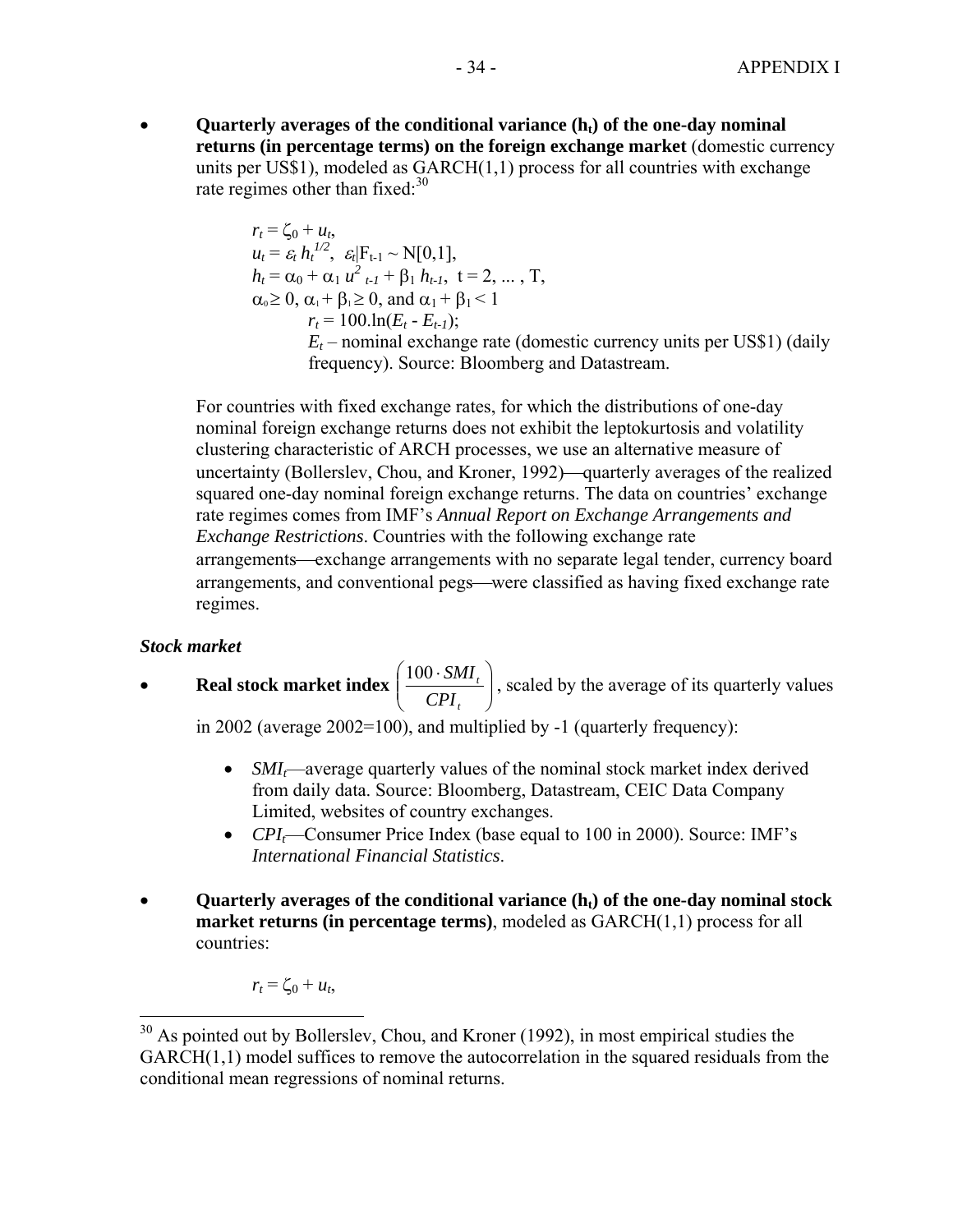- **Quarterly averages of the conditional variance ($h_t$) of the one-day nominal returns (in percentage terms) on the foreign exchange market** (domestic currency units per US$1), modeled as GARCH(1,1) process for all countries with exchange rate regimes other than fixed:[30]

  $r_t = \zeta_0 + u_t,$
  
  $u_t = \varepsilon_t h_t^{1/2}, \ \varepsilon_t|F_{t-1} \sim N[0,1],$
  
  $h_t = \alpha_0 + \alpha_1 u^2_{t-1} + \beta_1 h_{t-1}, \ t = 2, \ldots, T,$
  
  $\alpha_0 \geq 0, \ \alpha_1 + \beta_1 \geq 0$, and $\alpha_1 + \beta_1 < 1$
  
  $r_t = 100.\ln(E_t - E_{t-1});$
  
  $E_t$ – nominal exchange rate (domestic currency units per US$1) (daily frequency). Source: Bloomberg and Datastream.

  For countries with fixed exchange rates, for which the distributions of one-day nominal foreign exchange returns does not exhibit the leptokurtosis and volatility clustering characteristic of ARCH processes, we use an alternative measure of uncertainty (Bollerslev, Chou, and Kroner, 1992)—quarterly averages of the realized squared one-day nominal foreign exchange returns. The data on countries' exchange rate regimes comes from IMF's *Annual Report on Exchange Arrangements and Exchange Restrictions*. Countries with the following exchange rate arrangements—exchange arrangements with no separate legal tender, currency board arrangements, and conventional pegs—were classified as having fixed exchange rate regimes.

***Stock market***

- **Real stock market index** $\left(\frac{100 \cdot SMI_t}{CPI_t}\right)$, scaled by the average of its quarterly values in 2002 (average 2002=100), and multiplied by -1 (quarterly frequency):

  - $SMI_t$—average quarterly values of the nominal stock market index derived from daily data. Source: Bloomberg, Datastream, CEIC Data Company Limited, websites of country exchanges.
  - $CPI_t$—Consumer Price Index (base equal to 100 in 2000). Source: IMF's *International Financial Statistics*.

- **Quarterly averages of the conditional variance ($h_t$) of the one-day nominal stock market returns (in percentage terms)**, modeled as GARCH(1,1) process for all countries:

  $r_t = \zeta_0 + u_t,$

[30] As pointed out by Bollerslev, Chou, and Kroner (1992), in most empirical studies the GARCH(1,1) model suffices to remove the autocorrelation in the squared residuals from the conditional mean regressions of nominal returns.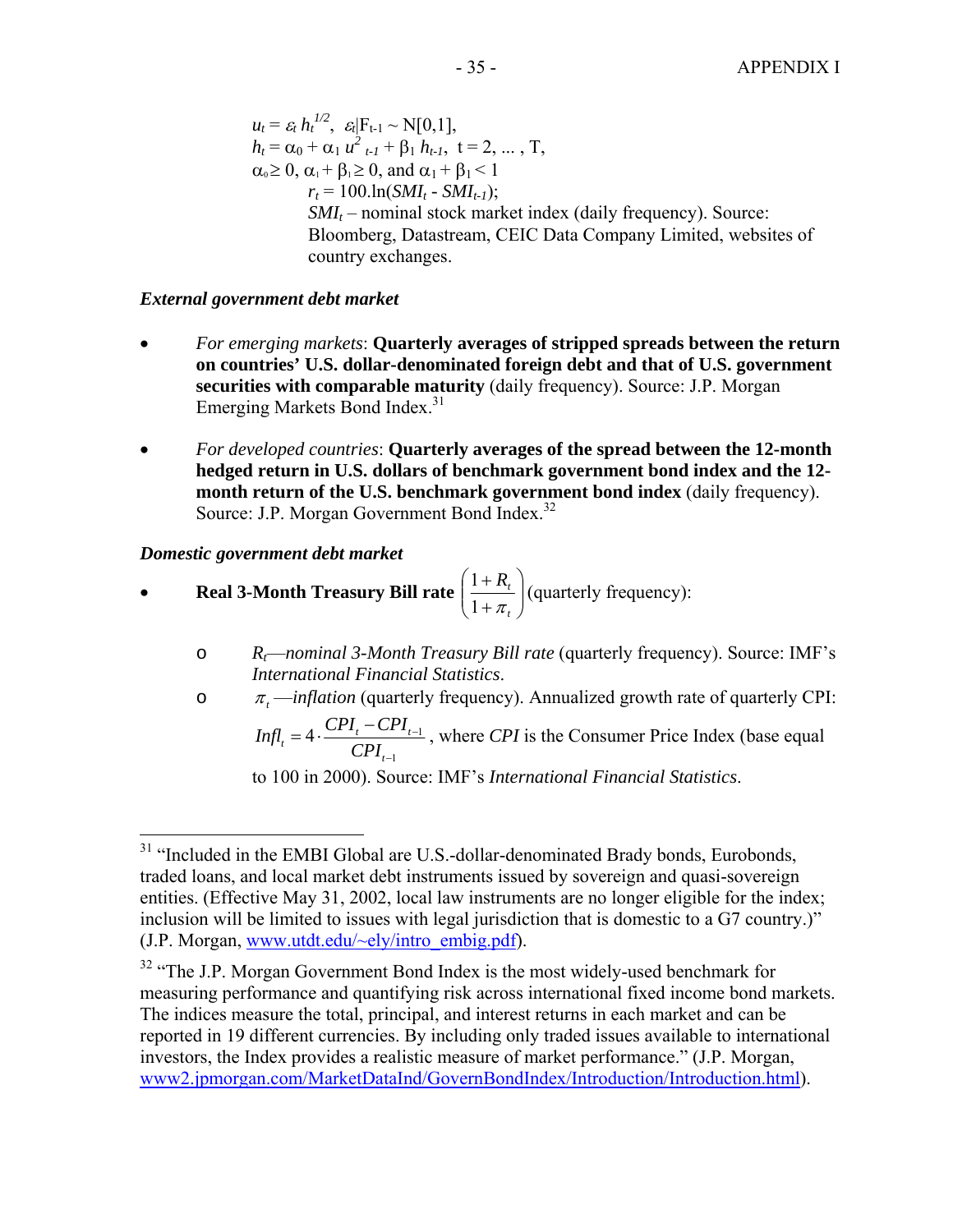$u_t = \varepsilon_t h_t^{1/2}$, $\varepsilon_t|F_{t-1} \sim N[0,1]$,
$h_t = \alpha_0 + \alpha_1 u^2_{t-1} + \beta_1 h_{t-1}$, t = 2, ... , T,
$\alpha_0 \geq 0$, $\alpha_1 + \beta_1 \geq 0$, and $\alpha_1 + \beta_1 < 1$

$r_t = 100.\ln(SMI_t - SMI_{t-1})$;
$SMI_t$ – nominal stock market index (daily frequency). Source: Bloomberg, Datastream, CEIC Data Company Limited, websites of country exchanges.

***External government debt market***

- *For emerging markets*: **Quarterly averages of stripped spreads between the return on countries' U.S. dollar-denominated foreign debt and that of U.S. government securities with comparable maturity** (daily frequency). Source: J.P. Morgan Emerging Markets Bond Index.[31]

- *For developed countries*: **Quarterly averages of the spread between the 12-month hedged return in U.S. dollars of benchmark government bond index and the 12-month return of the U.S. benchmark government bond index** (daily frequency). Source: J.P. Morgan Government Bond Index.[32]

***Domestic government debt market***

- **Real 3-Month Treasury Bill rate** $\left(\frac{1+R_t}{1+\pi_t}\right)$ (quarterly frequency):
  - $R_t$—*nominal 3-Month Treasury Bill rate* (quarterly frequency). Source: IMF's *International Financial Statistics*.
  - $\pi_t$ —*inflation* (quarterly frequency). Annualized growth rate of quarterly CPI: $Infl_t = 4 \cdot \frac{CPI_t - CPI_{t-1}}{CPI_{t-1}}$, where *CPI* is the Consumer Price Index (base equal to 100 in 2000). Source: IMF's *International Financial Statistics*.

---

[31] "Included in the EMBI Global are U.S.-dollar-denominated Brady bonds, Eurobonds, traded loans, and local market debt instruments issued by sovereign and quasi-sovereign entities. (Effective May 31, 2002, local law instruments are no longer eligible for the index; inclusion will be limited to issues with legal jurisdiction that is domestic to a G7 country.)" (J.P. Morgan, www.utdt.edu/~ely/intro_embig.pdf).

[32] "The J.P. Morgan Government Bond Index is the most widely-used benchmark for measuring performance and quantifying risk across international fixed income bond markets. The indices measure the total, principal, and interest returns in each market and can be reported in 19 different currencies. By including only traded issues available to international investors, the Index provides a realistic measure of market performance." (J.P. Morgan, www2.jpmorgan.com/MarketDataInd/GovernBondIndex/Introduction/Introduction.html).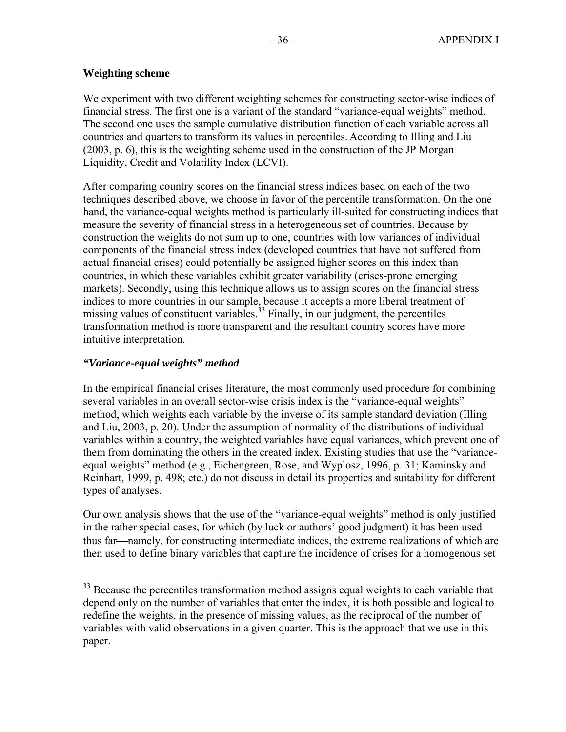**Weighting scheme**

We experiment with two different weighting schemes for constructing sector-wise indices of financial stress. The first one is a variant of the standard "variance-equal weights" method. The second one uses the sample cumulative distribution function of each variable across all countries and quarters to transform its values in percentiles. According to Illing and Liu (2003, p. 6), this is the weighting scheme used in the construction of the JP Morgan Liquidity, Credit and Volatility Index (LCVI).

After comparing country scores on the financial stress indices based on each of the two techniques described above, we choose in favor of the percentile transformation. On the one hand, the variance-equal weights method is particularly ill-suited for constructing indices that measure the severity of financial stress in a heterogeneous set of countries. Because by construction the weights do not sum up to one, countries with low variances of individual components of the financial stress index (developed countries that have not suffered from actual financial crises) could potentially be assigned higher scores on this index than countries, in which these variables exhibit greater variability (crises-prone emerging markets). Secondly, using this technique allows us to assign scores on the financial stress indices to more countries in our sample, because it accepts a more liberal treatment of missing values of constituent variables.[33] Finally, in our judgment, the percentiles transformation method is more transparent and the resultant country scores have more intuitive interpretation.

***"Variance-equal weights" method***

In the empirical financial crises literature, the most commonly used procedure for combining several variables in an overall sector-wise crisis index is the "variance-equal weights" method, which weights each variable by the inverse of its sample standard deviation (Illing and Liu, 2003, p. 20). Under the assumption of normality of the distributions of individual variables within a country, the weighted variables have equal variances, which prevent one of them from dominating the others in the created index. Existing studies that use the "variance-equal weights" method (e.g., Eichengreen, Rose, and Wyplosz, 1996, p. 31; Kaminsky and Reinhart, 1999, p. 498; etc.) do not discuss in detail its properties and suitability for different types of analyses.

Our own analysis shows that the use of the "variance-equal weights" method is only justified in the rather special cases, for which (by luck or authors' good judgment) it has been used thus far—namely, for constructing intermediate indices, the extreme realizations of which are then used to define binary variables that capture the incidence of crises for a homogenous set

---

[33] Because the percentiles transformation method assigns equal weights to each variable that depend only on the number of variables that enter the index, it is both possible and logical to redefine the weights, in the presence of missing values, as the reciprocal of the number of variables with valid observations in a given quarter. This is the approach that we use in this paper.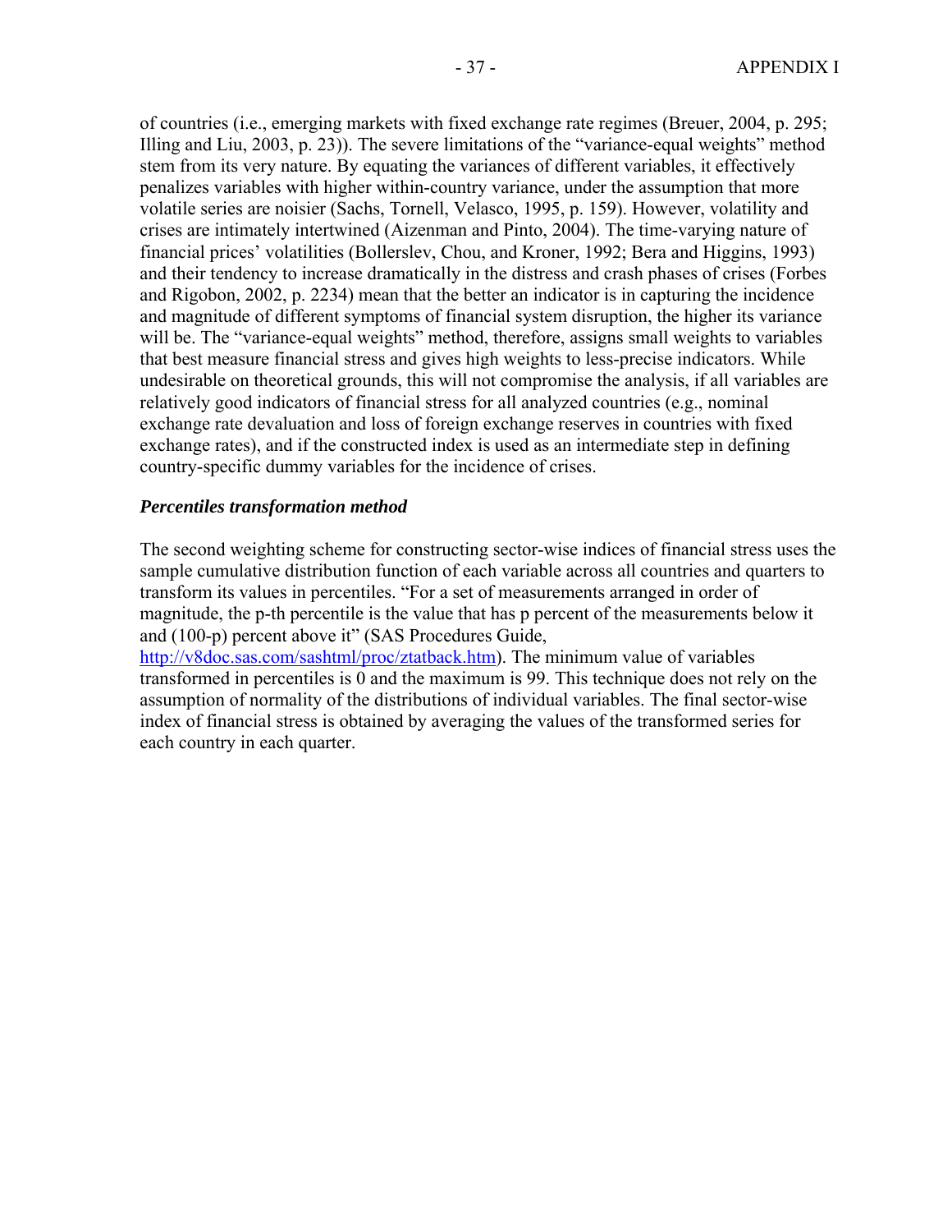of countries (i.e., emerging markets with fixed exchange rate regimes (Breuer, 2004, p. 295; Illing and Liu, 2003, p. 23)). The severe limitations of the "variance-equal weights" method stem from its very nature. By equating the variances of different variables, it effectively penalizes variables with higher within-country variance, under the assumption that more volatile series are noisier (Sachs, Tornell, Velasco, 1995, p. 159). However, volatility and crises are intimately intertwined (Aizenman and Pinto, 2004). The time-varying nature of financial prices' volatilities (Bollerslev, Chou, and Kroner, 1992; Bera and Higgins, 1993) and their tendency to increase dramatically in the distress and crash phases of crises (Forbes and Rigobon, 2002, p. 2234) mean that the better an indicator is in capturing the incidence and magnitude of different symptoms of financial system disruption, the higher its variance will be. The "variance-equal weights" method, therefore, assigns small weights to variables that best measure financial stress and gives high weights to less-precise indicators. While undesirable on theoretical grounds, this will not compromise the analysis, if all variables are relatively good indicators of financial stress for all analyzed countries (e.g., nominal exchange rate devaluation and loss of foreign exchange reserves in countries with fixed exchange rates), and if the constructed index is used as an intermediate step in defining country-specific dummy variables for the incidence of crises.

***Percentiles transformation method***

The second weighting scheme for constructing sector-wise indices of financial stress uses the sample cumulative distribution function of each variable across all countries and quarters to transform its values in percentiles. "For a set of measurements arranged in order of magnitude, the p-th percentile is the value that has p percent of the measurements below it and (100-p) percent above it" (SAS Procedures Guide, http://v8doc.sas.com/sashtml/proc/ztatback.htm). The minimum value of variables transformed in percentiles is 0 and the maximum is 99. This technique does not rely on the assumption of normality of the distributions of individual variables. The final sector-wise index of financial stress is obtained by averaging the values of the transformed series for each country in each quarter.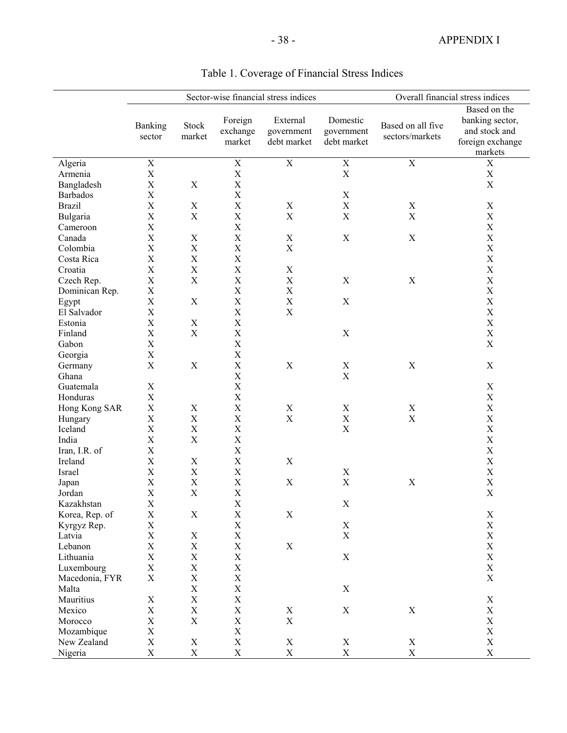Table 1. Coverage of Financial Stress Indices

| | Sector-wise financial stress indices | | | | | Overall financial stress indices | |
|---|---|---|---|---|---|---|---|
| | Banking sector | Stock market | Foreign exchange market | External government debt market | Domestic government debt market | Based on all five sectors/markets | Based on the banking sector, and stock and foreign exchange markets |
| Algeria | X | | X | X | X | X | X |
| Armenia | X | | X | | X | | X |
| Bangladesh | X | X | X | | | | X |
| Barbados | X | | X | | X | | |
| Brazil | X | X | X | X | X | X | X |
| Bulgaria | X | X | X | X | X | X | X |
| Cameroon | X | | X | | | | X |
| Canada | X | X | X | X | X | X | X |
| Colombia | X | X | X | X | | | X |
| Costa Rica | X | X | X | | | | X |
| Croatia | X | X | X | X | | | X |
| Czech Rep. | X | X | X | X | X | X | X |
| Dominican Rep. | X | | X | X | | | X |
| Egypt | X | X | X | X | X | | X |
| El Salvador | X | | X | X | | | X |
| Estonia | X | X | X | | | | X |
| Finland | X | X | X | | X | | X |
| Gabon | X | | X | | | | X |
| Georgia | X | | X | | | | |
| Germany | X | X | X | X | X | X | X |
| Ghana | | | X | | X | | |
| Guatemala | X | | X | | | | X |
| Honduras | X | | X | | | | X |
| Hong Kong SAR | X | X | X | X | X | X | X |
| Hungary | X | X | X | X | X | X | X |
| Iceland | X | X | X | | X | | X |
| India | X | X | X | | | | X |
| Iran, I.R. of | X | | X | | | | X |
| Ireland | X | X | X | X | | | X |
| Israel | X | X | X | | X | | X |
| Japan | X | X | X | X | X | X | X |
| Jordan | X | X | X | | | | X |
| Kazakhstan | X | | X | | X | | |
| Korea, Rep. of | X | X | X | X | | | X |
| Kyrgyz Rep. | X | | X | | X | | X |
| Latvia | X | X | X | | X | | X |
| Lebanon | X | X | X | X | | | X |
| Lithuania | X | X | X | | X | | X |
| Luxembourg | X | X | X | | | | X |
| Macedonia, FYR | X | X | X | | | | X |
| Malta | | X | X | | X | | |
| Mauritius | X | X | X | | | | X |
| Mexico | X | X | X | X | X | X | X |
| Morocco | X | X | X | X | | | X |
| Mozambique | X | | X | | | | X |
| New Zealand | X | X | X | X | X | X | X |
| Nigeria | X | X | X | X | X | X | X |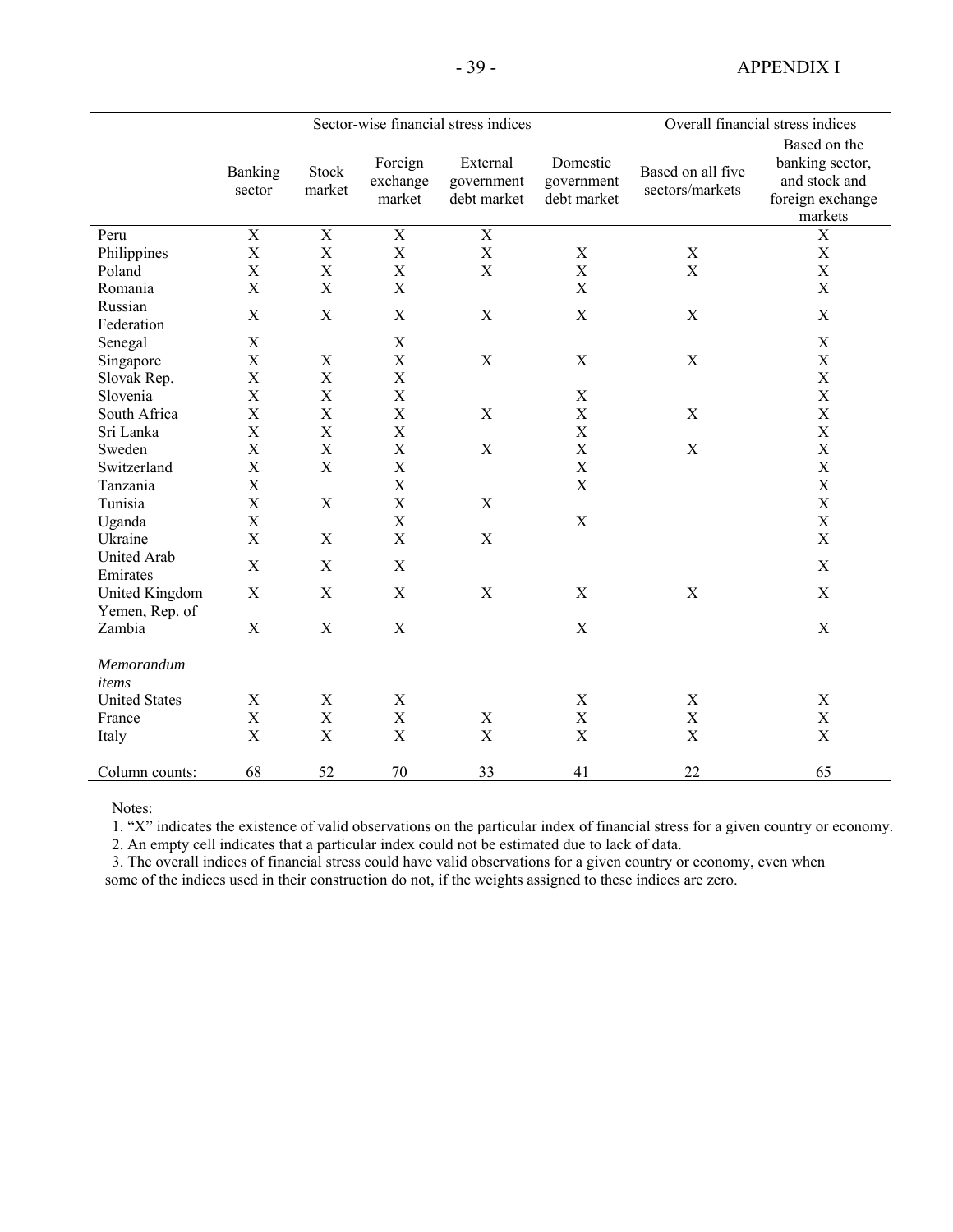| | Sector-wise financial stress indices | | | | | Overall financial stress indices | |
|---|---|---|---|---|---|---|---|
| | Banking sector | Stock market | Foreign exchange market | External government debt market | Domestic government debt market | Based on all five sectors/markets | Based on the banking sector, and stock and foreign exchange markets |
| Peru | X | X | X | X | | | X |
| Philippines | X | X | X | X | X | X | X |
| Poland | X | X | X | X | X | X | X |
| Romania | X | X | X | | X | | X |
| Russian Federation | X | X | X | X | X | X | X |
| Senegal | X | | X | | | | X |
| Singapore | X | X | X | X | X | X | X |
| Slovak Rep. | X | X | X | | | | X |
| Slovenia | X | X | X | | X | | X |
| South Africa | X | X | X | X | X | X | X |
| Sri Lanka | X | X | X | | X | | X |
| Sweden | X | X | X | X | X | X | X |
| Switzerland | X | X | X | | X | | X |
| Tanzania | X | | X | | X | | X |
| Tunisia | X | X | X | X | | | X |
| Uganda | X | | X | | X | | X |
| Ukraine | X | X | X | X | | | X |
| United Arab Emirates | X | X | X | | | | X |
| United Kingdom | X | X | X | X | X | X | X |
| Yemen, Rep. of | | | | | | | |
| Zambia | X | X | X | | X | | X |
| *Memorandum items* | | | | | | | |
| United States | X | X | X | | X | X | X |
| France | X | X | X | X | X | X | X |
| Italy | X | X | X | X | X | X | X |
| Column counts: | 68 | 52 | 70 | 33 | 41 | 22 | 65 |

Notes:

1. "X" indicates the existence of valid observations on the particular index of financial stress for a given country or economy.
2. An empty cell indicates that a particular index could not be estimated due to lack of data.
3. The overall indices of financial stress could have valid observations for a given country or economy, even when some of the indices used in their construction do not, if the weights assigned to these indices are zero.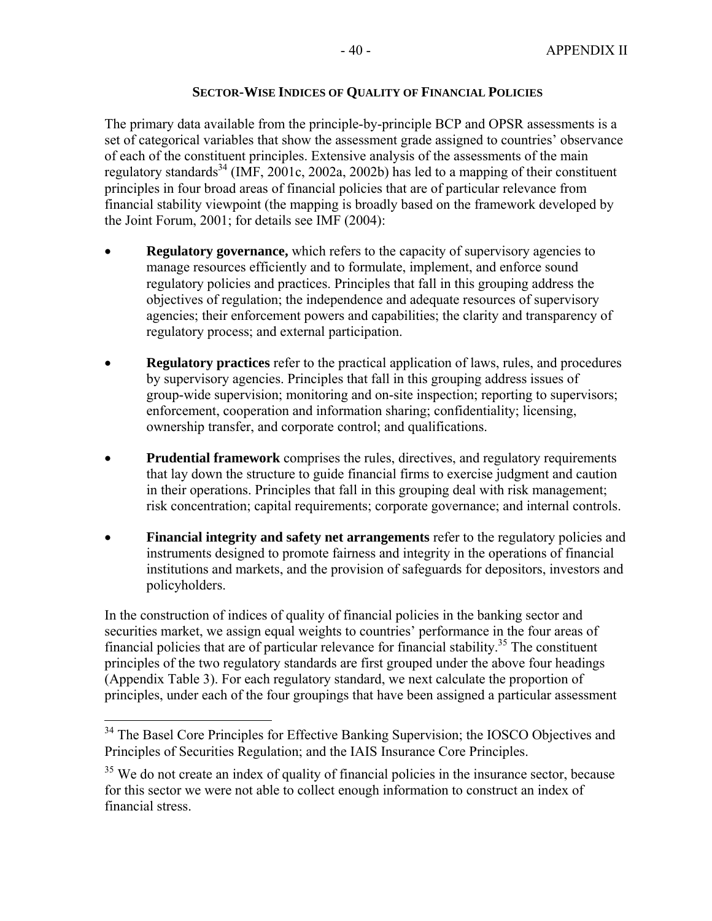## Sector-Wise Indices of Quality of Financial Policies

The primary data available from the principle-by-principle BCP and OPSR assessments is a set of categorical variables that show the assessment grade assigned to countries' observance of each of the constituent principles. Extensive analysis of the assessments of the main regulatory standards[34] (IMF, 2001c, 2002a, 2002b) has led to a mapping of their constituent principles in four broad areas of financial policies that are of particular relevance from financial stability viewpoint (the mapping is broadly based on the framework developed by the Joint Forum, 2001; for details see IMF (2004):

- **Regulatory governance,** which refers to the capacity of supervisory agencies to manage resources efficiently and to formulate, implement, and enforce sound regulatory policies and practices. Principles that fall in this grouping address the objectives of regulation; the independence and adequate resources of supervisory agencies; their enforcement powers and capabilities; the clarity and transparency of regulatory process; and external participation.
- **Regulatory practices** refer to the practical application of laws, rules, and procedures by supervisory agencies. Principles that fall in this grouping address issues of group-wide supervision; monitoring and on-site inspection; reporting to supervisors; enforcement, cooperation and information sharing; confidentiality; licensing, ownership transfer, and corporate control; and qualifications.
- **Prudential framework** comprises the rules, directives, and regulatory requirements that lay down the structure to guide financial firms to exercise judgment and caution in their operations. Principles that fall in this grouping deal with risk management; risk concentration; capital requirements; corporate governance; and internal controls.
- **Financial integrity and safety net arrangements** refer to the regulatory policies and instruments designed to promote fairness and integrity in the operations of financial institutions and markets, and the provision of safeguards for depositors, investors and policyholders.

In the construction of indices of quality of financial policies in the banking sector and securities market, we assign equal weights to countries' performance in the four areas of financial policies that are of particular relevance for financial stability.[35] The constituent principles of the two regulatory standards are first grouped under the above four headings (Appendix Table 3). For each regulatory standard, we next calculate the proportion of principles, under each of the four groupings that have been assigned a particular assessment

---

[34] The Basel Core Principles for Effective Banking Supervision; the IOSCO Objectives and Principles of Securities Regulation; and the IAIS Insurance Core Principles.

[35] We do not create an index of quality of financial policies in the insurance sector, because for this sector we were not able to collect enough information to construct an index of financial stress.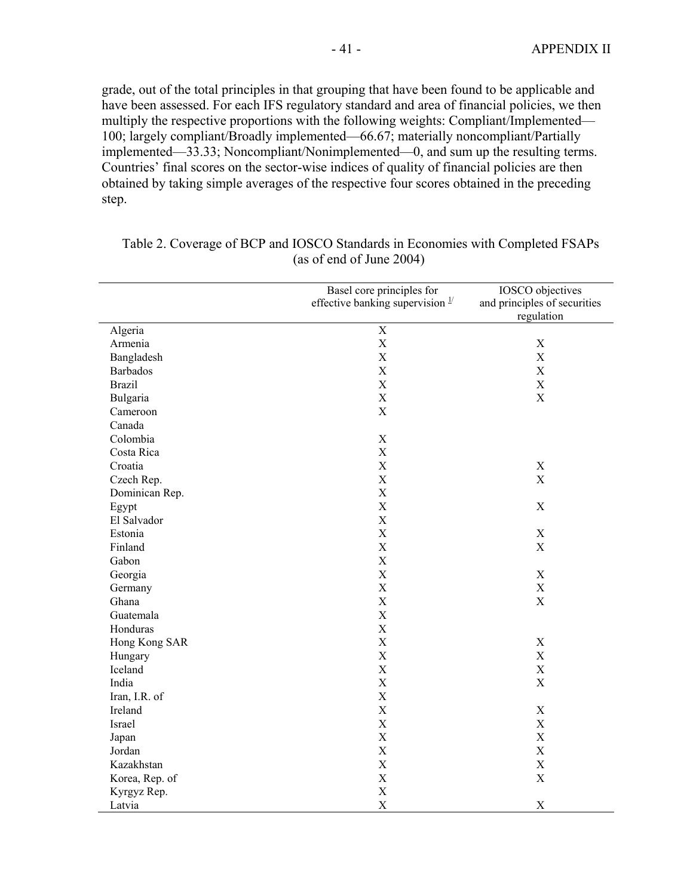grade, out of the total principles in that grouping that have been found to be applicable and have been assessed. For each IFS regulatory standard and area of financial policies, we then multiply the respective proportions with the following weights: Compliant/Implemented—100; largely compliant/Broadly implemented—66.67; materially noncompliant/Partially implemented—33.33; Noncompliant/Nonimplemented—0, and sum up the resulting terms. Countries' final scores on the sector-wise indices of quality of financial policies are then obtained by taking simple averages of the respective four scores obtained in the preceding step.

Table 2. Coverage of BCP and IOSCO Standards in Economies with Completed FSAPs (as of end of June 2004)

| | Basel core principles for effective banking supervision [1/] | IOSCO objectives and principles of securities regulation |
|---|---|---|
| Algeria | X | |
| Armenia | X | X |
| Bangladesh | X | X |
| Barbados | X | X |
| Brazil | X | X |
| Bulgaria | X | X |
| Cameroon | X | |
| Canada | | |
| Colombia | X | |
| Costa Rica | X | |
| Croatia | X | X |
| Czech Rep. | X | X |
| Dominican Rep. | X | |
| Egypt | X | X |
| El Salvador | X | |
| Estonia | X | X |
| Finland | X | X |
| Gabon | X | |
| Georgia | X | X |
| Germany | X | X |
| Ghana | X | X |
| Guatemala | X | |
| Honduras | X | |
| Hong Kong SAR | X | X |
| Hungary | X | X |
| Iceland | X | X |
| India | X | X |
| Iran, I.R. of | X | |
| Ireland | X | X |
| Israel | X | X |
| Japan | X | X |
| Jordan | X | X |
| Kazakhstan | X | X |
| Korea, Rep. of | X | X |
| Kyrgyz Rep. | X | |
| Latvia | X | X |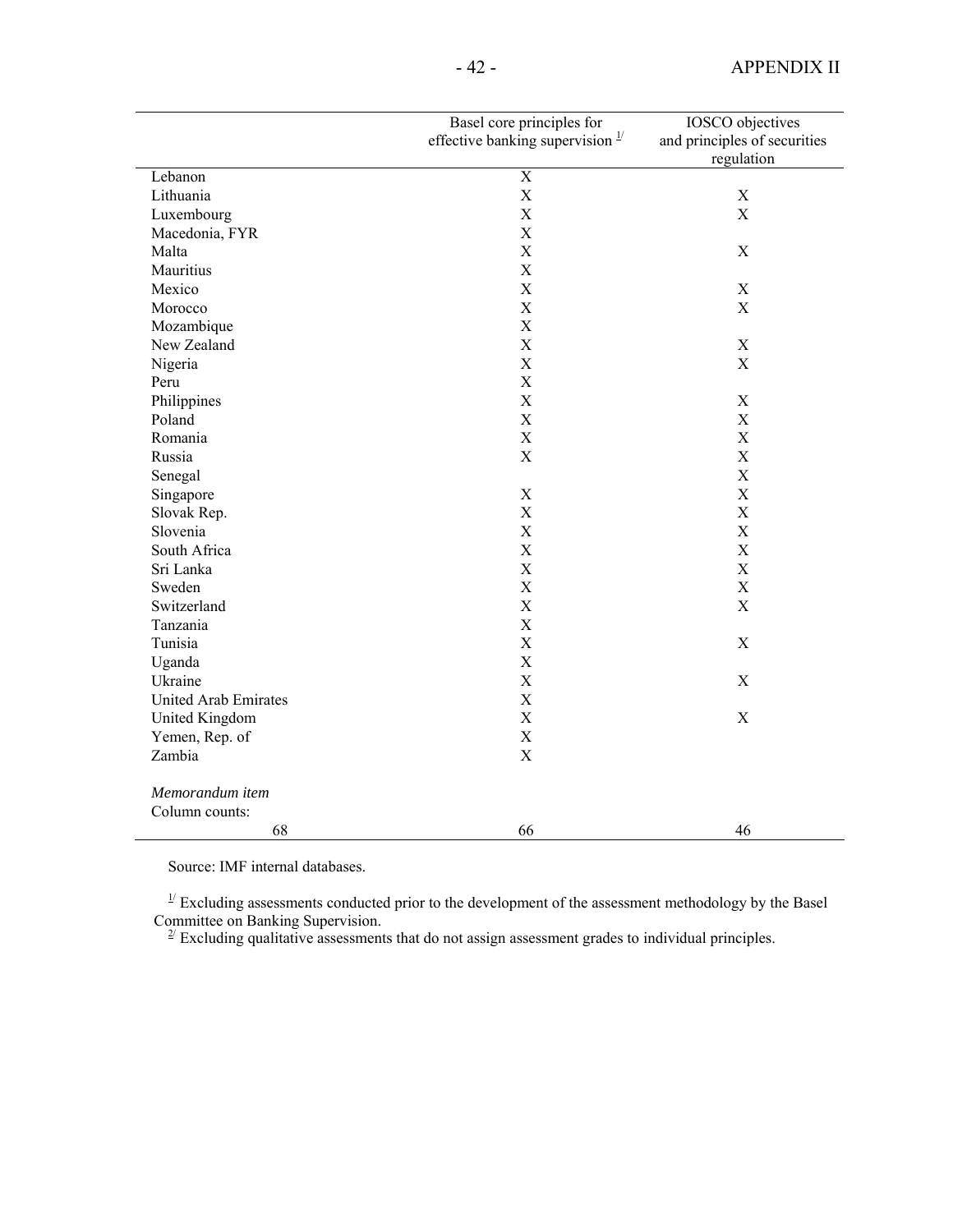| | Basel core principles for effective banking supervision [1/] | IOSCO objectives and principles of securities regulation |
|---|---|---|
| Lebanon | X | |
| Lithuania | X | X |
| Luxembourg | X | X |
| Macedonia, FYR | X | |
| Malta | X | X |
| Mauritius | X | |
| Mexico | X | X |
| Morocco | X | X |
| Mozambique | X | |
| New Zealand | X | X |
| Nigeria | X | X |
| Peru | X | |
| Philippines | X | X |
| Poland | X | X |
| Romania | X | X |
| Russia | X | X |
| Senegal | | X |
| Singapore | X | X |
| Slovak Rep. | X | X |
| Slovenia | X | X |
| South Africa | X | X |
| Sri Lanka | X | X |
| Sweden | X | X |
| Switzerland | X | X |
| Tanzania | X | |
| Tunisia | X | X |
| Uganda | X | |
| Ukraine | X | X |
| United Arab Emirates | X | |
| United Kingdom | X | X |
| Yemen, Rep. of | X | |
| Zambia | X | |
| *Memorandum item* | | |
| Column counts: | | |
| 68 | 66 | 46 |

Source: IMF internal databases.

[1/] Excluding assessments conducted prior to the development of the assessment methodology by the Basel Committee on Banking Supervision.
[2/] Excluding qualitative assessments that do not assign assessment grades to individual principles.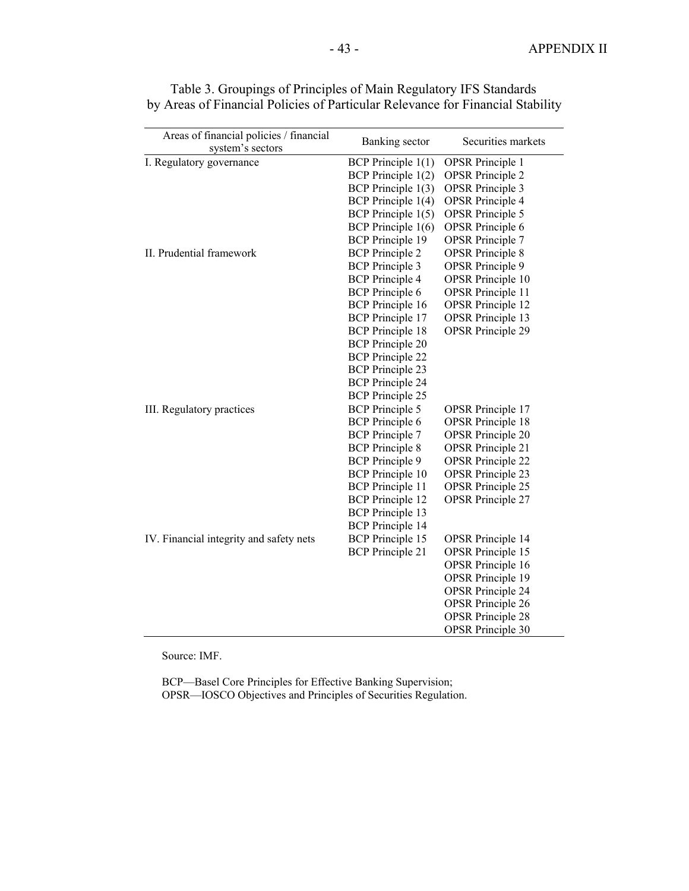Table 3. Groupings of Principles of Main Regulatory IFS Standards by Areas of Financial Policies of Particular Relevance for Financial Stability

| Areas of financial policies / financial system's sectors | Banking sector | Securities markets |
|---|---|---|
| I. Regulatory governance | BCP Principle 1(1) | OPSR Principle 1 |
| | BCP Principle 1(2) | OPSR Principle 2 |
| | BCP Principle 1(3) | OPSR Principle 3 |
| | BCP Principle 1(4) | OPSR Principle 4 |
| | BCP Principle 1(5) | OPSR Principle 5 |
| | BCP Principle 1(6) | OPSR Principle 6 |
| | BCP Principle 19 | OPSR Principle 7 |
| II. Prudential framework | BCP Principle 2 | OPSR Principle 8 |
| | BCP Principle 3 | OPSR Principle 9 |
| | BCP Principle 4 | OPSR Principle 10 |
| | BCP Principle 6 | OPSR Principle 11 |
| | BCP Principle 16 | OPSR Principle 12 |
| | BCP Principle 17 | OPSR Principle 13 |
| | BCP Principle 18 | OPSR Principle 29 |
| | BCP Principle 20 | |
| | BCP Principle 22 | |
| | BCP Principle 23 | |
| | BCP Principle 24 | |
| | BCP Principle 25 | |
| III. Regulatory practices | BCP Principle 5 | OPSR Principle 17 |
| | BCP Principle 6 | OPSR Principle 18 |
| | BCP Principle 7 | OPSR Principle 20 |
| | BCP Principle 8 | OPSR Principle 21 |
| | BCP Principle 9 | OPSR Principle 22 |
| | BCP Principle 10 | OPSR Principle 23 |
| | BCP Principle 11 | OPSR Principle 25 |
| | BCP Principle 12 | OPSR Principle 27 |
| | BCP Principle 13 | |
| | BCP Principle 14 | |
| IV. Financial integrity and safety nets | BCP Principle 15 | OPSR Principle 14 |
| | BCP Principle 21 | OPSR Principle 15 |
| | | OPSR Principle 16 |
| | | OPSR Principle 19 |
| | | OPSR Principle 24 |
| | | OPSR Principle 26 |
| | | OPSR Principle 28 |
| | | OPSR Principle 30 |

Source: IMF.

BCP—Basel Core Principles for Effective Banking Supervision;
OPSR—IOSCO Objectives and Principles of Securities Regulation.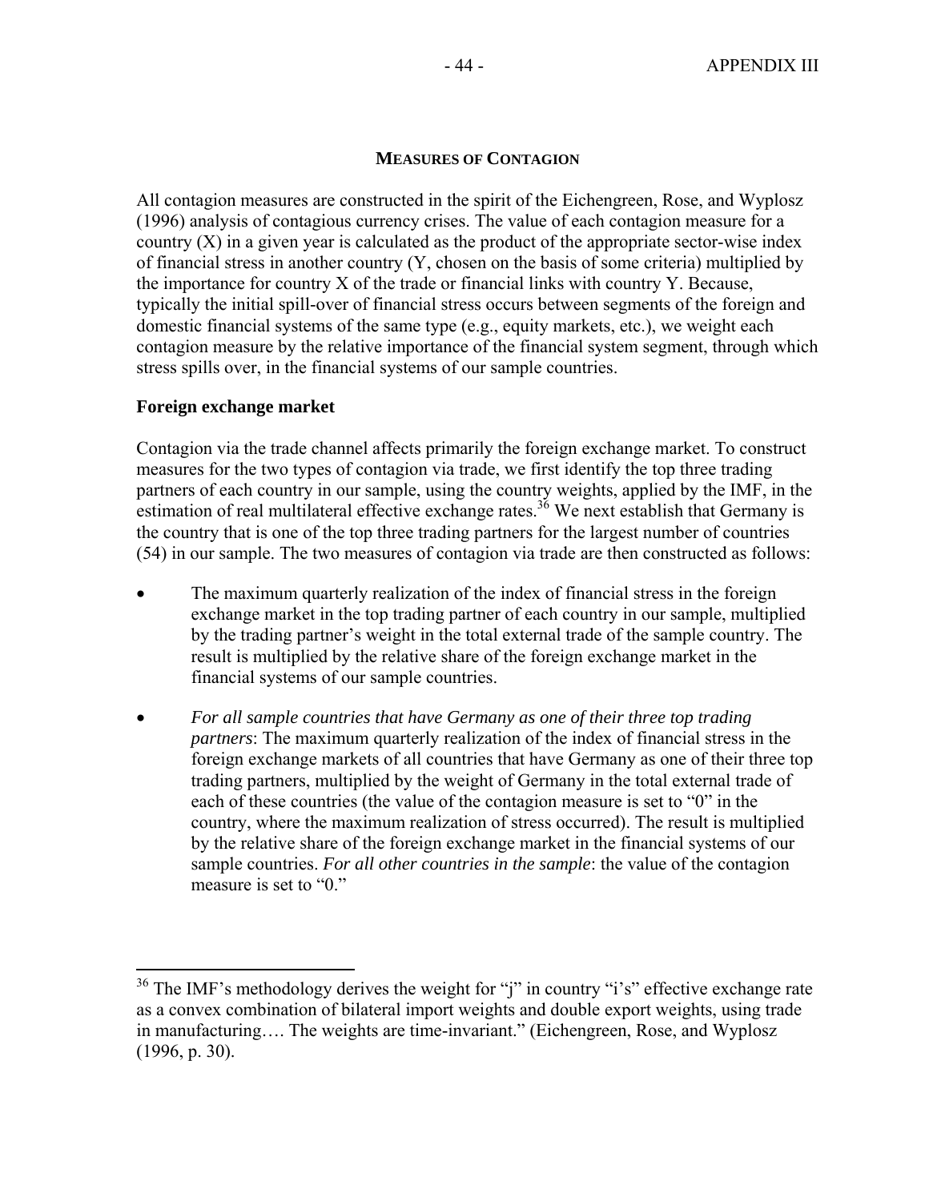## MEASURES OF CONTAGION

All contagion measures are constructed in the spirit of the Eichengreen, Rose, and Wyplosz (1996) analysis of contagious currency crises. The value of each contagion measure for a country (X) in a given year is calculated as the product of the appropriate sector-wise index of financial stress in another country (Y, chosen on the basis of some criteria) multiplied by the importance for country X of the trade or financial links with country Y. Because, typically the initial spill-over of financial stress occurs between segments of the foreign and domestic financial systems of the same type (e.g., equity markets, etc.), we weight each contagion measure by the relative importance of the financial system segment, through which stress spills over, in the financial systems of our sample countries.

### Foreign exchange market

Contagion via the trade channel affects primarily the foreign exchange market. To construct measures for the two types of contagion via trade, we first identify the top three trading partners of each country in our sample, using the country weights, applied by the IMF, in the estimation of real multilateral effective exchange rates.[36] We next establish that Germany is the country that is one of the top three trading partners for the largest number of countries (54) in our sample. The two measures of contagion via trade are then constructed as follows:

- The maximum quarterly realization of the index of financial stress in the foreign exchange market in the top trading partner of each country in our sample, multiplied by the trading partner's weight in the total external trade of the sample country. The result is multiplied by the relative share of the foreign exchange market in the financial systems of our sample countries.
- *For all sample countries that have Germany as one of their three top trading partners*: The maximum quarterly realization of the index of financial stress in the foreign exchange markets of all countries that have Germany as one of their three top trading partners, multiplied by the weight of Germany in the total external trade of each of these countries (the value of the contagion measure is set to "0" in the country, where the maximum realization of stress occurred). The result is multiplied by the relative share of the foreign exchange market in the financial systems of our sample countries. *For all other countries in the sample*: the value of the contagion measure is set to "0."

---

[36] The IMF's methodology derives the weight for "j" in country "i's" effective exchange rate as a convex combination of bilateral import weights and double export weights, using trade in manufacturing…. The weights are time-invariant." (Eichengreen, Rose, and Wyplosz (1996, p. 30).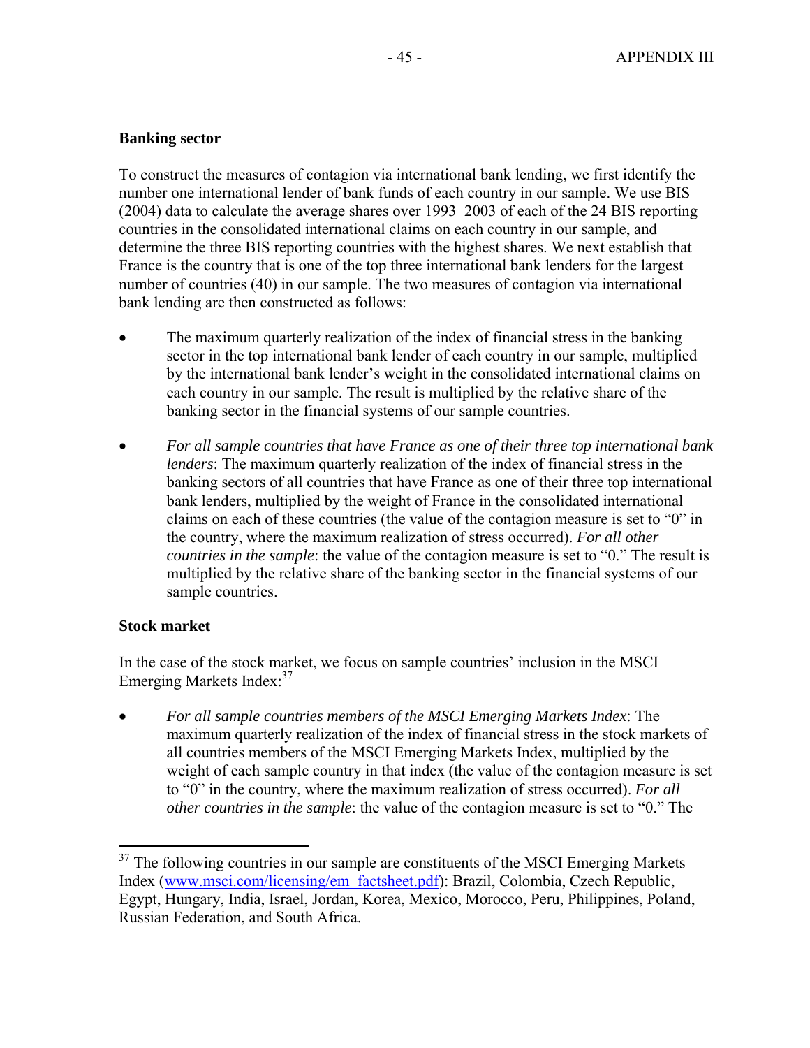### Banking sector

To construct the measures of contagion via international bank lending, we first identify the number one international lender of bank funds of each country in our sample. We use BIS (2004) data to calculate the average shares over 1993–2003 of each of the 24 BIS reporting countries in the consolidated international claims on each country in our sample, and determine the three BIS reporting countries with the highest shares. We next establish that France is the country that is one of the top three international bank lenders for the largest number of countries (40) in our sample. The two measures of contagion via international bank lending are then constructed as follows:

- The maximum quarterly realization of the index of financial stress in the banking sector in the top international bank lender of each country in our sample, multiplied by the international bank lender's weight in the consolidated international claims on each country in our sample. The result is multiplied by the relative share of the banking sector in the financial systems of our sample countries.

- *For all sample countries that have France as one of their three top international bank lenders*: The maximum quarterly realization of the index of financial stress in the banking sectors of all countries that have France as one of their three top international bank lenders, multiplied by the weight of France in the consolidated international claims on each of these countries (the value of the contagion measure is set to "0" in the country, where the maximum realization of stress occurred). *For all other countries in the sample*: the value of the contagion measure is set to "0." The result is multiplied by the relative share of the banking sector in the financial systems of our sample countries.

### Stock market

In the case of the stock market, we focus on sample countries' inclusion in the MSCI Emerging Markets Index:[37]

- *For all sample countries members of the MSCI Emerging Markets Index*: The maximum quarterly realization of the index of financial stress in the stock markets of all countries members of the MSCI Emerging Markets Index, multiplied by the weight of each sample country in that index (the value of the contagion measure is set to "0" in the country, where the maximum realization of stress occurred). *For all other countries in the sample*: the value of the contagion measure is set to "0." The

[37] The following countries in our sample are constituents of the MSCI Emerging Markets Index (www.msci.com/licensing/em_factsheet.pdf): Brazil, Colombia, Czech Republic, Egypt, Hungary, India, Israel, Jordan, Korea, Mexico, Morocco, Peru, Philippines, Poland, Russian Federation, and South Africa.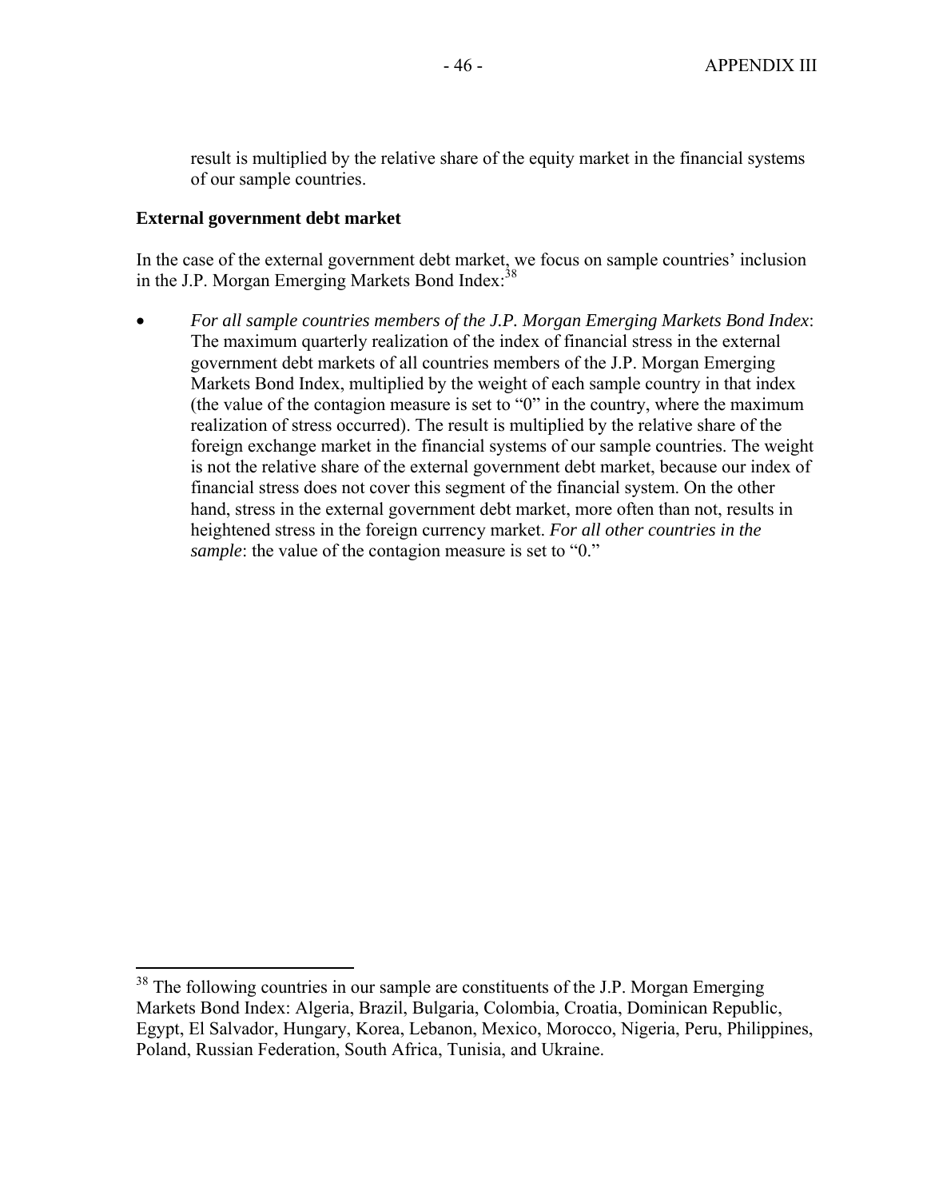result is multiplied by the relative share of the equity market in the financial systems of our sample countries.

**External government debt market**

In the case of the external government debt market, we focus on sample countries' inclusion in the J.P. Morgan Emerging Markets Bond Index:[38]

- *For all sample countries members of the J.P. Morgan Emerging Markets Bond Index*: The maximum quarterly realization of the index of financial stress in the external government debt markets of all countries members of the J.P. Morgan Emerging Markets Bond Index, multiplied by the weight of each sample country in that index (the value of the contagion measure is set to "0" in the country, where the maximum realization of stress occurred). The result is multiplied by the relative share of the foreign exchange market in the financial systems of our sample countries. The weight is not the relative share of the external government debt market, because our index of financial stress does not cover this segment of the financial system. On the other hand, stress in the external government debt market, more often than not, results in heightened stress in the foreign currency market. *For all other countries in the sample*: the value of the contagion measure is set to "0."

[38] The following countries in our sample are constituents of the J.P. Morgan Emerging Markets Bond Index: Algeria, Brazil, Bulgaria, Colombia, Croatia, Dominican Republic, Egypt, El Salvador, Hungary, Korea, Lebanon, Mexico, Morocco, Nigeria, Peru, Philippines, Poland, Russian Federation, South Africa, Tunisia, and Ukraine.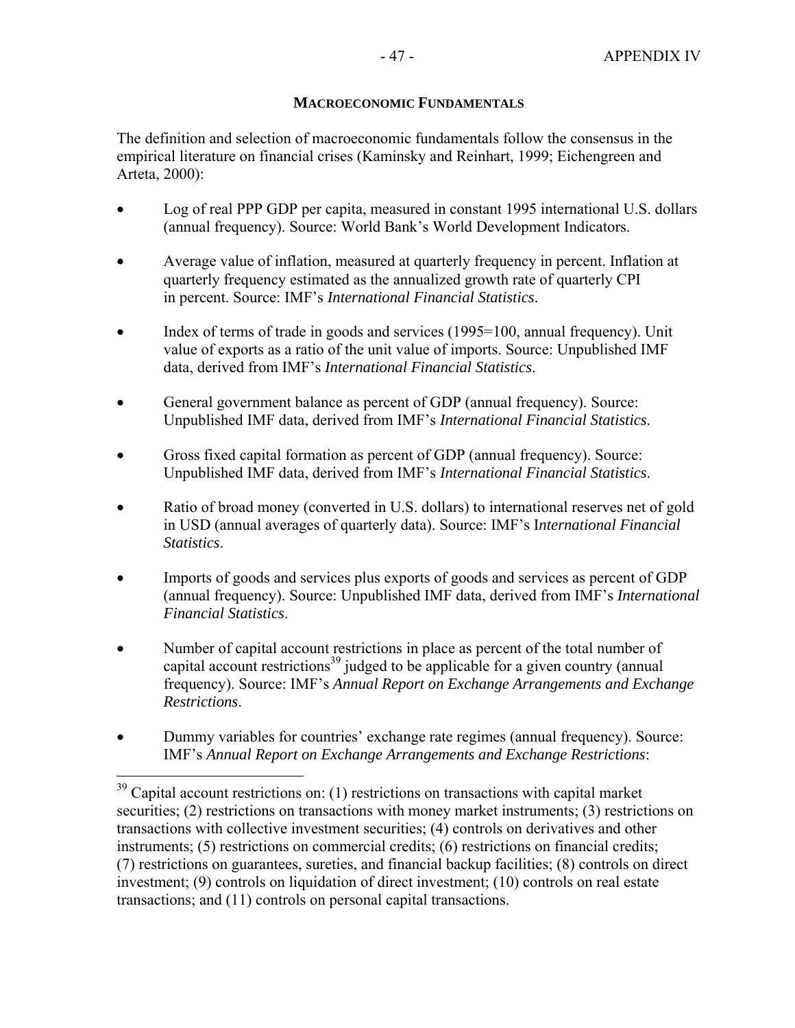## MACROECONOMIC FUNDAMENTALS

The definition and selection of macroeconomic fundamentals follow the consensus in the empirical literature on financial crises (Kaminsky and Reinhart, 1999; Eichengreen and Arteta, 2000):

- Log of real PPP GDP per capita, measured in constant 1995 international U.S. dollars (annual frequency). Source: World Bank's World Development Indicators.
- Average value of inflation, measured at quarterly frequency in percent. Inflation at quarterly frequency estimated as the annualized growth rate of quarterly CPI in percent. Source: IMF's *International Financial Statistics*.
- Index of terms of trade in goods and services (1995=100, annual frequency). Unit value of exports as a ratio of the unit value of imports. Source: Unpublished IMF data, derived from IMF's *International Financial Statistics*.
- General government balance as percent of GDP (annual frequency). Source: Unpublished IMF data, derived from IMF's *International Financial Statistics*.
- Gross fixed capital formation as percent of GDP (annual frequency). Source: Unpublished IMF data, derived from IMF's *International Financial Statistics*.
- Ratio of broad money (converted in U.S. dollars) to international reserves net of gold in USD (annual averages of quarterly data). Source: IMF's I*nternational Financial Statistics*.
- Imports of goods and services plus exports of goods and services as percent of GDP (annual frequency). Source: Unpublished IMF data, derived from IMF's *International Financial Statistics*.
- Number of capital account restrictions in place as percent of the total number of capital account restrictions[39] judged to be applicable for a given country (annual frequency). Source: IMF's *Annual Report on Exchange Arrangements and Exchange Restrictions*.
- Dummy variables for countries' exchange rate regimes (annual frequency). Source: IMF's *Annual Report on Exchange Arrangements and Exchange Restrictions*:

[39] Capital account restrictions on: (1) restrictions on transactions with capital market securities; (2) restrictions on transactions with money market instruments; (3) restrictions on transactions with collective investment securities; (4) controls on derivatives and other instruments; (5) restrictions on commercial credits; (6) restrictions on financial credits; (7) restrictions on guarantees, sureties, and financial backup facilities; (8) controls on direct investment; (9) controls on liquidation of direct investment; (10) controls on real estate transactions; and (11) controls on personal capital transactions.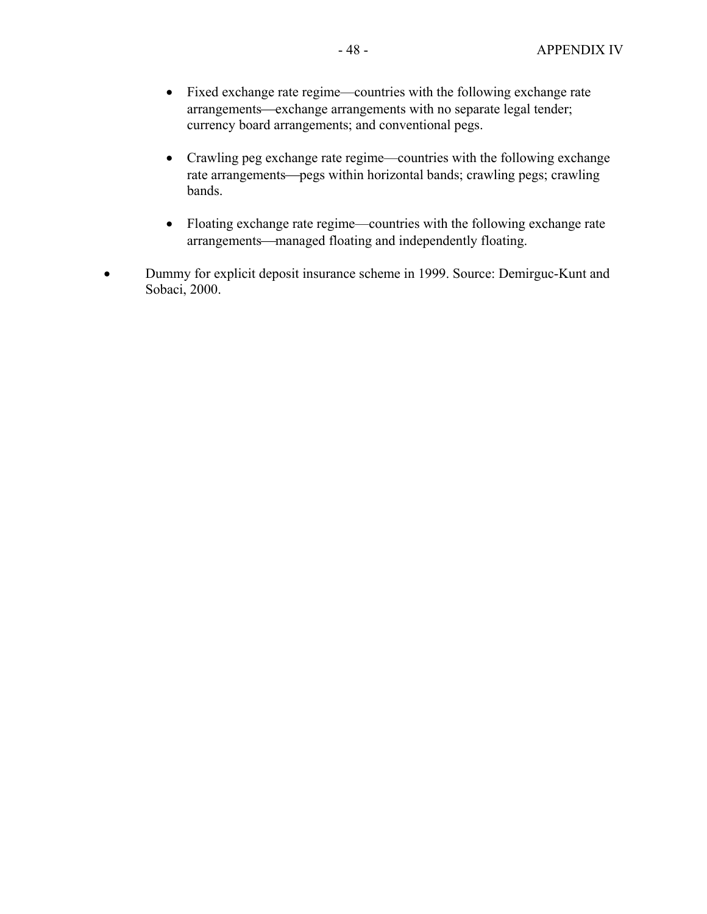- Fixed exchange rate regime—countries with the following exchange rate arrangements—exchange arrangements with no separate legal tender; currency board arrangements; and conventional pegs.

- Crawling peg exchange rate regime—countries with the following exchange rate arrangements—pegs within horizontal bands; crawling pegs; crawling bands.

- Floating exchange rate regime—countries with the following exchange rate arrangements—managed floating and independently floating.

- Dummy for explicit deposit insurance scheme in 1999. Source: Demirguc-Kunt and Sobaci, 2000.